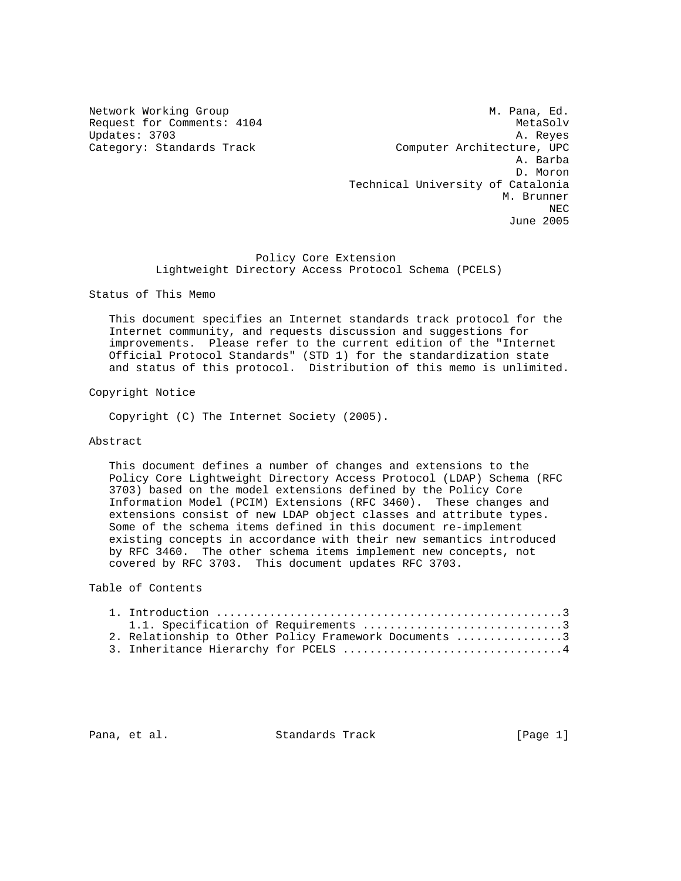Network Working Group M. Pana, Ed.
Request for Comments: 4104 MetaSolv
Updates: 3703 A. Reyes
Category: Standards Track Computer Architecture, UPC
A. Barba
D. Moron
Technical University of Catalonia
M. Brunner
NEC
June 2005

# Policy Core Extension
# Lightweight Directory Access Protocol Schema (PCELS)

## Status of This Memo

This document specifies an Internet standards track protocol for the Internet community, and requests discussion and suggestions for improvements. Please refer to the current edition of the "Internet Official Protocol Standards" (STD 1) for the standardization state and status of this protocol. Distribution of this memo is unlimited.

## Copyright Notice

Copyright (C) The Internet Society (2005).

## Abstract

This document defines a number of changes and extensions to the Policy Core Lightweight Directory Access Protocol (LDAP) Schema (RFC 3703) based on the model extensions defined by the Policy Core Information Model (PCIM) Extensions (RFC 3460). These changes and extensions consist of new LDAP object classes and attribute types. Some of the schema items defined in this document re-implement existing concepts in accordance with their new semantics introduced by RFC 3460. The other schema items implement new concepts, not covered by RFC 3703. This document updates RFC 3703.

## Table of Contents

1. Introduction ....................................................3
   1.1. Specification of Requirements .............................3
2. Relationship to Other Policy Framework Documents ................3
3. Inheritance Hierarchy for PCELS .................................4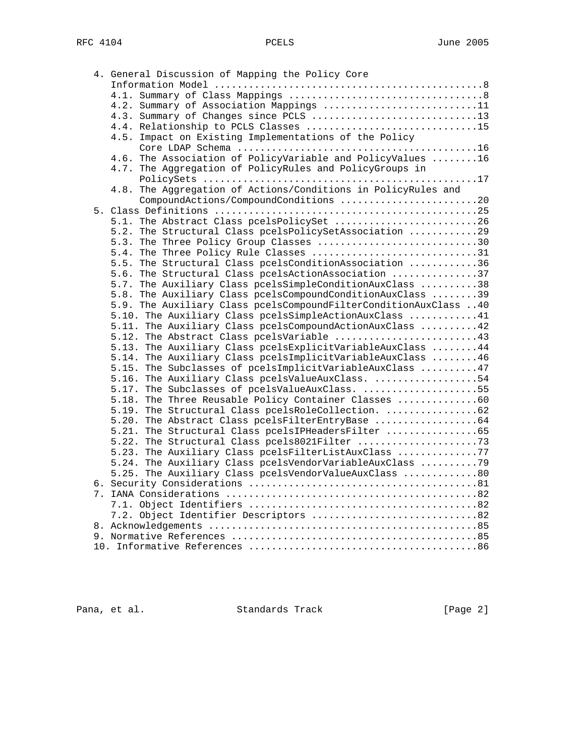```
   4. General Discussion of Mapping the Policy Core
      Information Model ..............................................8
      4.1. Summary of Class Mappings .................................8
      4.2. Summary of Association Mappings ..........................11
      4.3. Summary of Changes since PCLS ............................13
      4.4. Relationship to PCLS Classes .............................15
      4.5. Impact on Existing Implementations of the Policy
           Core LDAP Schema .........................................16
      4.6. The Association of PolicyVariable and PolicyValues ........16
      4.7. The Aggregation of PolicyRules and PolicyGroups in
           PolicySets ...............................................17
      4.8. The Aggregation of Actions/Conditions in PolicyRules and
           CompoundActions/CompoundConditions .......................20
   5. Class Definitions .............................................25
      5.1. The Abstract Class pcelsPolicySet ........................26
      5.2. The Structural Class pcelsPolicySetAssociation ...........29
      5.3. The Three Policy Group Classes ...........................30
      5.4. The Three Policy Rule Classes ............................31
      5.5. The Structural Class pcelsConditionAssociation ...........36
      5.6. The Structural Class pcelsActionAssociation ..............37
      5.7. The Auxiliary Class pcelsSimpleConditionAuxClass ..........38
      5.8. The Auxiliary Class pcelsCompoundConditionAuxClass ........39
      5.9. The Auxiliary Class pcelsCompoundFilterConditionAuxClass ..40
      5.10. The Auxiliary Class pcelsSimpleActionAuxClass ...........41
      5.11. The Auxiliary Class pcelsCompoundActionAuxClass ..........42
      5.12. The Abstract Class pcelsVariable ........................43
      5.13. The Auxiliary Class pcelsExplicitVariableAuxClass ........44
      5.14. The Auxiliary Class pcelsImplicitVariableAuxClass ........46
      5.15. The Subclasses of pcelsImplicitVariableAuxClass ..........47
      5.16. The Auxiliary Class pcelsValueAuxClass. ..................54
      5.17. The Subclasses of pcelsValueAuxClass. ....................55
      5.18. The Three Reusable Policy Container Classes ..............60
      5.19. The Structural Class pcelsRoleCollection. ................62
      5.20. The Abstract Class pcelsFilterEntryBase ..................64
      5.21. The Structural Class pcelsIPHeadersFilter ................65
      5.22. The Structural Class pcels8021Filter .....................73
      5.23. The Auxiliary Class pcelsFilterListAuxClass ..............77
      5.24. The Auxiliary Class pcelsVendorVariableAuxClass ..........79
      5.25. The Auxiliary Class pcelsVendorValueAuxClass .............80
   6. Security Considerations .......................................81
   7. IANA Considerations ...........................................82
      7.1. Object Identifiers .......................................82
      7.2. Object Identifier Descriptors ............................82
   8. Acknowledgements ..............................................85
   9. Normative References ..........................................85
   10. Informative References .......................................86
```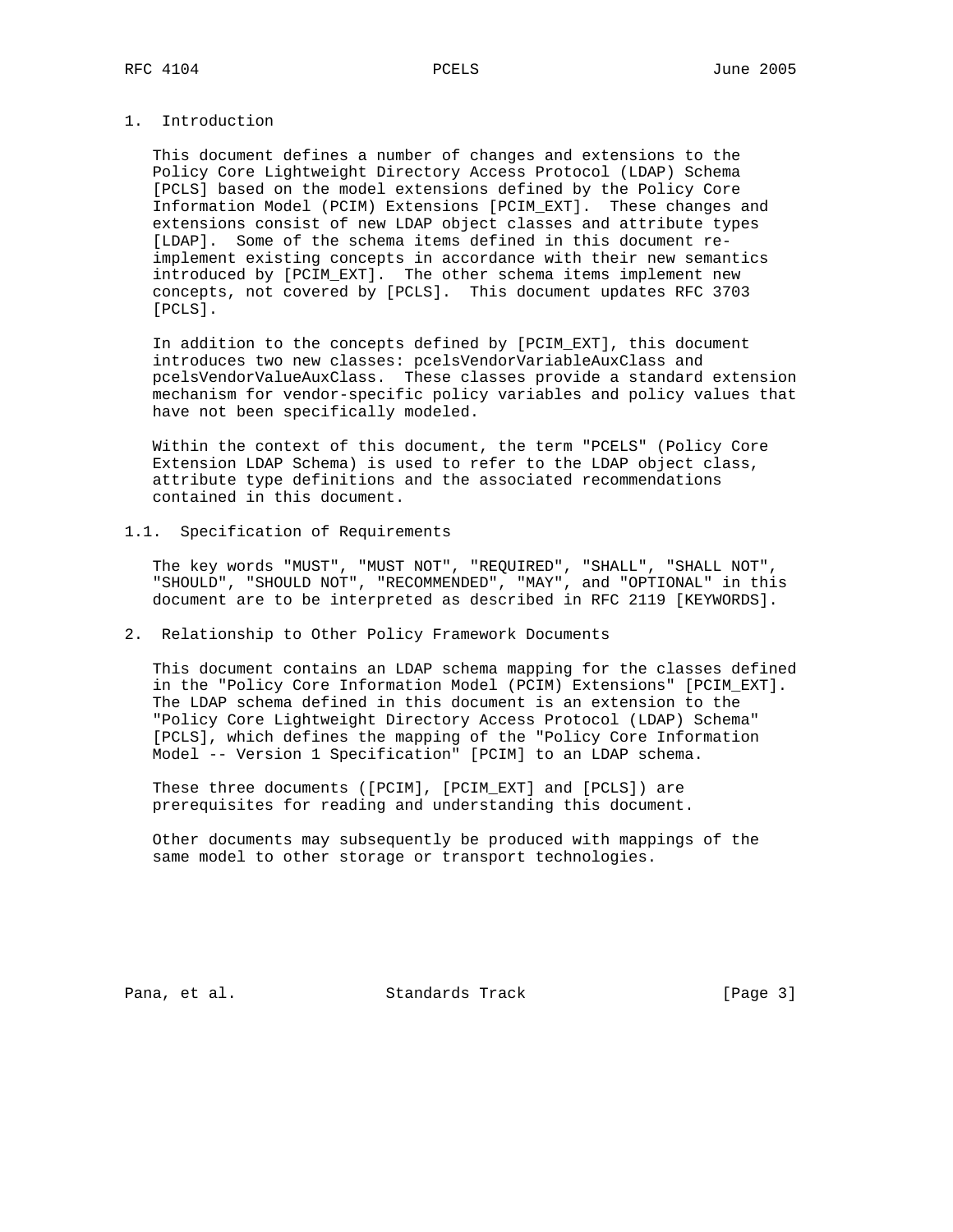# 1. Introduction

This document defines a number of changes and extensions to the Policy Core Lightweight Directory Access Protocol (LDAP) Schema [PCLS] based on the model extensions defined by the Policy Core Information Model (PCIM) Extensions [PCIM_EXT]. These changes and extensions consist of new LDAP object classes and attribute types [LDAP]. Some of the schema items defined in this document re-implement existing concepts in accordance with their new semantics introduced by [PCIM_EXT]. The other schema items implement new concepts, not covered by [PCLS]. This document updates RFC 3703 [PCLS].

In addition to the concepts defined by [PCIM_EXT], this document introduces two new classes: pcelsVendorVariableAuxClass and pcelsVendorValueAuxClass. These classes provide a standard extension mechanism for vendor-specific policy variables and policy values that have not been specifically modeled.

Within the context of this document, the term "PCELS" (Policy Core Extension LDAP Schema) is used to refer to the LDAP object class, attribute type definitions and the associated recommendations contained in this document.

## 1.1. Specification of Requirements

The key words "MUST", "MUST NOT", "REQUIRED", "SHALL", "SHALL NOT", "SHOULD", "SHOULD NOT", "RECOMMENDED", "MAY", and "OPTIONAL" in this document are to be interpreted as described in RFC 2119 [KEYWORDS].

# 2. Relationship to Other Policy Framework Documents

This document contains an LDAP schema mapping for the classes defined in the "Policy Core Information Model (PCIM) Extensions" [PCIM_EXT]. The LDAP schema defined in this document is an extension to the "Policy Core Lightweight Directory Access Protocol (LDAP) Schema" [PCLS], which defines the mapping of the "Policy Core Information Model -- Version 1 Specification" [PCIM] to an LDAP schema.

These three documents ([PCIM], [PCIM_EXT] and [PCLS]) are prerequisites for reading and understanding this document.

Other documents may subsequently be produced with mappings of the same model to other storage or transport technologies.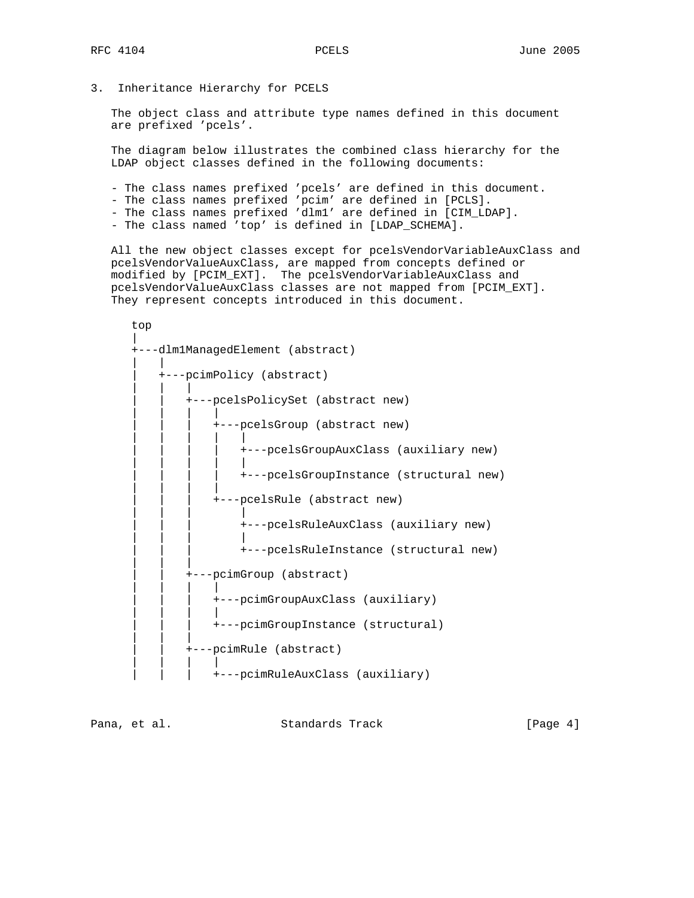## 3. Inheritance Hierarchy for PCELS

The object class and attribute type names defined in this document are prefixed 'pcels'.

The diagram below illustrates the combined class hierarchy for the LDAP object classes defined in the following documents:

- The class names prefixed 'pcels' are defined in this document.
- The class names prefixed 'pcim' are defined in [PCLS].
- The class names prefixed 'dlm1' are defined in [CIM_LDAP].
- The class named 'top' is defined in [LDAP_SCHEMA].

All the new object classes except for pcelsVendorVariableAuxClass and pcelsVendorValueAuxClass, are mapped from concepts defined or modified by [PCIM_EXT]. The pcelsVendorVariableAuxClass and pcelsVendorValueAuxClass classes are not mapped from [PCIM_EXT]. They represent concepts introduced in this document.

```
top
|
+---dlm1ManagedElement (abstract)
|   |
|   +---pcimPolicy (abstract)
|   |   |
|   |   +---pcelsPolicySet (abstract new)
|   |   |   |
|   |   |   +---pcelsGroup (abstract new)
|   |   |   |   |
|   |   |   |   +---pcelsGroupAuxClass (auxiliary new)
|   |   |   |   |
|   |   |   |   +---pcelsGroupInstance (structural new)
|   |   |   |
|   |   |   +---pcelsRule (abstract new)
|   |   |       |
|   |   |       +---pcelsRuleAuxClass (auxiliary new)
|   |   |       |
|   |   |       +---pcelsRuleInstance (structural new)
|   |   |
|   |   +---pcimGroup (abstract)
|   |   |   |
|   |   |   +---pcimGroupAuxClass (auxiliary)
|   |   |   |
|   |   |   +---pcimGroupInstance (structural)
|   |   |
|   |   +---pcimRule (abstract)
|   |   |   |
|   |   |   +---pcimRuleAuxClass (auxiliary)
```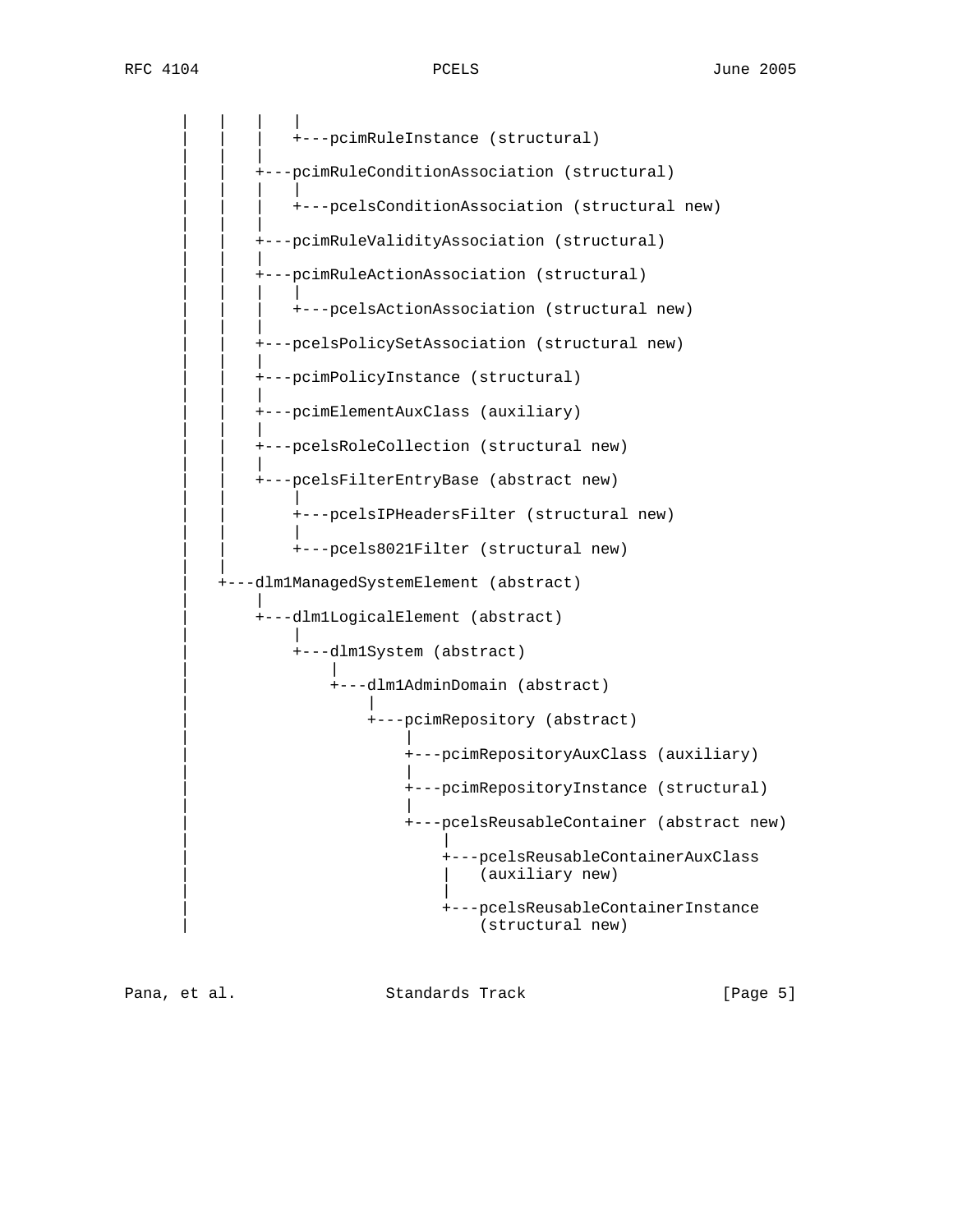```
      |    |    |    |
      |    |    |    +---pcimRuleInstance (structural)
      |    |    |
      |    |    +---pcimRuleConditionAssociation (structural)
      |    |    |    |
      |    |    |    +---pcelsConditionAssociation (structural new)
      |    |    |
      |    |    +---pcimRuleValidityAssociation (structural)
      |    |    |
      |    |    +---pcimRuleActionAssociation (structural)
      |    |    |    |
      |    |    |    +---pcelsActionAssociation (structural new)
      |    |    |
      |    |    +---pcelsPolicySetAssociation (structural new)
      |    |    |
      |    |    +---pcimPolicyInstance (structural)
      |    |    |
      |    |    +---pcimElementAuxClass (auxiliary)
      |    |    |
      |    |    +---pcelsRoleCollection (structural new)
      |    |    |
      |    |    +---pcelsFilterEntryBase (abstract new)
      |    |        |
      |    |        +---pcelsIPHeadersFilter (structural new)
      |    |        |
      |    |        +---pcels8021Filter (structural new)
      |    |
      |    +---dlm1ManagedSystemElement (abstract)
      |        |
      |        +---dlm1LogicalElement (abstract)
      |            |
      |            +---dlm1System (abstract)
      |                |
      |                +---dlm1AdminDomain (abstract)
      |                    |
      |                    +---pcimRepository (abstract)
      |                        |
      |                        +---pcimRepositoryAuxClass (auxiliary)
      |                        |
      |                        +---pcimRepositoryInstance (structural)
      |                        |
      |                        +---pcelsReusableContainer (abstract new)
      |                            |
      |                            +---pcelsReusableContainerAuxClass
      |                            |   (auxiliary new)
      |                            |
      |                            +---pcelsReusableContainerInstance
      |                                (structural new)
```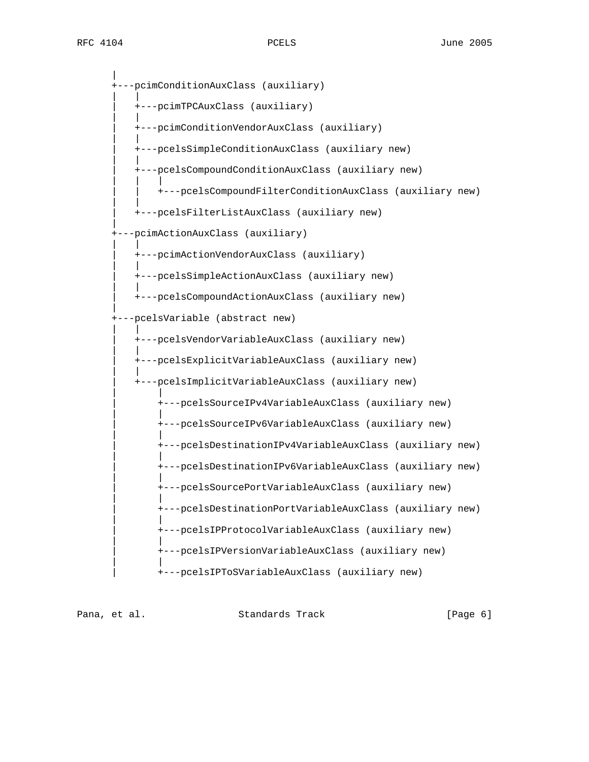```
      |
      +---pcimConditionAuxClass (auxiliary)
      |   |
      |   +---pcimTPCAuxClass (auxiliary)
      |   |
      |   +---pcimConditionVendorAuxClass (auxiliary)
      |   |
      |   +---pcelsSimpleConditionAuxClass (auxiliary new)
      |   |
      |   +---pcelsCompoundConditionAuxClass (auxiliary new)
      |   |   |
      |   |   +---pcelsCompoundFilterConditionAuxClass (auxiliary new)
      |   |
      |   +---pcelsFilterListAuxClass (auxiliary new)
      |
      +---pcimActionAuxClass (auxiliary)
      |   |
      |   +---pcimActionVendorAuxClass (auxiliary)
      |   |
      |   +---pcelsSimpleActionAuxClass (auxiliary new)
      |   |
      |   +---pcelsCompoundActionAuxClass (auxiliary new)
      |
      +---pcelsVariable (abstract new)
      |   |
      |   +---pcelsVendorVariableAuxClass (auxiliary new)
      |   |
      |   +---pcelsExplicitVariableAuxClass (auxiliary new)
      |   |
      |   +---pcelsImplicitVariableAuxClass (auxiliary new)
      |       |
      |       +---pcelsSourceIPv4VariableAuxClass (auxiliary new)
      |       |
      |       +---pcelsSourceIPv6VariableAuxClass (auxiliary new)
      |       |
      |       +---pcelsDestinationIPv4VariableAuxClass (auxiliary new)
      |       |
      |       +---pcelsDestinationIPv6VariableAuxClass (auxiliary new)
      |       |
      |       +---pcelsSourcePortVariableAuxClass (auxiliary new)
      |       |
      |       +---pcelsDestinationPortVariableAuxClass (auxiliary new)
      |       |
      |       +---pcelsIPProtocolVariableAuxClass (auxiliary new)
      |       |
      |       +---pcelsIPVersionVariableAuxClass (auxiliary new)
      |       |
      |       +---pcelsIPToSVariableAuxClass (auxiliary new)
```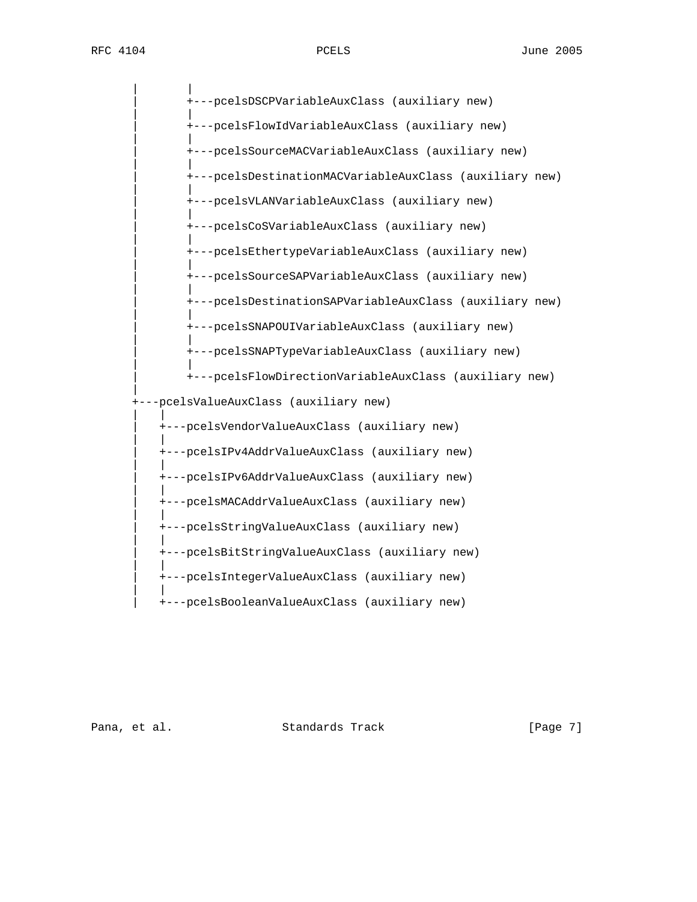```
   |       |
   |       +---pcelsDSCPVariableAuxClass (auxiliary new)
   |       |
   |       +---pcelsFlowIdVariableAuxClass (auxiliary new)
   |       |
   |       +---pcelsSourceMACVariableAuxClass (auxiliary new)
   |       |
   |       +---pcelsDestinationMACVariableAuxClass (auxiliary new)
   |       |
   |       +---pcelsVLANVariableAuxClass (auxiliary new)
   |       |
   |       +---pcelsCoSVariableAuxClass (auxiliary new)
   |       |
   |       +---pcelsEthertypeVariableAuxClass (auxiliary new)
   |       |
   |       +---pcelsSourceSAPVariableAuxClass (auxiliary new)
   |       |
   |       +---pcelsDestinationSAPVariableAuxClass (auxiliary new)
   |       |
   |       +---pcelsSNAPOUIVariableAuxClass (auxiliary new)
   |       |
   |       +---pcelsSNAPTypeVariableAuxClass (auxiliary new)
   |       |
   |       +---pcelsFlowDirectionVariableAuxClass (auxiliary new)
   |
   +---pcelsValueAuxClass (auxiliary new)
   |   |
   |   +---pcelsVendorValueAuxClass (auxiliary new)
   |   |
   |   +---pcelsIPv4AddrValueAuxClass (auxiliary new)
   |   |
   |   +---pcelsIPv6AddrValueAuxClass (auxiliary new)
   |   |
   |   +---pcelsMACAddrValueAuxClass (auxiliary new)
   |   |
   |   +---pcelsStringValueAuxClass (auxiliary new)
   |   |
   |   +---pcelsBitStringValueAuxClass (auxiliary new)
   |   |
   |   +---pcelsIntegerValueAuxClass (auxiliary new)
   |   |
   |   +---pcelsBooleanValueAuxClass (auxiliary new)
```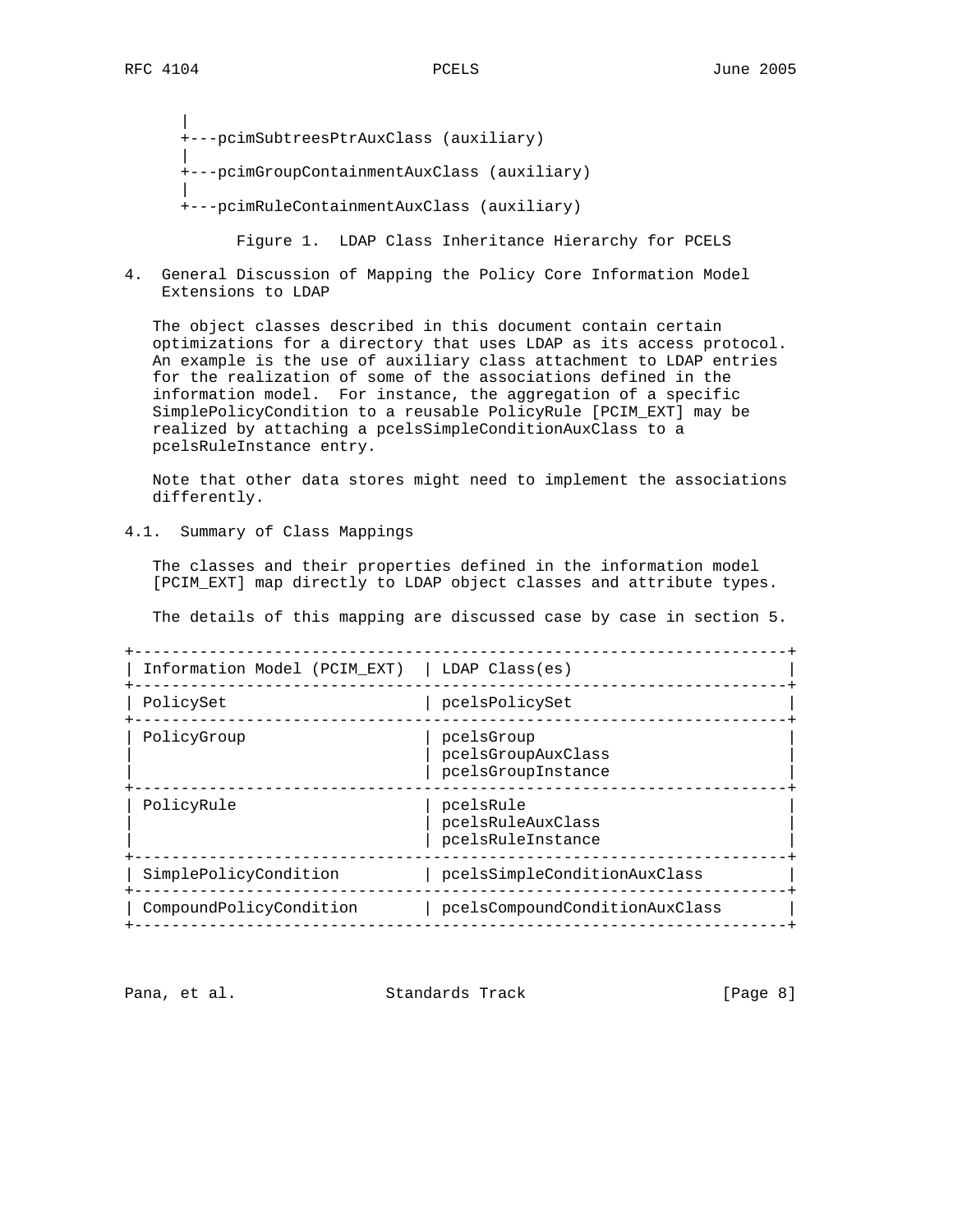```
      |
      +---pcimSubtreesPtrAuxClass (auxiliary)
      |
      +---pcimGroupContainmentAuxClass (auxiliary)
      |
      +---pcimRuleContainmentAuxClass (auxiliary)
```

Figure 1. LDAP Class Inheritance Hierarchy for PCELS

## 4. General Discussion of Mapping the Policy Core Information Model Extensions to LDAP

The object classes described in this document contain certain optimizations for a directory that uses LDAP as its access protocol. An example is the use of auxiliary class attachment to LDAP entries for the realization of some of the associations defined in the information model. For instance, the aggregation of a specific SimplePolicyCondition to a reusable PolicyRule [PCIM_EXT] may be realized by attaching a pcelsSimpleConditionAuxClass to a pcelsRuleInstance entry.

Note that other data stores might need to implement the associations differently.

### 4.1. Summary of Class Mappings

The classes and their properties defined in the information model [PCIM_EXT] map directly to LDAP object classes and attribute types.

The details of this mapping are discussed case by case in section 5.

| Information Model (PCIM_EXT) | LDAP Class(es) |
|---|---|
| PolicySet | pcelsPolicySet |
| PolicyGroup | pcelsGroup<br>pcelsGroupAuxClass<br>pcelsGroupInstance |
| PolicyRule | pcelsRule<br>pcelsRuleAuxClass<br>pcelsRuleInstance |
| SimplePolicyCondition | pcelsSimpleConditionAuxClass |
| CompoundPolicyCondition | pcelsCompoundConditionAuxClass |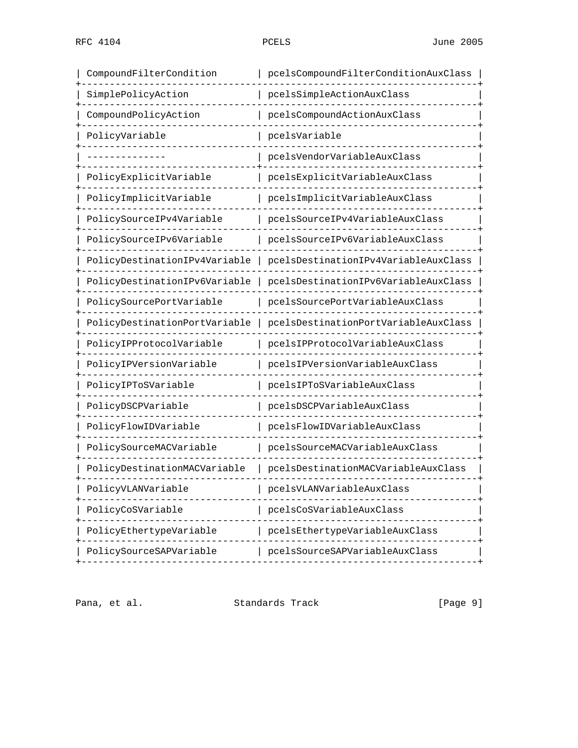| CompoundFilterCondition | pcelsCompoundFilterConditionAuxClass |
| --- | --- |
| SimplePolicyAction | pcelsSimpleActionAuxClass |
| CompoundPolicyAction | pcelsCompoundActionAuxClass |
| PolicyVariable | pcelsVariable |
| -------------- | pcelsVendorVariableAuxClass |
| PolicyExplicitVariable | pcelsExplicitVariableAuxClass |
| PolicyImplicitVariable | pcelsImplicitVariableAuxClass |
| PolicySourceIPv4Variable | pcelsSourceIPv4VariableAuxClass |
| PolicySourceIPv6Variable | pcelsSourceIPv6VariableAuxClass |
| PolicyDestinationIPv4Variable | pcelsDestinationIPv4VariableAuxClass |
| PolicyDestinationIPv6Variable | pcelsDestinationIPv6VariableAuxClass |
| PolicySourcePortVariable | pcelsSourcePortVariableAuxClass |
| PolicyDestinationPortVariable | pcelsDestinationPortVariableAuxClass |
| PolicyIPProtocolVariable | pcelsIPProtocolVariableAuxClass |
| PolicyIPVersionVariable | pcelsIPVersionVariableAuxClass |
| PolicyIPToSVariable | pcelsIPToSVariableAuxClass |
| PolicyDSCPVariable | pcelsDSCPVariableAuxClass |
| PolicyFlowIDVariable | pcelsFlowIDVariableAuxClass |
| PolicySourceMACVariable | pcelsSourceMACVariableAuxClass |
| PolicyDestinationMACVariable | pcelsDestinationMACVariableAuxClass |
| PolicyVLANVariable | pcelsVLANVariableAuxClass |
| PolicyCoSVariable | pcelsCoSVariableAuxClass |
| PolicyEthertypeVariable | pcelsEthertypeVariableAuxClass |
| PolicySourceSAPVariable | pcelsSourceSAPVariableAuxClass |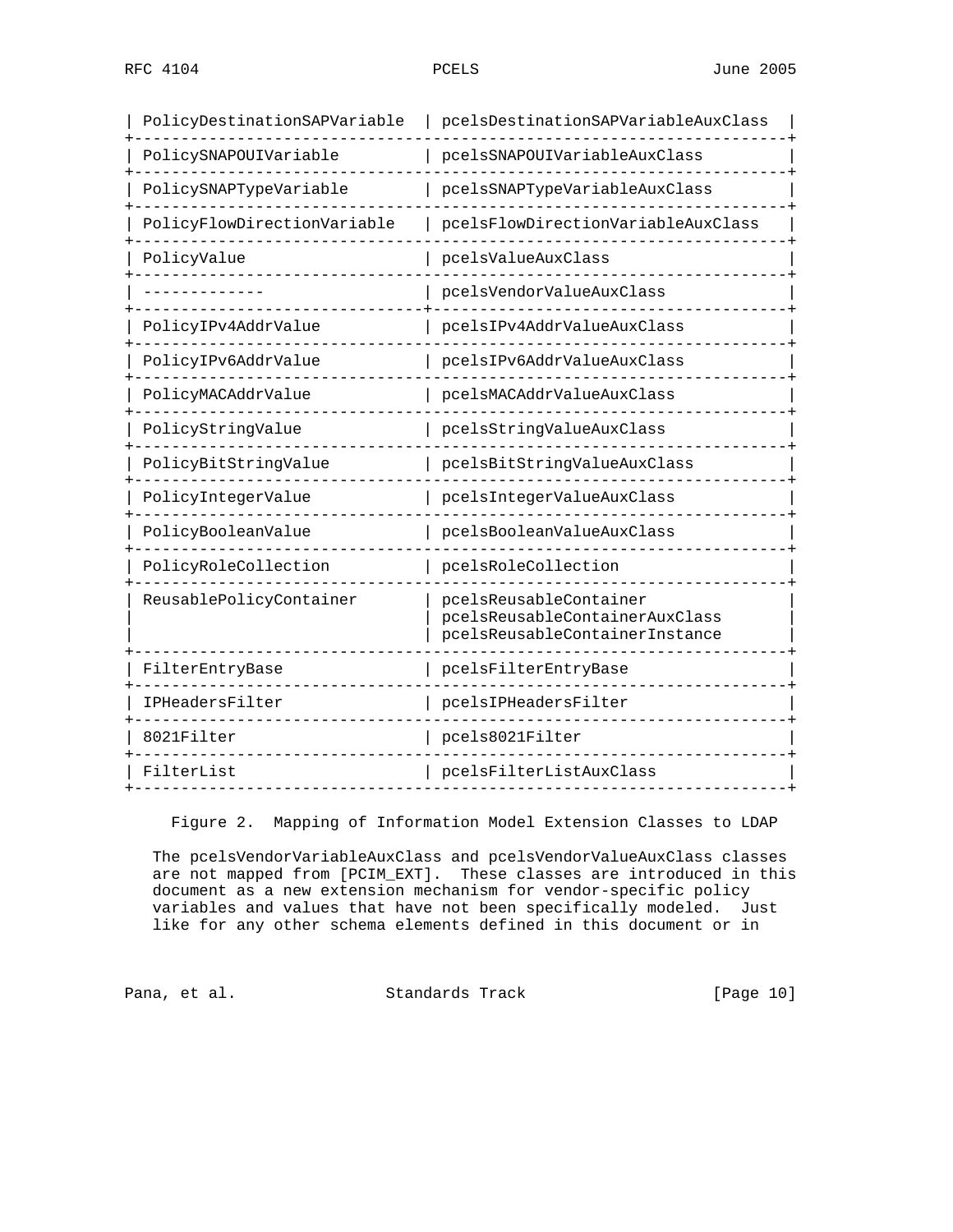| | |
|---|---|
| PolicyDestinationSAPVariable | pcelsDestinationSAPVariableAuxClass |
| PolicySNAPOUIVariable | pcelsSNAPOUIVariableAuxClass |
| PolicySNAPTypeVariable | pcelsSNAPTypeVariableAuxClass |
| PolicyFlowDirectionVariable | pcelsFlowDirectionVariableAuxClass |
| PolicyValue | pcelsValueAuxClass |
| ------------- | pcelsVendorValueAuxClass |
| PolicyIPv4AddrValue | pcelsIPv4AddrValueAuxClass |
| PolicyIPv6AddrValue | pcelsIPv6AddrValueAuxClass |
| PolicyMACAddrValue | pcelsMACAddrValueAuxClass |
| PolicyStringValue | pcelsStringValueAuxClass |
| PolicyBitStringValue | pcelsBitStringValueAuxClass |
| PolicyIntegerValue | pcelsIntegerValueAuxClass |
| PolicyBooleanValue | pcelsBooleanValueAuxClass |
| PolicyRoleCollection | pcelsRoleCollection |
| ReusablePolicyContainer | pcelsReusableContainer<br>pcelsReusableContainerAuxClass<br>pcelsReusableContainerInstance |
| FilterEntryBase | pcelsFilterEntryBase |
| IPHeadersFilter | pcelsIPHeadersFilter |
| 8021Filter | pcels8021Filter |
| FilterList | pcelsFilterListAuxClass |

Figure 2. Mapping of Information Model Extension Classes to LDAP

The pcelsVendorVariableAuxClass and pcelsVendorValueAuxClass classes are not mapped from [PCIM_EXT]. These classes are introduced in this document as a new extension mechanism for vendor-specific policy variables and values that have not been specifically modeled. Just like for any other schema elements defined in this document or in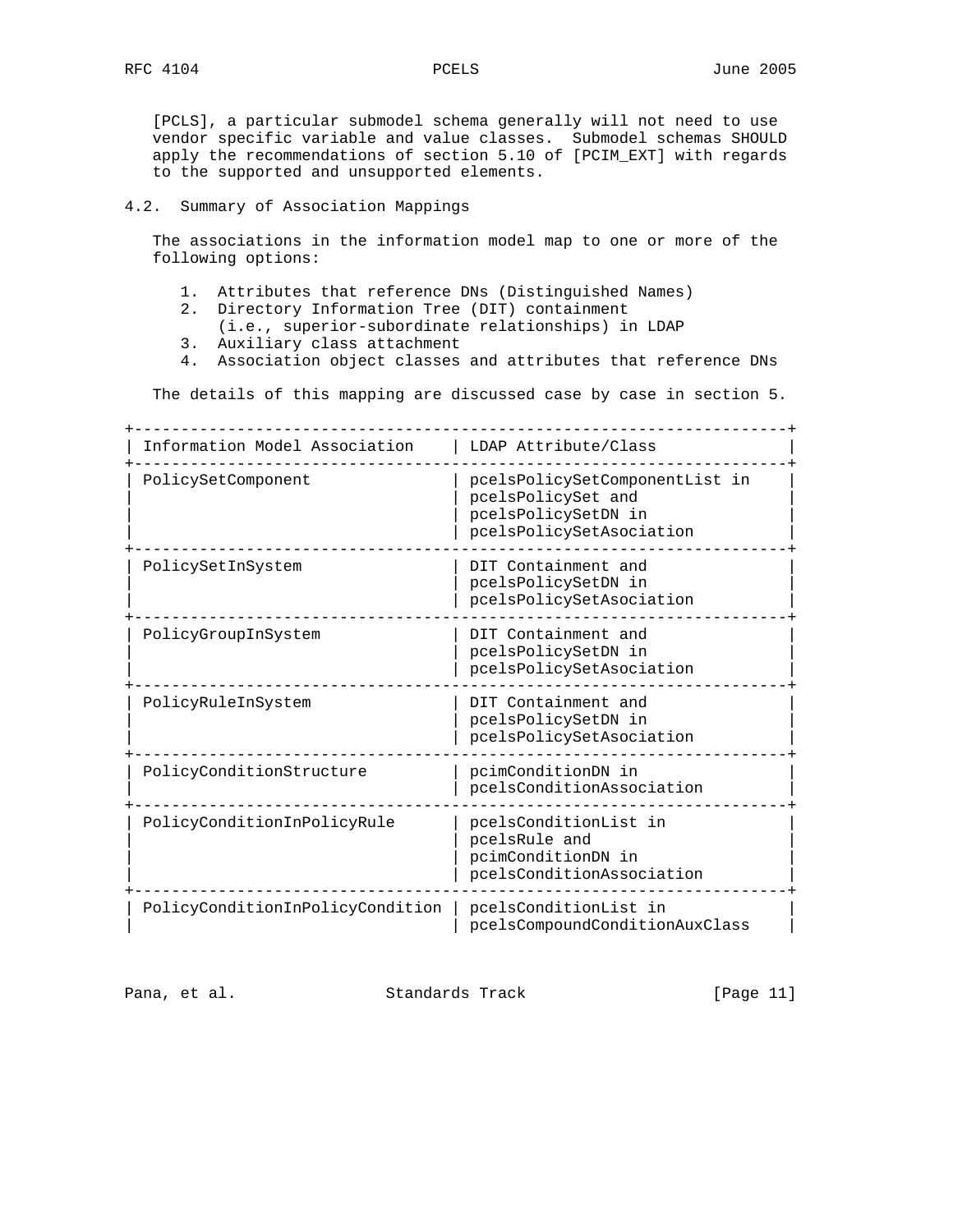[PCLS], a particular submodel schema generally will not need to use vendor specific variable and value classes. Submodel schemas SHOULD apply the recommendations of section 5.10 of [PCIM_EXT] with regards to the supported and unsupported elements.

## 4.2. Summary of Association Mappings

The associations in the information model map to one or more of the following options:

1. Attributes that reference DNs (Distinguished Names)
2. Directory Information Tree (DIT) containment (i.e., superior-subordinate relationships) in LDAP
3. Auxiliary class attachment
4. Association object classes and attributes that reference DNs

The details of this mapping are discussed case by case in section 5.

| Information Model Association | LDAP Attribute/Class |
|---|---|
| PolicySetComponent | pcelsPolicySetComponentList in pcelsPolicySet and pcelsPolicySetDN in pcelsPolicySetAsociation |
| PolicySetInSystem | DIT Containment and pcelsPolicySetDN in pcelsPolicySetAsociation |
| PolicyGroupInSystem | DIT Containment and pcelsPolicySetDN in pcelsPolicySetAsociation |
| PolicyRuleInSystem | DIT Containment and pcelsPolicySetDN in pcelsPolicySetAsociation |
| PolicyConditionStructure | pcimConditionDN in pcelsConditionAssociation |
| PolicyConditionInPolicyRule | pcelsConditionList in pcelsRule and pcimConditionDN in pcelsConditionAssociation |
| PolicyConditionInPolicyCondition | pcelsConditionList in pcelsCompoundConditionAuxClass |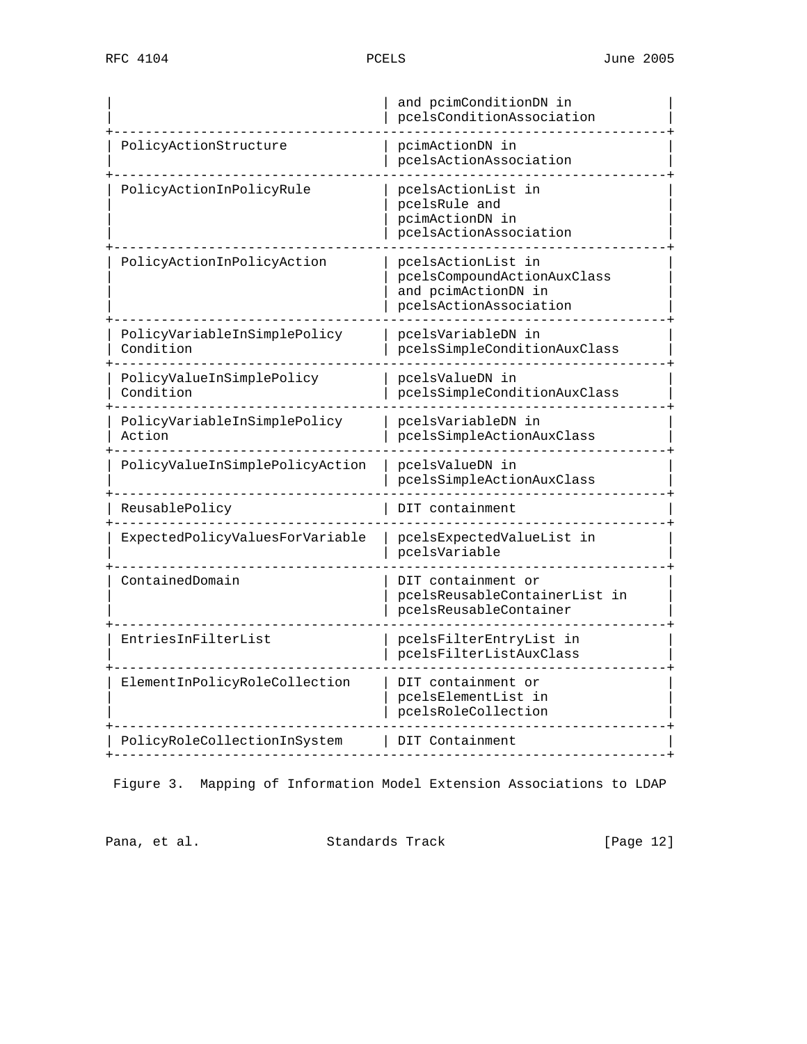| | |
|---|---|
| | and pcimConditionDN in pcelsConditionAssociation |
| PolicyActionStructure | pcimActionDN in pcelsActionAssociation |
| PolicyActionInPolicyRule | pcelsActionList in pcelsRule and pcimActionDN in pcelsActionAssociation |
| PolicyActionInPolicyAction | pcelsActionList in pcelsCompoundActionAuxClass and pcimActionDN in pcelsActionAssociation |
| PolicyVariableInSimplePolicy Condition | pcelsVariableDN in pcelsSimpleConditionAuxClass |
| PolicyValueInSimplePolicy Condition | pcelsValueDN in pcelsSimpleConditionAuxClass |
| PolicyVariableInSimplePolicy Action | pcelsVariableDN in pcelsSimpleActionAuxClass |
| PolicyValueInSimplePolicyAction | pcelsValueDN in pcelsSimpleActionAuxClass |
| ReusablePolicy | DIT containment |
| ExpectedPolicyValuesForVariable | pcelsExpectedValueList in pcelsVariable |
| ContainedDomain | DIT containment or pcelsReusableContainerList in pcelsReusableContainer |
| EntriesInFilterList | pcelsFilterEntryList in pcelsFilterListAuxClass |
| ElementInPolicyRoleCollection | DIT containment or pcelsElementList in pcelsRoleCollection |
| PolicyRoleCollectionInSystem | DIT Containment |

Figure 3. Mapping of Information Model Extension Associations to LDAP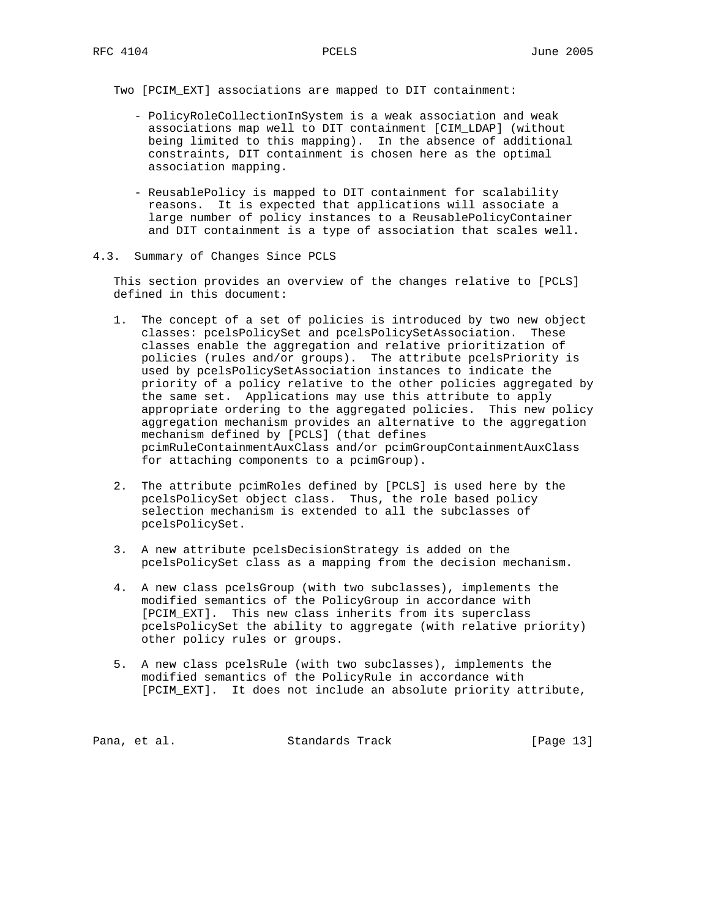Two [PCIM_EXT] associations are mapped to DIT containment:

- PolicyRoleCollectionInSystem is a weak association and weak associations map well to DIT containment [CIM_LDAP] (without being limited to this mapping). In the absence of additional constraints, DIT containment is chosen here as the optimal association mapping.

- ReusablePolicy is mapped to DIT containment for scalability reasons. It is expected that applications will associate a large number of policy instances to a ReusablePolicyContainer and DIT containment is a type of association that scales well.

### 4.3. Summary of Changes Since PCLS

This section provides an overview of the changes relative to [PCLS] defined in this document:

1. The concept of a set of policies is introduced by two new object classes: pcelsPolicySet and pcelsPolicySetAssociation. These classes enable the aggregation and relative prioritization of policies (rules and/or groups). The attribute pcelsPriority is used by pcelsPolicySetAssociation instances to indicate the priority of a policy relative to the other policies aggregated by the same set. Applications may use this attribute to apply appropriate ordering to the aggregated policies. This new policy aggregation mechanism provides an alternative to the aggregation mechanism defined by [PCLS] (that defines pcimRuleContainmentAuxClass and/or pcimGroupContainmentAuxClass for attaching components to a pcimGroup).

2. The attribute pcimRoles defined by [PCLS] is used here by the pcelsPolicySet object class. Thus, the role based policy selection mechanism is extended to all the subclasses of pcelsPolicySet.

3. A new attribute pcelsDecisionStrategy is added on the pcelsPolicySet class as a mapping from the decision mechanism.

4. A new class pcelsGroup (with two subclasses), implements the modified semantics of the PolicyGroup in accordance with [PCIM_EXT]. This new class inherits from its superclass pcelsPolicySet the ability to aggregate (with relative priority) other policy rules or groups.

5. A new class pcelsRule (with two subclasses), implements the modified semantics of the PolicyRule in accordance with [PCIM_EXT]. It does not include an absolute priority attribute,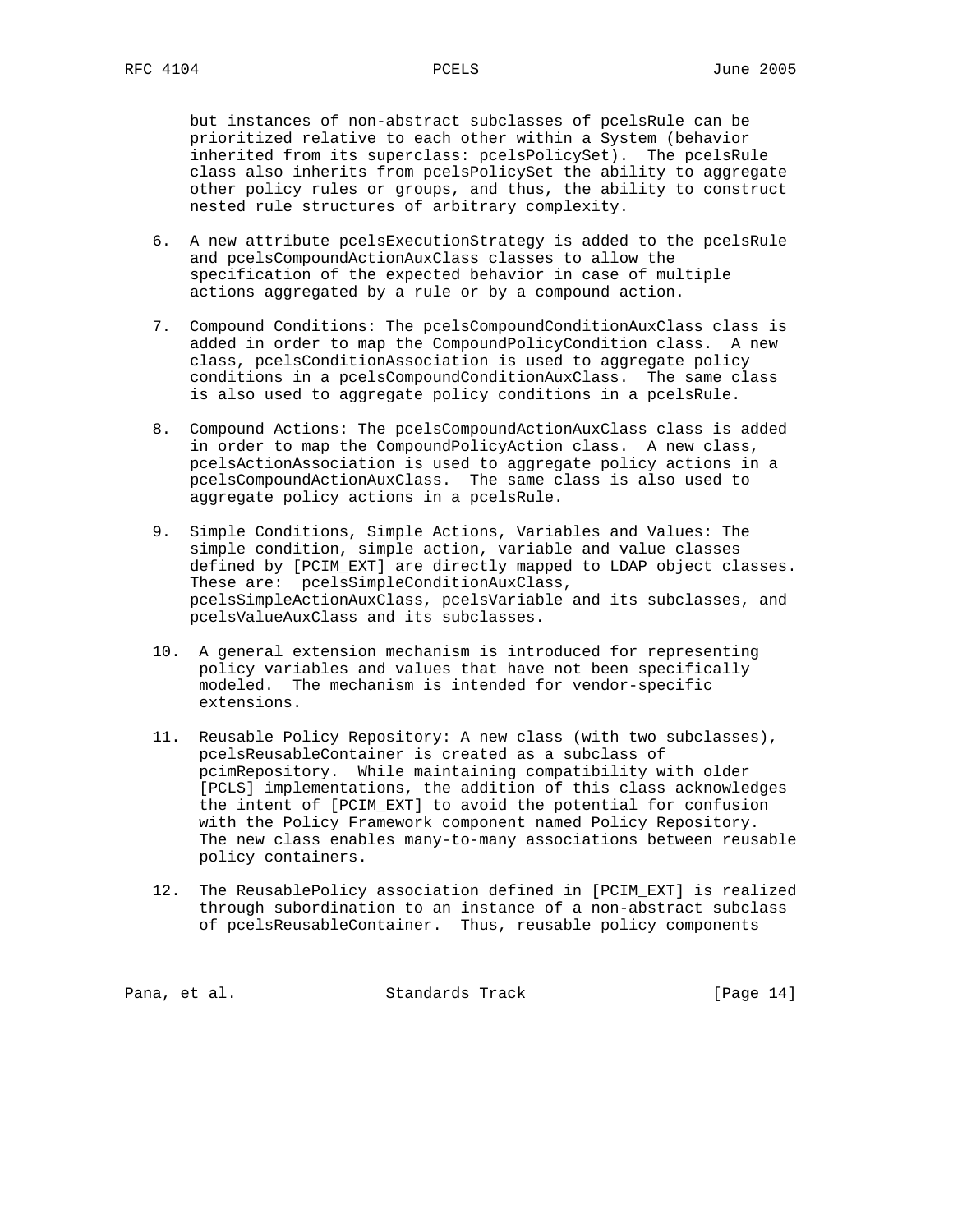but instances of non-abstract subclasses of pcelsRule can be prioritized relative to each other within a System (behavior inherited from its superclass: pcelsPolicySet). The pcelsRule class also inherits from pcelsPolicySet the ability to aggregate other policy rules or groups, and thus, the ability to construct nested rule structures of arbitrary complexity.

6. A new attribute pcelsExecutionStrategy is added to the pcelsRule and pcelsCompoundActionAuxClass classes to allow the specification of the expected behavior in case of multiple actions aggregated by a rule or by a compound action.

7. Compound Conditions: The pcelsCompoundConditionAuxClass class is added in order to map the CompoundPolicyCondition class. A new class, pcelsConditionAssociation is used to aggregate policy conditions in a pcelsCompoundConditionAuxClass. The same class is also used to aggregate policy conditions in a pcelsRule.

8. Compound Actions: The pcelsCompoundActionAuxClass class is added in order to map the CompoundPolicyAction class. A new class, pcelsActionAssociation is used to aggregate policy actions in a pcelsCompoundActionAuxClass. The same class is also used to aggregate policy actions in a pcelsRule.

9. Simple Conditions, Simple Actions, Variables and Values: The simple condition, simple action, variable and value classes defined by [PCIM_EXT] are directly mapped to LDAP object classes. These are: pcelsSimpleConditionAuxClass, pcelsSimpleActionAuxClass, pcelsVariable and its subclasses, and pcelsValueAuxClass and its subclasses.

10. A general extension mechanism is introduced for representing policy variables and values that have not been specifically modeled. The mechanism is intended for vendor-specific extensions.

11. Reusable Policy Repository: A new class (with two subclasses), pcelsReusableContainer is created as a subclass of pcimRepository. While maintaining compatibility with older [PCLS] implementations, the addition of this class acknowledges the intent of [PCIM_EXT] to avoid the potential for confusion with the Policy Framework component named Policy Repository. The new class enables many-to-many associations between reusable policy containers.

12. The ReusablePolicy association defined in [PCIM_EXT] is realized through subordination to an instance of a non-abstract subclass of pcelsReusableContainer. Thus, reusable policy components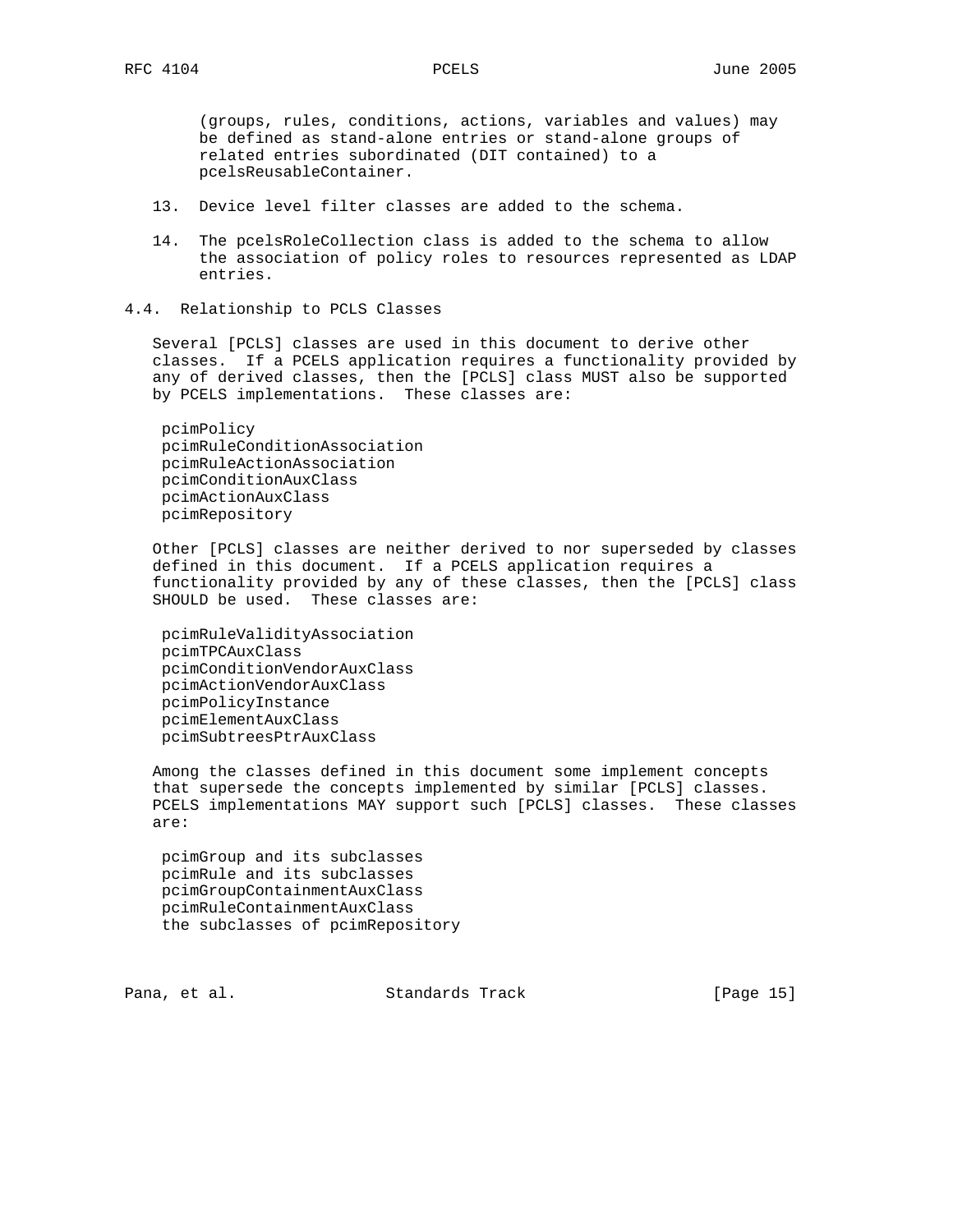(groups, rules, conditions, actions, variables and values) may be defined as stand-alone entries or stand-alone groups of related entries subordinated (DIT contained) to a pcelsReusableContainer.

13. Device level filter classes are added to the schema.

14. The pcelsRoleCollection class is added to the schema to allow the association of policy roles to resources represented as LDAP entries.

## 4.4. Relationship to PCLS Classes

Several [PCLS] classes are used in this document to derive other classes. If a PCELS application requires a functionality provided by any of derived classes, then the [PCLS] class MUST also be supported by PCELS implementations. These classes are:

- pcimPolicy
- pcimRuleConditionAssociation
- pcimRuleActionAssociation
- pcimConditionAuxClass
- pcimActionAuxClass
- pcimRepository

Other [PCLS] classes are neither derived to nor superseded by classes defined in this document. If a PCELS application requires a functionality provided by any of these classes, then the [PCLS] class SHOULD be used. These classes are:

- pcimRuleValidityAssociation
- pcimTPCAuxClass
- pcimConditionVendorAuxClass
- pcimActionVendorAuxClass
- pcimPolicyInstance
- pcimElementAuxClass
- pcimSubtreesPtrAuxClass

Among the classes defined in this document some implement concepts that supersede the concepts implemented by similar [PCLS] classes. PCELS implementations MAY support such [PCLS] classes. These classes are:

- pcimGroup and its subclasses
- pcimRule and its subclasses
- pcimGroupContainmentAuxClass
- pcimRuleContainmentAuxClass
- the subclasses of pcimRepository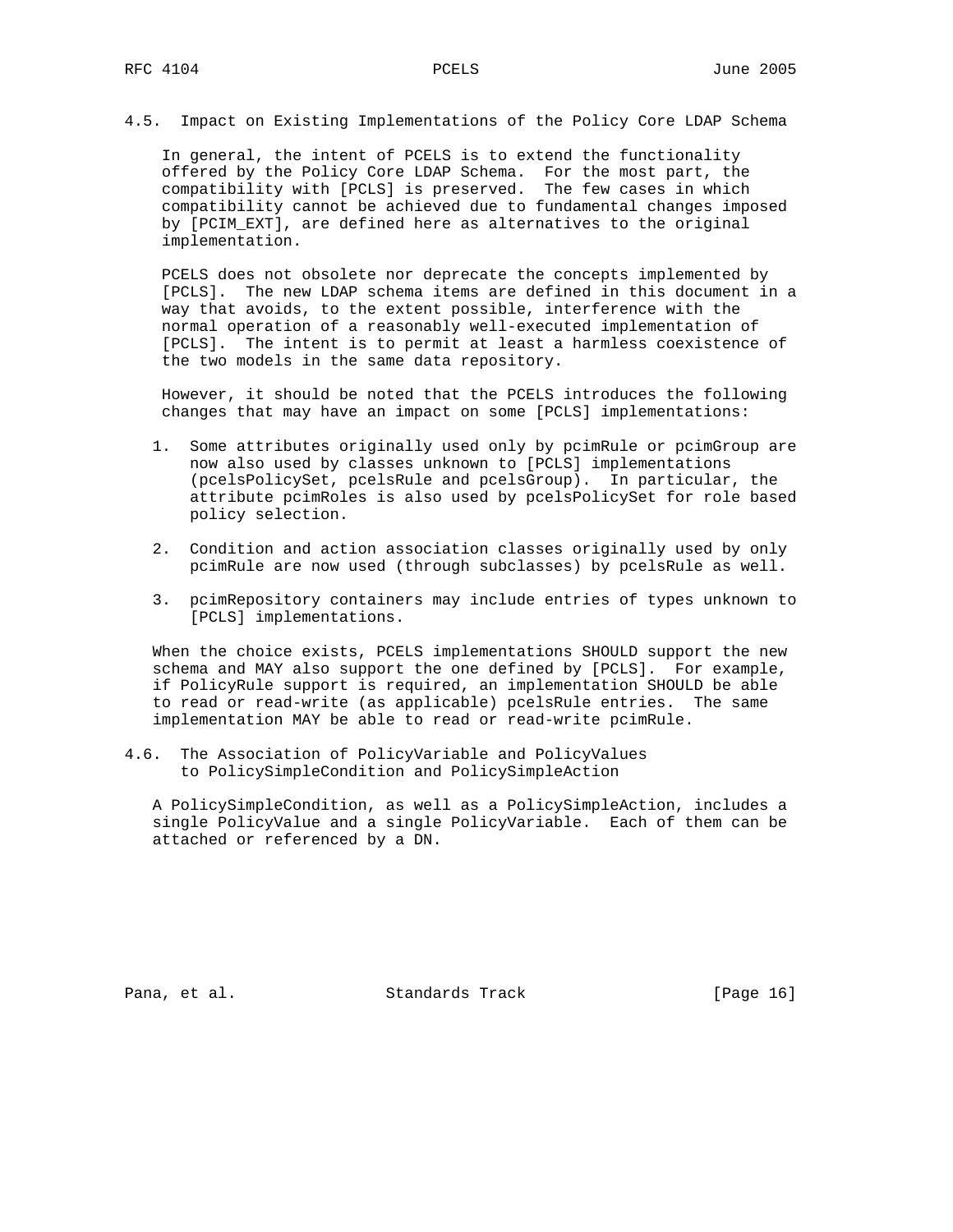### 4.5. Impact on Existing Implementations of the Policy Core LDAP Schema

In general, the intent of PCELS is to extend the functionality offered by the Policy Core LDAP Schema. For the most part, the compatibility with [PCLS] is preserved. The few cases in which compatibility cannot be achieved due to fundamental changes imposed by [PCIM_EXT], are defined here as alternatives to the original implementation.

PCELS does not obsolete nor deprecate the concepts implemented by [PCLS]. The new LDAP schema items are defined in this document in a way that avoids, to the extent possible, interference with the normal operation of a reasonably well-executed implementation of [PCLS]. The intent is to permit at least a harmless coexistence of the two models in the same data repository.

However, it should be noted that the PCELS introduces the following changes that may have an impact on some [PCLS] implementations:

1. Some attributes originally used only by pcimRule or pcimGroup are now also used by classes unknown to [PCLS] implementations (pcelsPolicySet, pcelsRule and pcelsGroup). In particular, the attribute pcimRoles is also used by pcelsPolicySet for role based policy selection.

2. Condition and action association classes originally used by only pcimRule are now used (through subclasses) by pcelsRule as well.

3. pcimRepository containers may include entries of types unknown to [PCLS] implementations.

When the choice exists, PCELS implementations SHOULD support the new schema and MAY also support the one defined by [PCLS]. For example, if PolicyRule support is required, an implementation SHOULD be able to read or read-write (as applicable) pcelsRule entries. The same implementation MAY be able to read or read-write pcimRule.

### 4.6. The Association of PolicyVariable and PolicyValues to PolicySimpleCondition and PolicySimpleAction

A PolicySimpleCondition, as well as a PolicySimpleAction, includes a single PolicyValue and a single PolicyVariable. Each of them can be attached or referenced by a DN.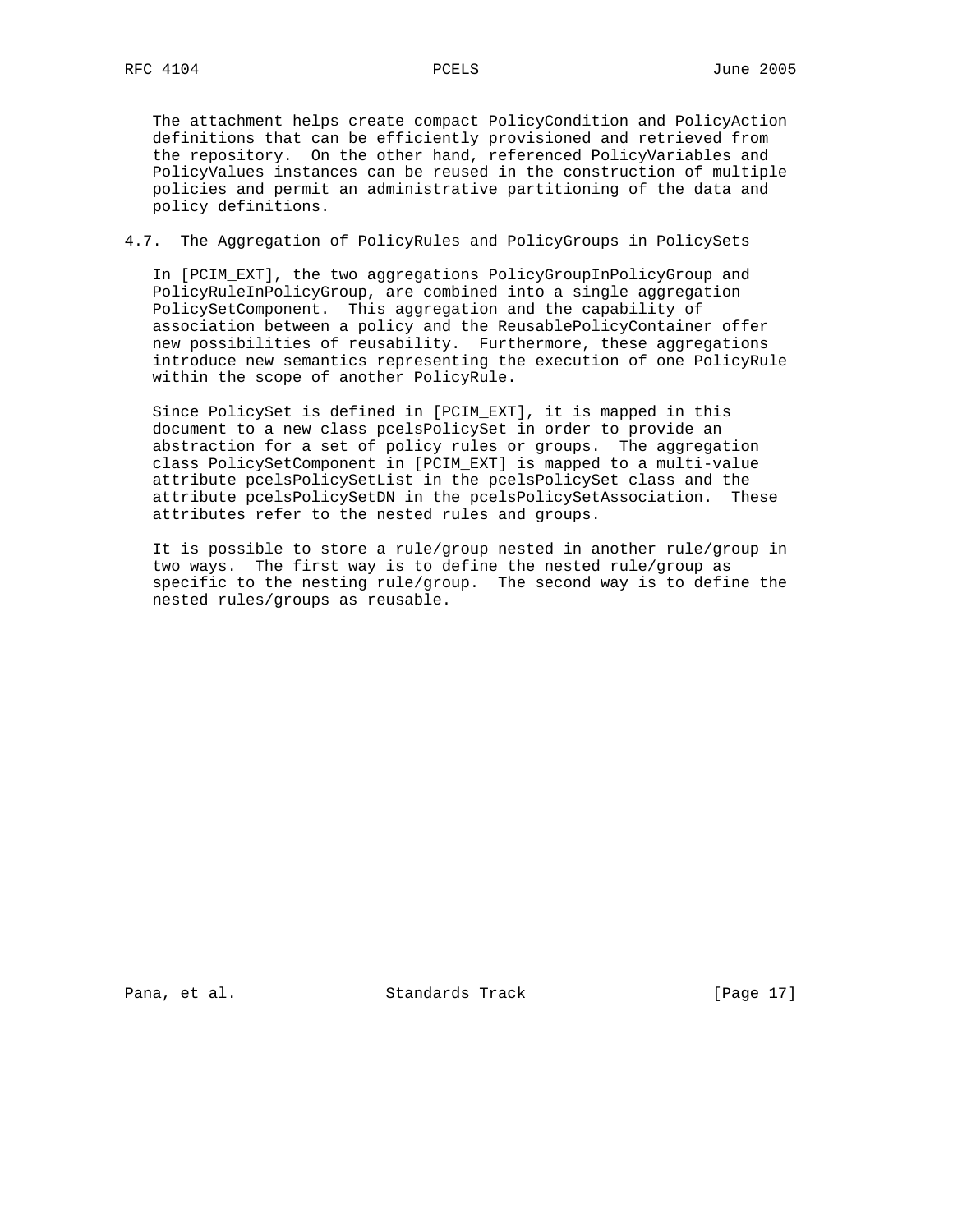The attachment helps create compact PolicyCondition and PolicyAction definitions that can be efficiently provisioned and retrieved from the repository. On the other hand, referenced PolicyVariables and PolicyValues instances can be reused in the construction of multiple policies and permit an administrative partitioning of the data and policy definitions.

## 4.7. The Aggregation of PolicyRules and PolicyGroups in PolicySets

In [PCIM_EXT], the two aggregations PolicyGroupInPolicyGroup and PolicyRuleInPolicyGroup, are combined into a single aggregation PolicySetComponent. This aggregation and the capability of association between a policy and the ReusablePolicyContainer offer new possibilities of reusability. Furthermore, these aggregations introduce new semantics representing the execution of one PolicyRule within the scope of another PolicyRule.

Since PolicySet is defined in [PCIM_EXT], it is mapped in this document to a new class pcelsPolicySet in order to provide an abstraction for a set of policy rules or groups. The aggregation class PolicySetComponent in [PCIM_EXT] is mapped to a multi-value attribute pcelsPolicySetList in the pcelsPolicySet class and the attribute pcelsPolicySetDN in the pcelsPolicySetAssociation. These attributes refer to the nested rules and groups.

It is possible to store a rule/group nested in another rule/group in two ways. The first way is to define the nested rule/group as specific to the nesting rule/group. The second way is to define the nested rules/groups as reusable.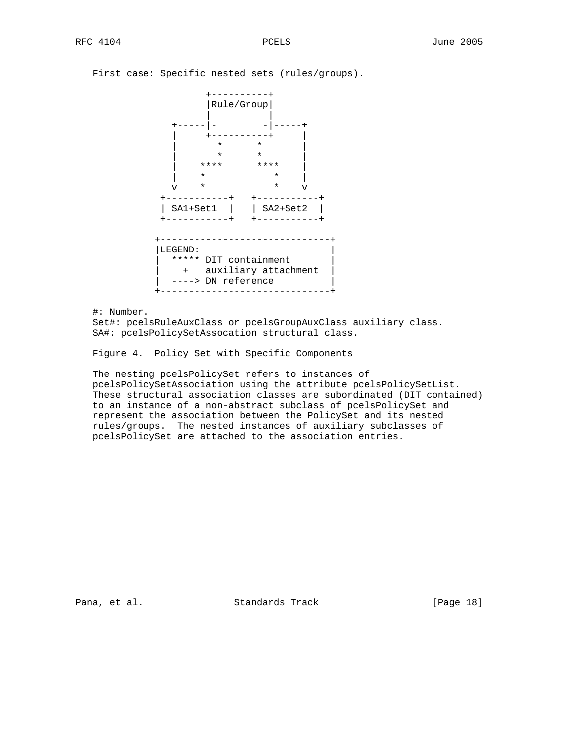First case: Specific nested sets (rules/groups).

```
                     +----------+
                     |Rule/Group|
                     |          |
               +-----|-        -|-----+
               |     +----------+     |
               |       *      *       |
               |       *      *       |
               |    ****      ****    |
               |    *            *    |
               v    *            *    v
             +-----------+   +-----------+
             | SA1+Set1  |   | SA2+Set2  |
             +-----------+   +-----------+

            +------------------------------+
            |LEGEND:                       |
            |  ***** DIT containment       |
            |    +   auxiliary attachment  |
            |  ----> DN reference          |
            +------------------------------+
```

#: Number.
Set#: pcelsRuleAuxClass or pcelsGroupAuxClass auxiliary class.
SA#: pcelsPolicySetAssocation structural class.

Figure 4. Policy Set with Specific Components

The nesting pcelsPolicySet refers to instances of pcelsPolicySetAssociation using the attribute pcelsPolicySetList. These structural association classes are subordinated (DIT contained) to an instance of a non-abstract subclass of pcelsPolicySet and represent the association between the PolicySet and its nested rules/groups. The nested instances of auxiliary subclasses of pcelsPolicySet are attached to the association entries.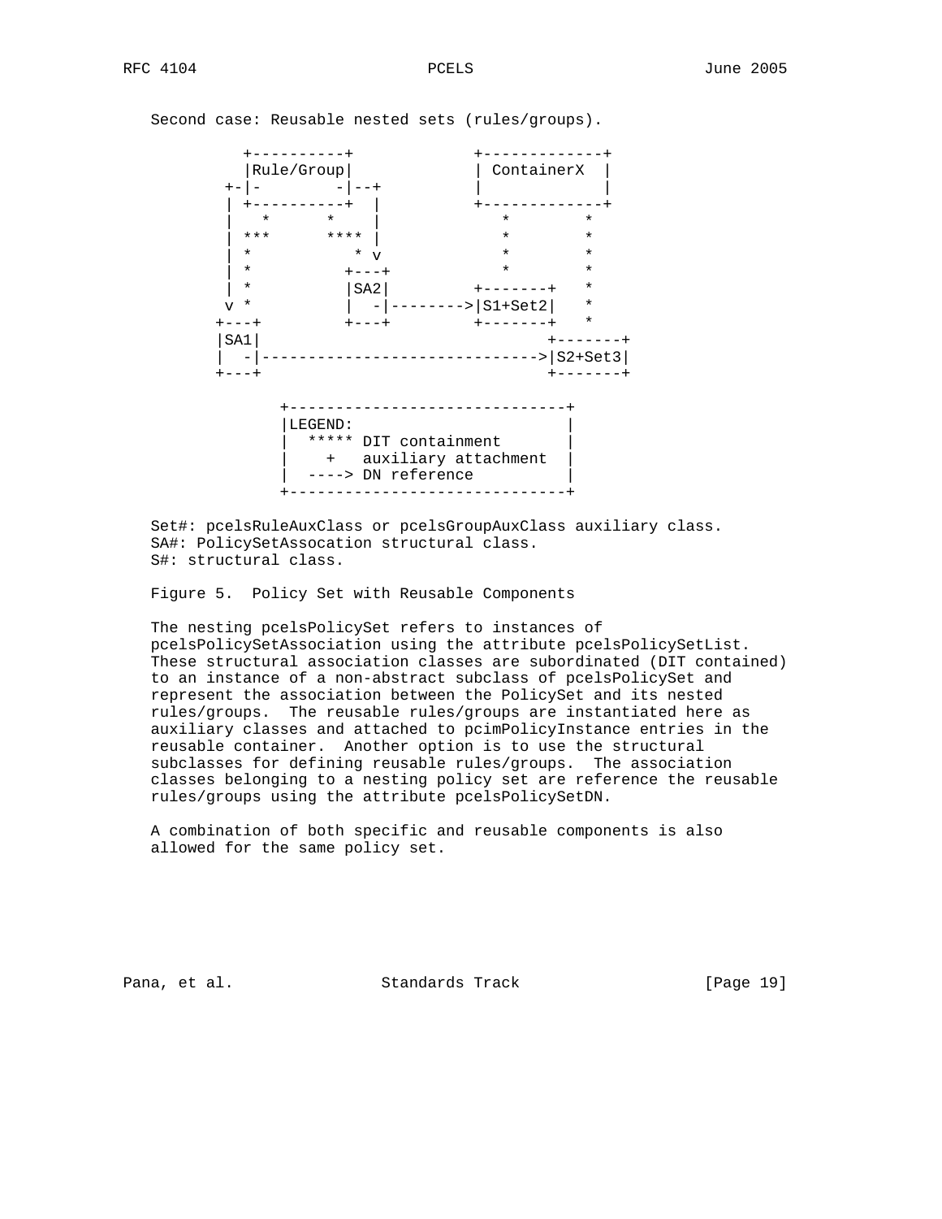Second case: Reusable nested sets (rules/groups).

```
           +----------+             +-------------+
           |Rule/Group|             | ContainerX  |
         +-|-        -|--+          |             |
         | +----------+  |          +-------------+
         |   *      *    |             *        *
         | ***      **** |             *        *
         | *           * v             *        *
         | *          +---+            *        *
         | *          |SA2|         +-------+   *
         v *          |  -|-------->|S1+Set2|   *
        +---+         +---+         +-------+   *
        |SA1|                               +-------+
        |  -|------------------------------>|S2+Set3|
        +---+                               +-------+

              +------------------------------+
              |LEGEND:                       |
              |  ***** DIT containment       |
              |    +   auxiliary attachment  |
              |  ----> DN reference          |
              +------------------------------+
```

Set#: pcelsRuleAuxClass or pcelsGroupAuxClass auxiliary class.
SA#: PolicySetAssocation structural class.
S#: structural class.

Figure 5. Policy Set with Reusable Components

The nesting pcelsPolicySet refers to instances of pcelsPolicySetAssociation using the attribute pcelsPolicySetList. These structural association classes are subordinated (DIT contained) to an instance of a non-abstract subclass of pcelsPolicySet and represent the association between the PolicySet and its nested rules/groups. The reusable rules/groups are instantiated here as auxiliary classes and attached to pcimPolicyInstance entries in the reusable container. Another option is to use the structural subclasses for defining reusable rules/groups. The association classes belonging to a nesting policy set are reference the reusable rules/groups using the attribute pcelsPolicySetDN.

A combination of both specific and reusable components is also allowed for the same policy set.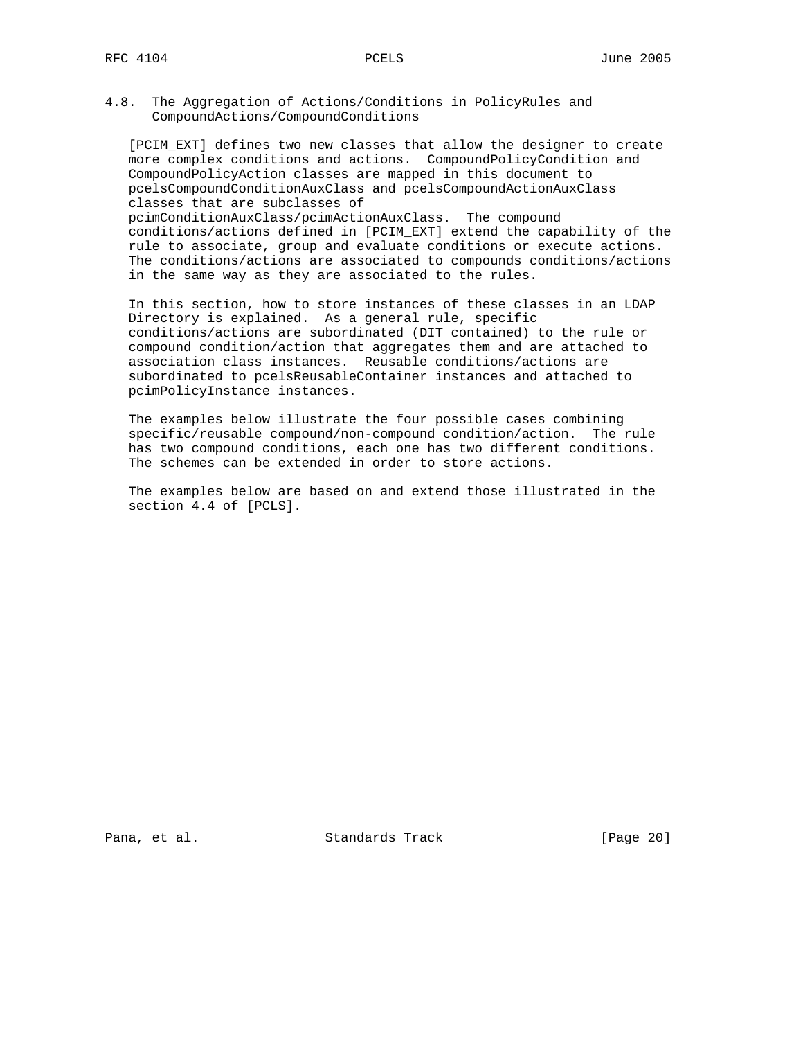### 4.8. The Aggregation of Actions/Conditions in PolicyRules and CompoundActions/CompoundConditions

[PCIM_EXT] defines two new classes that allow the designer to create more complex conditions and actions. CompoundPolicyCondition and CompoundPolicyAction classes are mapped in this document to pcelsCompoundConditionAuxClass and pcelsCompoundActionAuxClass classes that are subclasses of pcimConditionAuxClass/pcimActionAuxClass. The compound conditions/actions defined in [PCIM_EXT] extend the capability of the rule to associate, group and evaluate conditions or execute actions. The conditions/actions are associated to compounds conditions/actions in the same way as they are associated to the rules.

In this section, how to store instances of these classes in an LDAP Directory is explained. As a general rule, specific conditions/actions are subordinated (DIT contained) to the rule or compound condition/action that aggregates them and are attached to association class instances. Reusable conditions/actions are subordinated to pcelsReusableContainer instances and attached to pcimPolicyInstance instances.

The examples below illustrate the four possible cases combining specific/reusable compound/non-compound condition/action. The rule has two compound conditions, each one has two different conditions. The schemes can be extended in order to store actions.

The examples below are based on and extend those illustrated in the section 4.4 of [PCLS].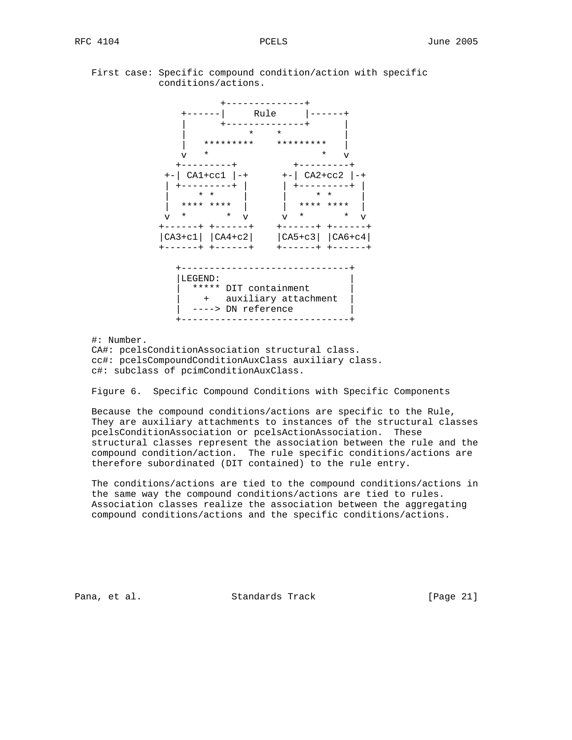First case: Specific compound condition/action with specific conditions/actions.

```
                  +--------------+
           +------|     Rule     |------+
           |      +--------------+      |
           |           *    *           |
           |   *********    *********   |
           v   *                    *   v
         +---------+          +---------+
        +-| CA1+cc1 |-+      +-| CA2+cc2 |-+
        | +---------+ |      | +---------+ |
        |      * *    |      |      * *    |
        |  **** ****  |      |  **** ****  |
        v  *        * v      v  *        * v
       +------+ +------+    +------+ +------+
       |CA3+c1| |CA4+c2|    |CA5+c3| |CA6+c4|
       +------+ +------+    +------+ +------+

         +------------------------------+
         |LEGEND:                       |
         |  ***** DIT containment       |
         |    +   auxiliary attachment  |
         |  ----> DN reference          |
         +------------------------------+
```

#: Number.
CA#: pcelsConditionAssociation structural class.
cc#: pcelsCompoundConditionAuxClass auxiliary class.
c#: subclass of pcimConditionAuxClass.

Figure 6.  Specific Compound Conditions with Specific Components

Because the compound conditions/actions are specific to the Rule, They are auxiliary attachments to instances of the structural classes pcelsConditionAssociation or pcelsActionAssociation.  These structural classes represent the association between the rule and the compound condition/action.  The rule specific conditions/actions are therefore subordinated (DIT contained) to the rule entry.

The conditions/actions are tied to the compound conditions/actions in the same way the compound conditions/actions are tied to rules. Association classes realize the association between the aggregating compound conditions/actions and the specific conditions/actions.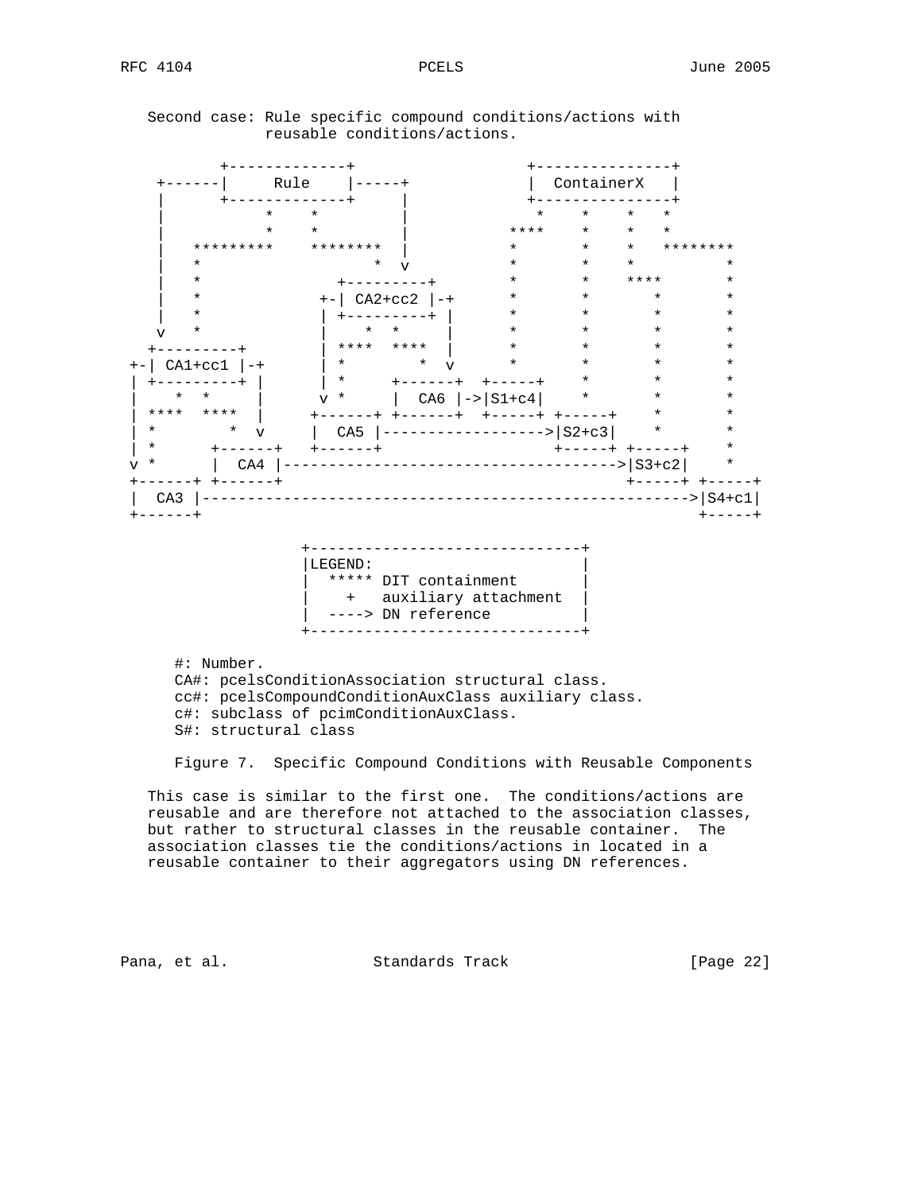Second case: Rule specific compound conditions/actions with reusable conditions/actions.

```
          +-------------+                  +---------------+
   +------|     Rule    |-----+            |  ContainerX   |
   |      +-------------+     |            +---------------+
   |           *    *         |             *    *    *   *
   |           *    *         |          ****    *    *   *
   |   *********    ********  |          *       *    *   ********
   |   *                   *  v          *       *    *          *
   |   *              +---------+        *       *    ****       *
   |   *            +-| CA2+cc2 |-+      *       *       *       *
   |   *            | +---------+ |      *       *       *       *
   v   *            |    *  *     |      *       *       *       *
  +---------+       | ****  ****  |      *       *       *       *
+-| CA1+cc1 |-+     | *        *  v      *       *       *       *
| +---------+ |     | *     +------+  +-----+    *       *       *
|    *  *     |     v *     |  CA6 |->|S1+c4|    *       *       *
| ****  ****  |    +------+ +------+  +-----+ +-----+    *       *
| *        *  v    |  CA5 |------------------>|S2+c3|    *       *
| *      +------+  +------+                   +-----+ +-----+    *
v *      |  CA4 |------------------------------------>|S3+c2|    *
+------+ +------+                                     +-----+ +-----+
|  CA3 |----------------------------------------------------->|S4+c1|
+------+                                                      +-----+

                 +------------------------------+
                 |LEGEND:                       |
                 |  ***** DIT containment       |
                 |    +   auxiliary attachment  |
                 |  ----> DN reference          |
                 +------------------------------+
```

#: Number.
CA#: pcelsConditionAssociation structural class.
cc#: pcelsCompoundConditionAuxClass auxiliary class.
c#: subclass of pcimConditionAuxClass.
S#: structural class

Figure 7. Specific Compound Conditions with Reusable Components

This case is similar to the first one. The conditions/actions are reusable and are therefore not attached to the association classes, but rather to structural classes in the reusable container. The association classes tie the conditions/actions in located in a reusable container to their aggregators using DN references.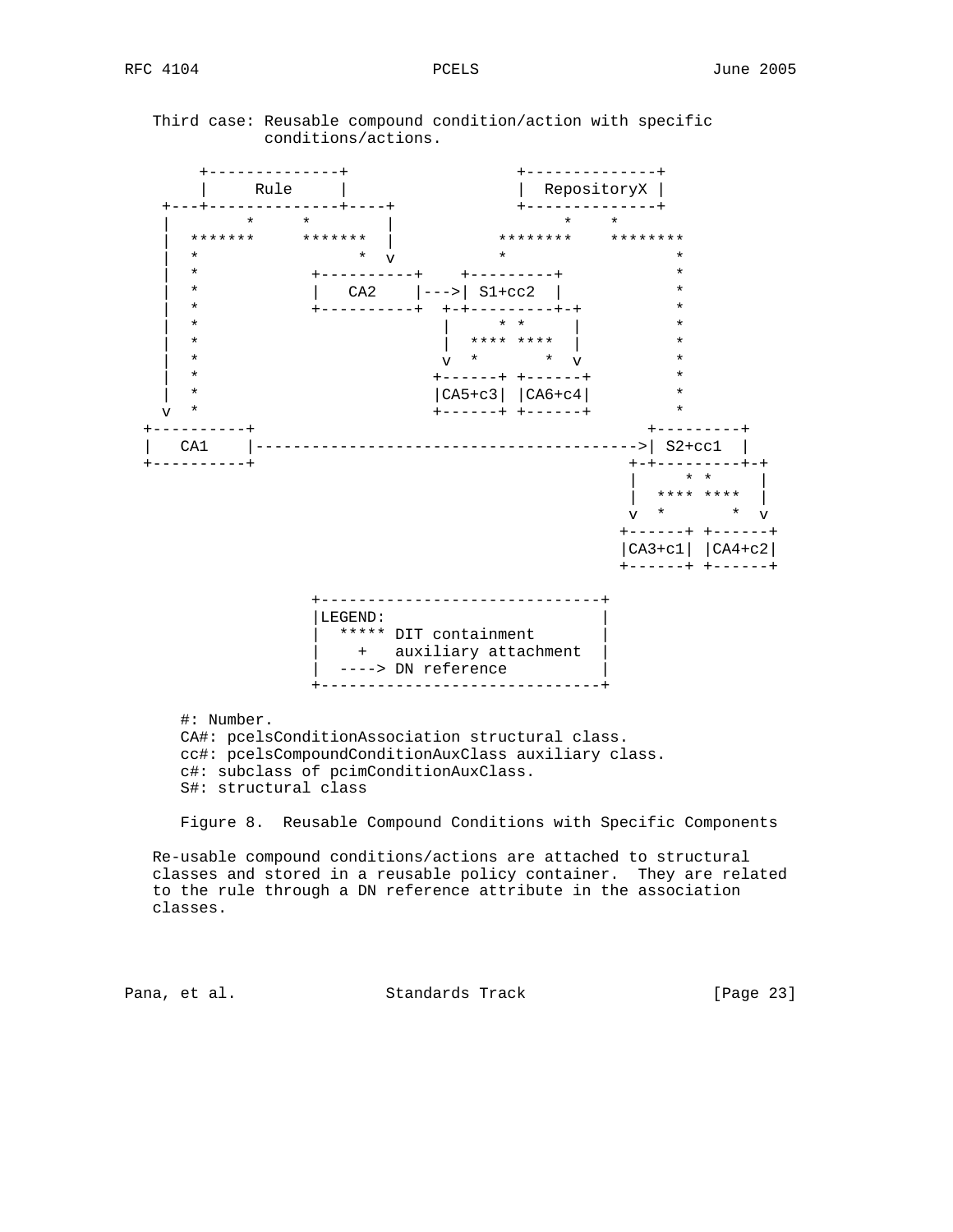Third case: Reusable compound condition/action with specific conditions/actions.

```
      +--------------+                 +--------------+
      |     Rule     |                 |  RepositoryX |
  +---+--------------+----+            +--------------+
  |        *     *        |                 *    *
  |  *******     *******  |          ********    ********
  |  *                 *  v          *                  *
  |  *              +----------+    +---------+         *
  |  *              |   CA2    |--->| S1+cc2  |         *
  |  *              +----------+  +-+---------+-+       *
  |  *                            |     * *     |       *
  |  *                            |  **** ****  |       *
  |  *                            v  *       *  v       *
  |  *                           +------+ +------+      *
  |  *                           |CA5+c3| |CA6+c4|      *
  v  *                           +------+ +------+      *
+----------+                                       +---------+
|   CA1    |-------------------------------------->| S2+cc1  |
+----------+                                     +-+---------+-+
                                                 |     * *     |
                                                 |  **** ****  |
                                                 v  *       *  v
                                                +------+ +------+
                                                |CA3+c1| |CA4+c2|
                                                +------+ +------+

                +------------------------------+
                |LEGEND:                       |
                |  ***** DIT containment       |
                |    +   auxiliary attachment  |
                |  ----> DN reference          |
                +------------------------------+
```

#: Number.
CA#: pcelsConditionAssociation structural class.
cc#: pcelsCompoundConditionAuxClass auxiliary class.
c#: subclass of pcimConditionAuxClass.
S#: structural class

Figure 8. Reusable Compound Conditions with Specific Components

Re-usable compound conditions/actions are attached to structural classes and stored in a reusable policy container. They are related to the rule through a DN reference attribute in the association classes.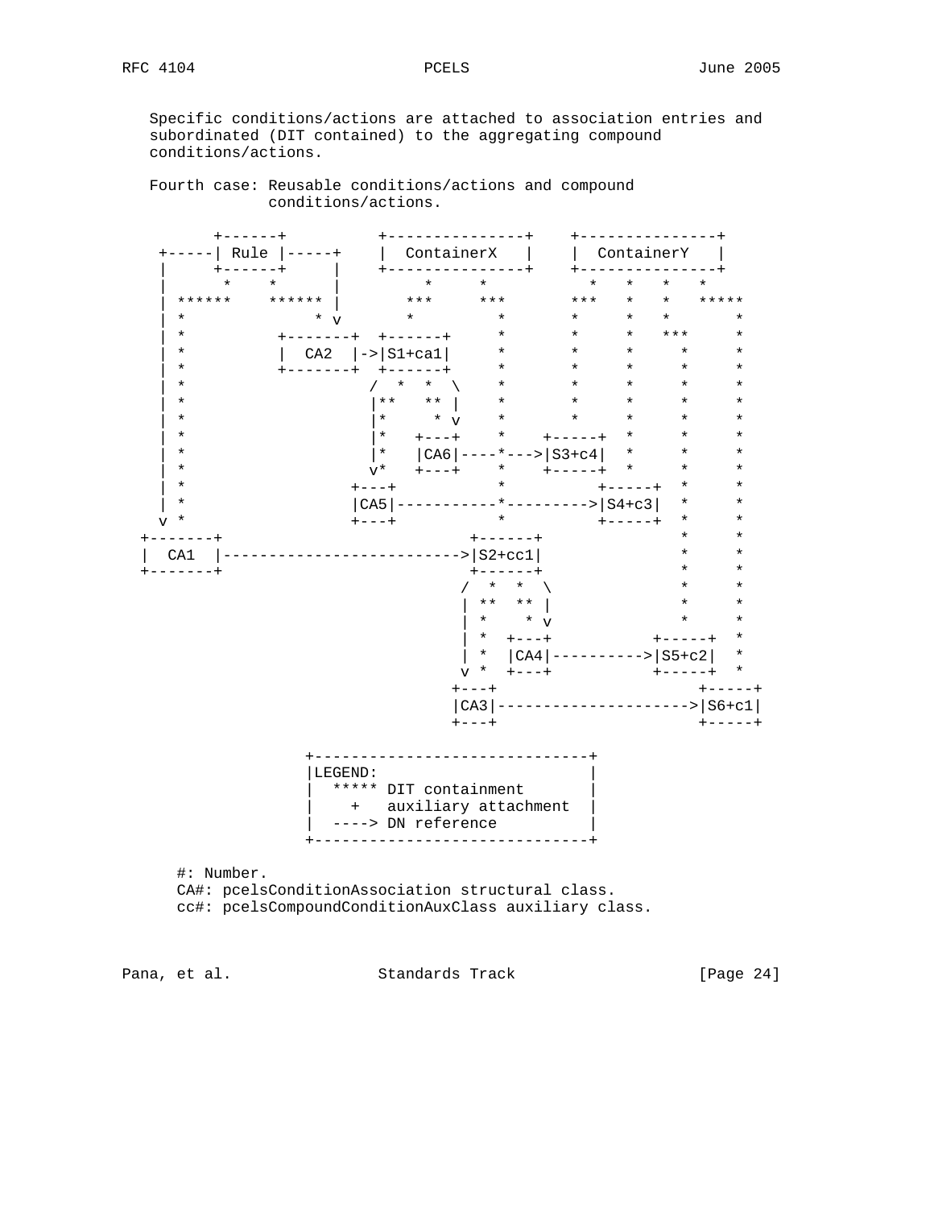Specific conditions/actions are attached to association entries and subordinated (DIT contained) to the aggregating compound conditions/actions.

Fourth case: Reusable conditions/actions and compound conditions/actions.

```
        +------+          +---------------+    +---------------+
  +-----| Rule |-----+    |  ContainerX   |    |  ContainerY   |
  |     +------+     |    +---------------+    +---------------+
  |       *    *     |        *     *            *   *   *   *
  | ******    ****** |       ***     ***       ***   *   *   *****
  | *              * v        *        *         *     *   *       *
  | *          +-------+  +------+     *         *     *  ***      *
  | *          |  CA2  |->|S1+ca1|     *         *     *    *      *
  | *          +-------+  +------+     *         *     *    *      *
  | *                    /  *  *  \    *         *     *    *      *
  | *                    |**   ** |    *         *     *    *      *
  | *                    |*     * v    *         *     *    *      *
  | *                    |*   +---+    *    +-----+  *     *      *
  | *                    |*   |CA6|----*--->|S3+c4|  *     *      *
  | *                    v*   +---+    *    +-----+  *     *      *
  | *                  +---+           *          +-----+  *      *
  | *                  |CA5|-----------*--------->|S4+c3|  *      *
  v *                  +---+           *          +-----+  *      *
+-------+                           +------+               *      *
|  CA1  |-------------------------->|S2+cc1|               *      *
+-------+                           +------+               *      *
                                   /  *  *  \              *      *
                                   | **  ** |              *      *
                                   | *    * v              *      *
                                   | *  +---+          +-----+  *
                                   | *  |CA4|--------->|S5+c2|  *
                                   v *  +---+          +-----+  *
                                  +---+                    +-----+
                                  |CA3|------------------->|S6+c1|
                                  +---+                    +-----+

                  +------------------------------+
                  |LEGEND:                       |
                  |  ***** DIT containment       |
                  |    +   auxiliary attachment  |
                  |  ----> DN reference          |
                  +------------------------------+
```

#: Number.
CA#: pcelsConditionAssociation structural class.
cc#: pcelsCompoundConditionAuxClass auxiliary class.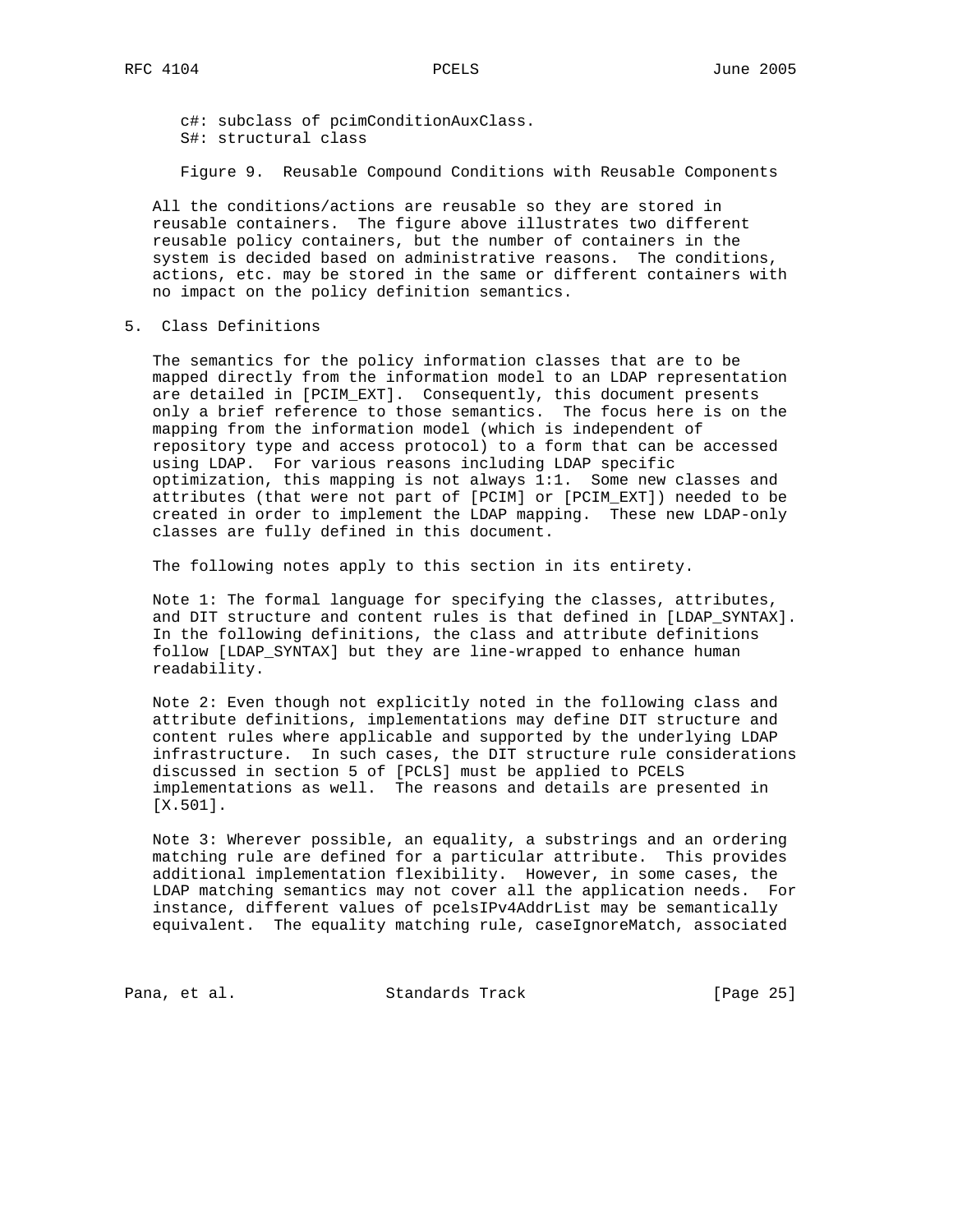c#: subclass of pcimConditionAuxClass.
S#: structural class

Figure 9. Reusable Compound Conditions with Reusable Components

All the conditions/actions are reusable so they are stored in reusable containers. The figure above illustrates two different reusable policy containers, but the number of containers in the system is decided based on administrative reasons. The conditions, actions, etc. may be stored in the same or different containers with no impact on the policy definition semantics.

## 5. Class Definitions

The semantics for the policy information classes that are to be mapped directly from the information model to an LDAP representation are detailed in [PCIM_EXT]. Consequently, this document presents only a brief reference to those semantics. The focus here is on the mapping from the information model (which is independent of repository type and access protocol) to a form that can be accessed using LDAP. For various reasons including LDAP specific optimization, this mapping is not always 1:1. Some new classes and attributes (that were not part of [PCIM] or [PCIM_EXT]) needed to be created in order to implement the LDAP mapping. These new LDAP-only classes are fully defined in this document.

The following notes apply to this section in its entirety.

Note 1: The formal language for specifying the classes, attributes, and DIT structure and content rules is that defined in [LDAP_SYNTAX]. In the following definitions, the class and attribute definitions follow [LDAP_SYNTAX] but they are line-wrapped to enhance human readability.

Note 2: Even though not explicitly noted in the following class and attribute definitions, implementations may define DIT structure and content rules where applicable and supported by the underlying LDAP infrastructure. In such cases, the DIT structure rule considerations discussed in section 5 of [PCLS] must be applied to PCELS implementations as well. The reasons and details are presented in [X.501].

Note 3: Wherever possible, an equality, a substrings and an ordering matching rule are defined for a particular attribute. This provides additional implementation flexibility. However, in some cases, the LDAP matching semantics may not cover all the application needs. For instance, different values of pcelsIPv4AddrList may be semantically equivalent. The equality matching rule, caseIgnoreMatch, associated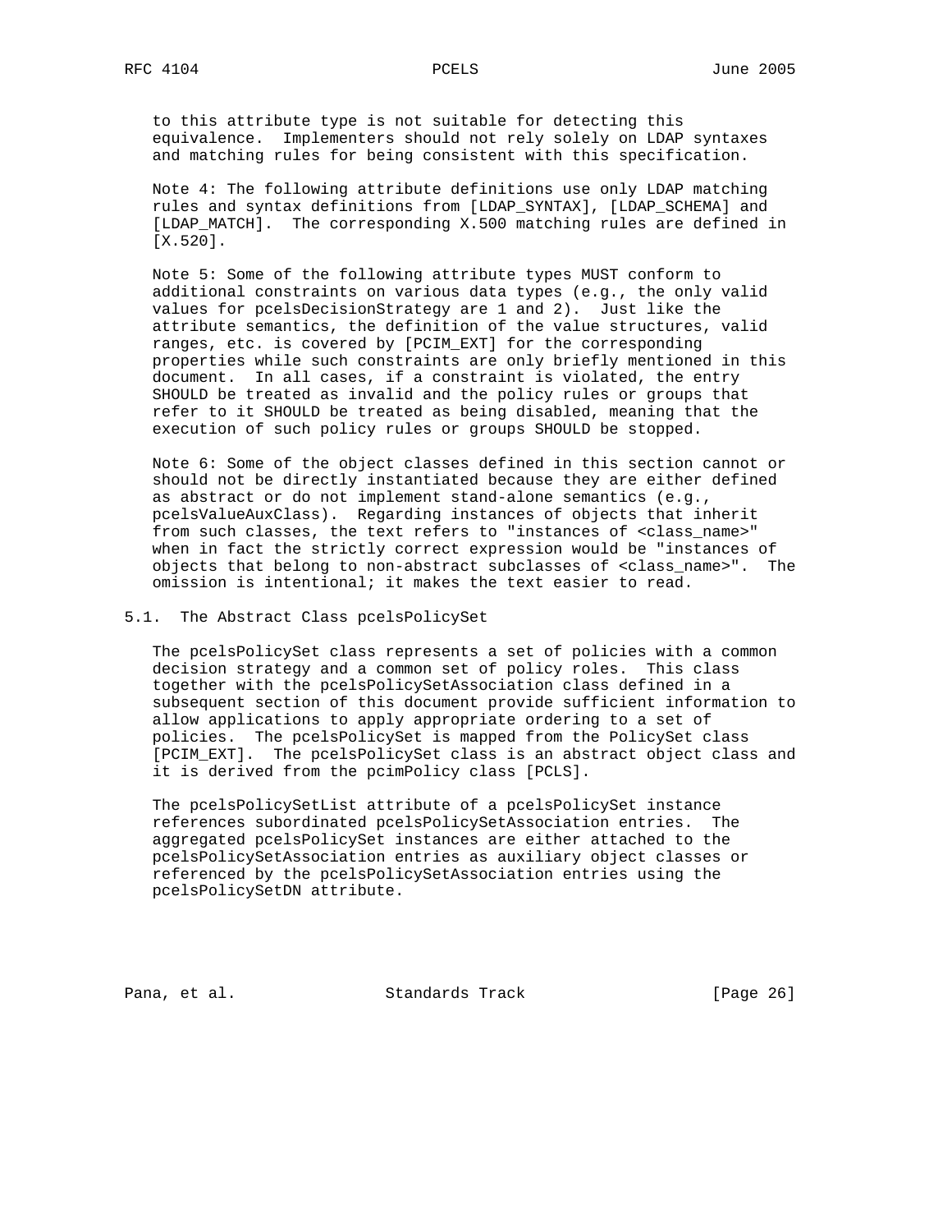to this attribute type is not suitable for detecting this equivalence. Implementers should not rely solely on LDAP syntaxes and matching rules for being consistent with this specification.

Note 4: The following attribute definitions use only LDAP matching rules and syntax definitions from [LDAP_SYNTAX], [LDAP_SCHEMA] and [LDAP_MATCH]. The corresponding X.500 matching rules are defined in [X.520].

Note 5: Some of the following attribute types MUST conform to additional constraints on various data types (e.g., the only valid values for pcelsDecisionStrategy are 1 and 2). Just like the attribute semantics, the definition of the value structures, valid ranges, etc. is covered by [PCIM_EXT] for the corresponding properties while such constraints are only briefly mentioned in this document. In all cases, if a constraint is violated, the entry SHOULD be treated as invalid and the policy rules or groups that refer to it SHOULD be treated as being disabled, meaning that the execution of such policy rules or groups SHOULD be stopped.

Note 6: Some of the object classes defined in this section cannot or should not be directly instantiated because they are either defined as abstract or do not implement stand-alone semantics (e.g., pcelsValueAuxClass). Regarding instances of objects that inherit from such classes, the text refers to "instances of <class_name>" when in fact the strictly correct expression would be "instances of objects that belong to non-abstract subclasses of <class_name>". The omission is intentional; it makes the text easier to read.

## 5.1. The Abstract Class pcelsPolicySet

The pcelsPolicySet class represents a set of policies with a common decision strategy and a common set of policy roles. This class together with the pcelsPolicySetAssociation class defined in a subsequent section of this document provide sufficient information to allow applications to apply appropriate ordering to a set of policies. The pcelsPolicySet is mapped from the PolicySet class [PCIM_EXT]. The pcelsPolicySet class is an abstract object class and it is derived from the pcimPolicy class [PCLS].

The pcelsPolicySetList attribute of a pcelsPolicySet instance references subordinated pcelsPolicySetAssociation entries. The aggregated pcelsPolicySet instances are either attached to the pcelsPolicySetAssociation entries as auxiliary object classes or referenced by the pcelsPolicySetAssociation entries using the pcelsPolicySetDN attribute.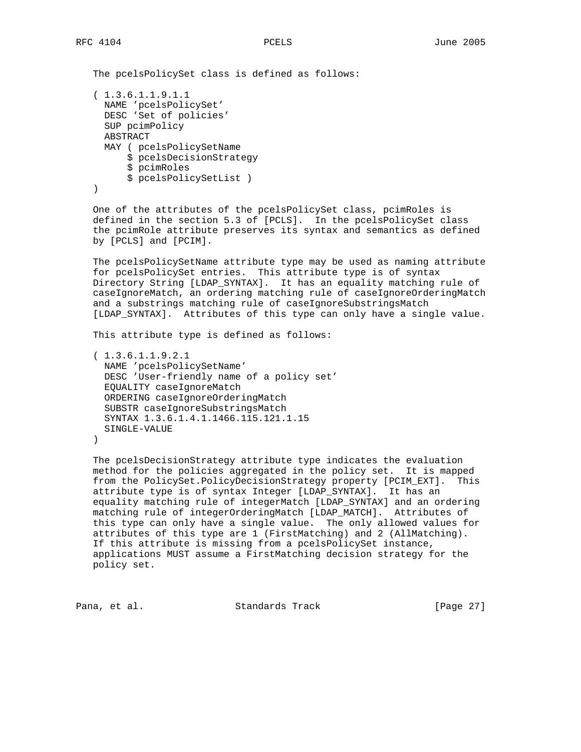The pcelsPolicySet class is defined as follows:

```
( 1.3.6.1.1.9.1.1
  NAME 'pcelsPolicySet'
  DESC 'Set of policies'
  SUP pcimPolicy
  ABSTRACT
  MAY ( pcelsPolicySetName
      $ pcelsDecisionStrategy
      $ pcimRoles
      $ pcelsPolicySetList )
)
```

One of the attributes of the pcelsPolicySet class, pcimRoles is defined in the section 5.3 of [PCLS]. In the pcelsPolicySet class the pcimRole attribute preserves its syntax and semantics as defined by [PCLS] and [PCIM].

The pcelsPolicySetName attribute type may be used as naming attribute for pcelsPolicySet entries. This attribute type is of syntax Directory String [LDAP_SYNTAX]. It has an equality matching rule of caseIgnoreMatch, an ordering matching rule of caseIgnoreOrderingMatch and a substrings matching rule of caseIgnoreSubstringsMatch [LDAP_SYNTAX]. Attributes of this type can only have a single value.

This attribute type is defined as follows:

```
( 1.3.6.1.1.9.2.1
  NAME 'pcelsPolicySetName'
  DESC 'User-friendly name of a policy set'
  EQUALITY caseIgnoreMatch
  ORDERING caseIgnoreOrderingMatch
  SUBSTR caseIgnoreSubstringsMatch
  SYNTAX 1.3.6.1.4.1.1466.115.121.1.15
  SINGLE-VALUE
)
```

The pcelsDecisionStrategy attribute type indicates the evaluation method for the policies aggregated in the policy set. It is mapped from the PolicySet.PolicyDecisionStrategy property [PCIM_EXT]. This attribute type is of syntax Integer [LDAP_SYNTAX]. It has an equality matching rule of integerMatch [LDAP_SYNTAX] and an ordering matching rule of integerOrderingMatch [LDAP_MATCH]. Attributes of this type can only have a single value. The only allowed values for attributes of this type are 1 (FirstMatching) and 2 (AllMatching). If this attribute is missing from a pcelsPolicySet instance, applications MUST assume a FirstMatching decision strategy for the policy set.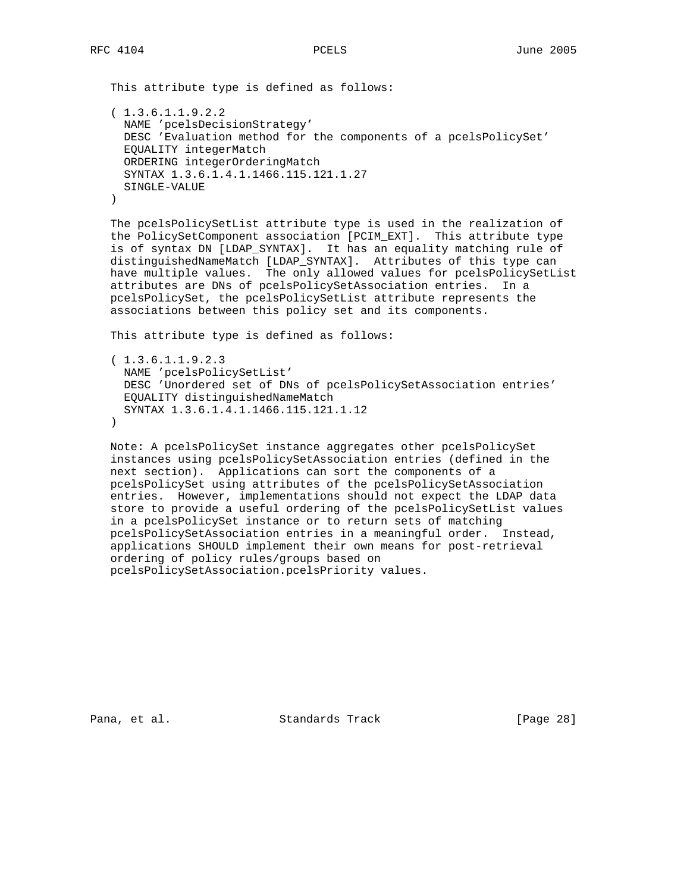This attribute type is defined as follows:

```
( 1.3.6.1.1.9.2.2
  NAME 'pcelsDecisionStrategy'
  DESC 'Evaluation method for the components of a pcelsPolicySet'
  EQUALITY integerMatch
  ORDERING integerOrderingMatch
  SYNTAX 1.3.6.1.4.1.1466.115.121.1.27
  SINGLE-VALUE
)
```

The pcelsPolicySetList attribute type is used in the realization of the PolicySetComponent association [PCIM_EXT]. This attribute type is of syntax DN [LDAP_SYNTAX]. It has an equality matching rule of distinguishedNameMatch [LDAP_SYNTAX]. Attributes of this type can have multiple values. The only allowed values for pcelsPolicySetList attributes are DNs of pcelsPolicySetAssociation entries. In a pcelsPolicySet, the pcelsPolicySetList attribute represents the associations between this policy set and its components.

This attribute type is defined as follows:

```
( 1.3.6.1.1.9.2.3
  NAME 'pcelsPolicySetList'
  DESC 'Unordered set of DNs of pcelsPolicySetAssociation entries'
  EQUALITY distinguishedNameMatch
  SYNTAX 1.3.6.1.4.1.1466.115.121.1.12
)
```

Note: A pcelsPolicySet instance aggregates other pcelsPolicySet instances using pcelsPolicySetAssociation entries (defined in the next section). Applications can sort the components of a pcelsPolicySet using attributes of the pcelsPolicySetAssociation entries. However, implementations should not expect the LDAP data store to provide a useful ordering of the pcelsPolicySetList values in a pcelsPolicySet instance or to return sets of matching pcelsPolicySetAssociation entries in a meaningful order. Instead, applications SHOULD implement their own means for post-retrieval ordering of policy rules/groups based on pcelsPolicySetAssociation.pcelsPriority values.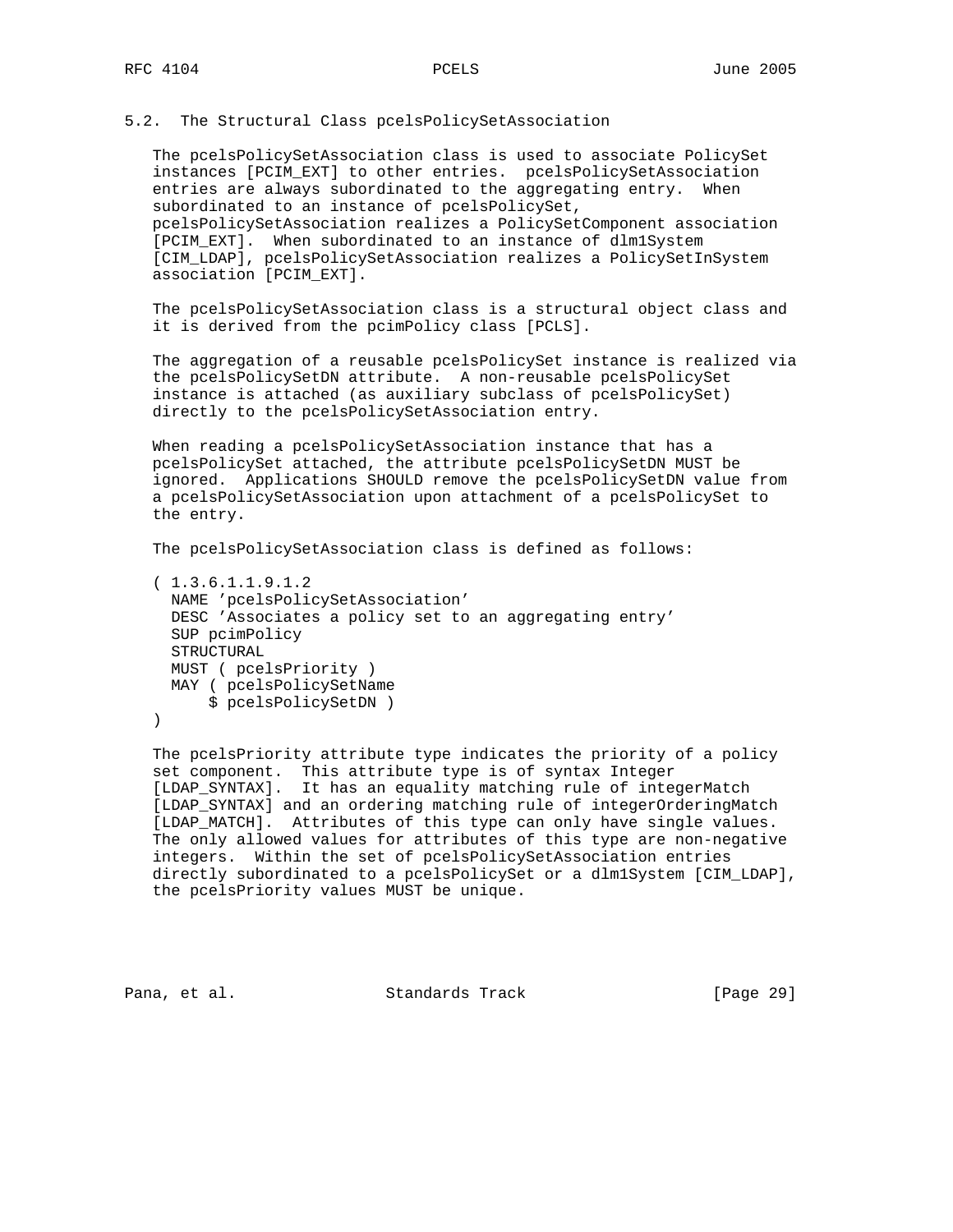### 5.2. The Structural Class pcelsPolicySetAssociation

The pcelsPolicySetAssociation class is used to associate PolicySet instances [PCIM_EXT] to other entries. pcelsPolicySetAssociation entries are always subordinated to the aggregating entry. When subordinated to an instance of pcelsPolicySet, pcelsPolicySetAssociation realizes a PolicySetComponent association [PCIM_EXT]. When subordinated to an instance of dlm1System [CIM_LDAP], pcelsPolicySetAssociation realizes a PolicySetInSystem association [PCIM_EXT].

The pcelsPolicySetAssociation class is a structural object class and it is derived from the pcimPolicy class [PCLS].

The aggregation of a reusable pcelsPolicySet instance is realized via the pcelsPolicySetDN attribute. A non-reusable pcelsPolicySet instance is attached (as auxiliary subclass of pcelsPolicySet) directly to the pcelsPolicySetAssociation entry.

When reading a pcelsPolicySetAssociation instance that has a pcelsPolicySet attached, the attribute pcelsPolicySetDN MUST be ignored. Applications SHOULD remove the pcelsPolicySetDN value from a pcelsPolicySetAssociation upon attachment of a pcelsPolicySet to the entry.

The pcelsPolicySetAssociation class is defined as follows:

```
( 1.3.6.1.1.9.1.2
  NAME 'pcelsPolicySetAssociation'
  DESC 'Associates a policy set to an aggregating entry'
  SUP pcimPolicy
  STRUCTURAL
  MUST ( pcelsPriority )
  MAY ( pcelsPolicySetName
      $ pcelsPolicySetDN )
)
```

The pcelsPriority attribute type indicates the priority of a policy set component. This attribute type is of syntax Integer [LDAP_SYNTAX]. It has an equality matching rule of integerMatch [LDAP_SYNTAX] and an ordering matching rule of integerOrderingMatch [LDAP_MATCH]. Attributes of this type can only have single values. The only allowed values for attributes of this type are non-negative integers. Within the set of pcelsPolicySetAssociation entries directly subordinated to a pcelsPolicySet or a dlm1System [CIM_LDAP], the pcelsPriority values MUST be unique.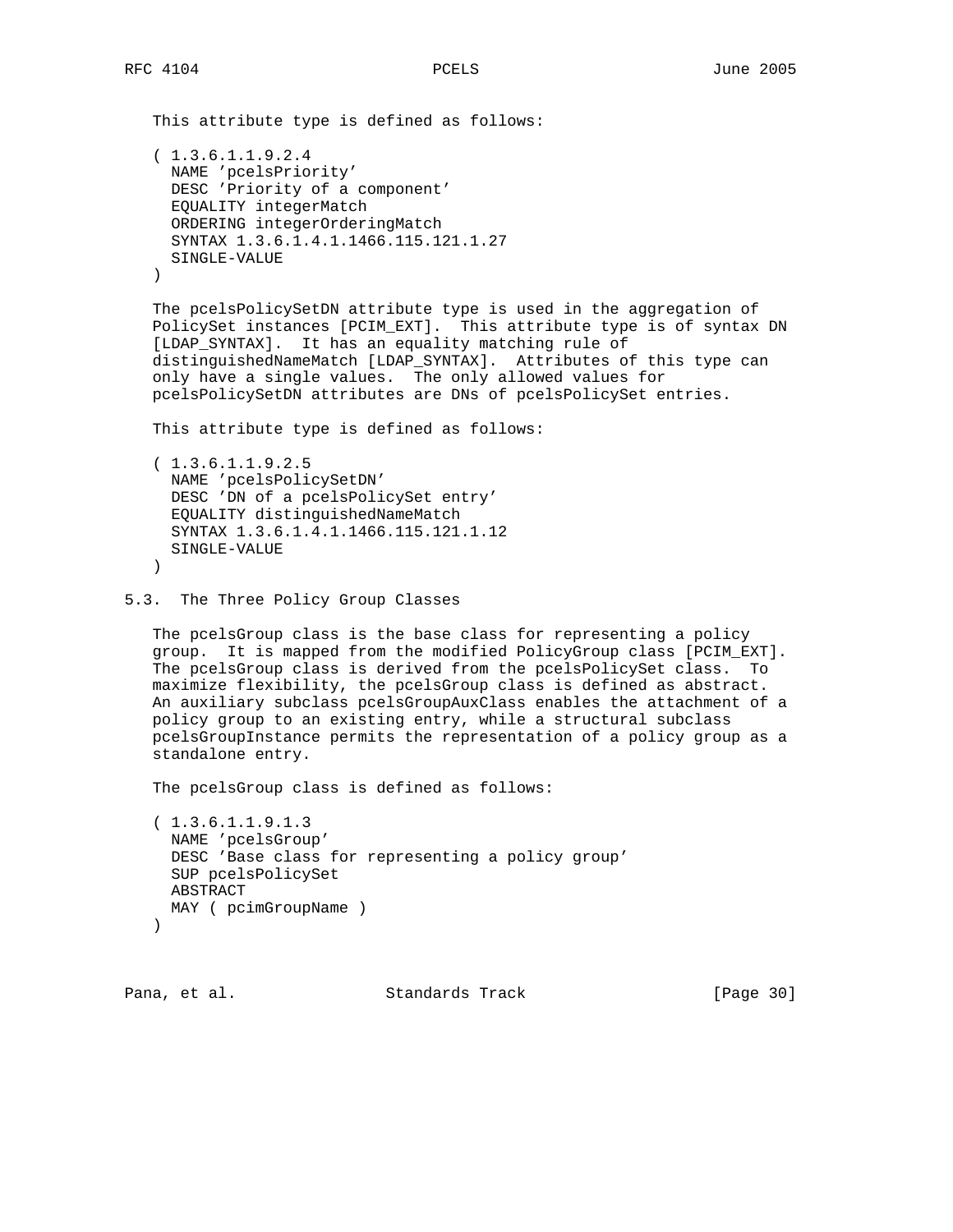This attribute type is defined as follows:

```
( 1.3.6.1.1.9.2.4
  NAME 'pcelsPriority'
  DESC 'Priority of a component'
  EQUALITY integerMatch
  ORDERING integerOrderingMatch
  SYNTAX 1.3.6.1.4.1.1466.115.121.1.27
  SINGLE-VALUE
)
```

The pcelsPolicySetDN attribute type is used in the aggregation of PolicySet instances [PCIM_EXT]. This attribute type is of syntax DN [LDAP_SYNTAX]. It has an equality matching rule of distinguishedNameMatch [LDAP_SYNTAX]. Attributes of this type can only have a single values. The only allowed values for pcelsPolicySetDN attributes are DNs of pcelsPolicySet entries.

This attribute type is defined as follows:

```
( 1.3.6.1.1.9.2.5
  NAME 'pcelsPolicySetDN'
  DESC 'DN of a pcelsPolicySet entry'
  EQUALITY distinguishedNameMatch
  SYNTAX 1.3.6.1.4.1.1466.115.121.1.12
  SINGLE-VALUE
)
```

## 5.3. The Three Policy Group Classes

The pcelsGroup class is the base class for representing a policy group. It is mapped from the modified PolicyGroup class [PCIM_EXT]. The pcelsGroup class is derived from the pcelsPolicySet class. To maximize flexibility, the pcelsGroup class is defined as abstract. An auxiliary subclass pcelsGroupAuxClass enables the attachment of a policy group to an existing entry, while a structural subclass pcelsGroupInstance permits the representation of a policy group as a standalone entry.

The pcelsGroup class is defined as follows:

```
( 1.3.6.1.1.9.1.3
  NAME 'pcelsGroup'
  DESC 'Base class for representing a policy group'
  SUP pcelsPolicySet
  ABSTRACT
  MAY ( pcimGroupName )
)
```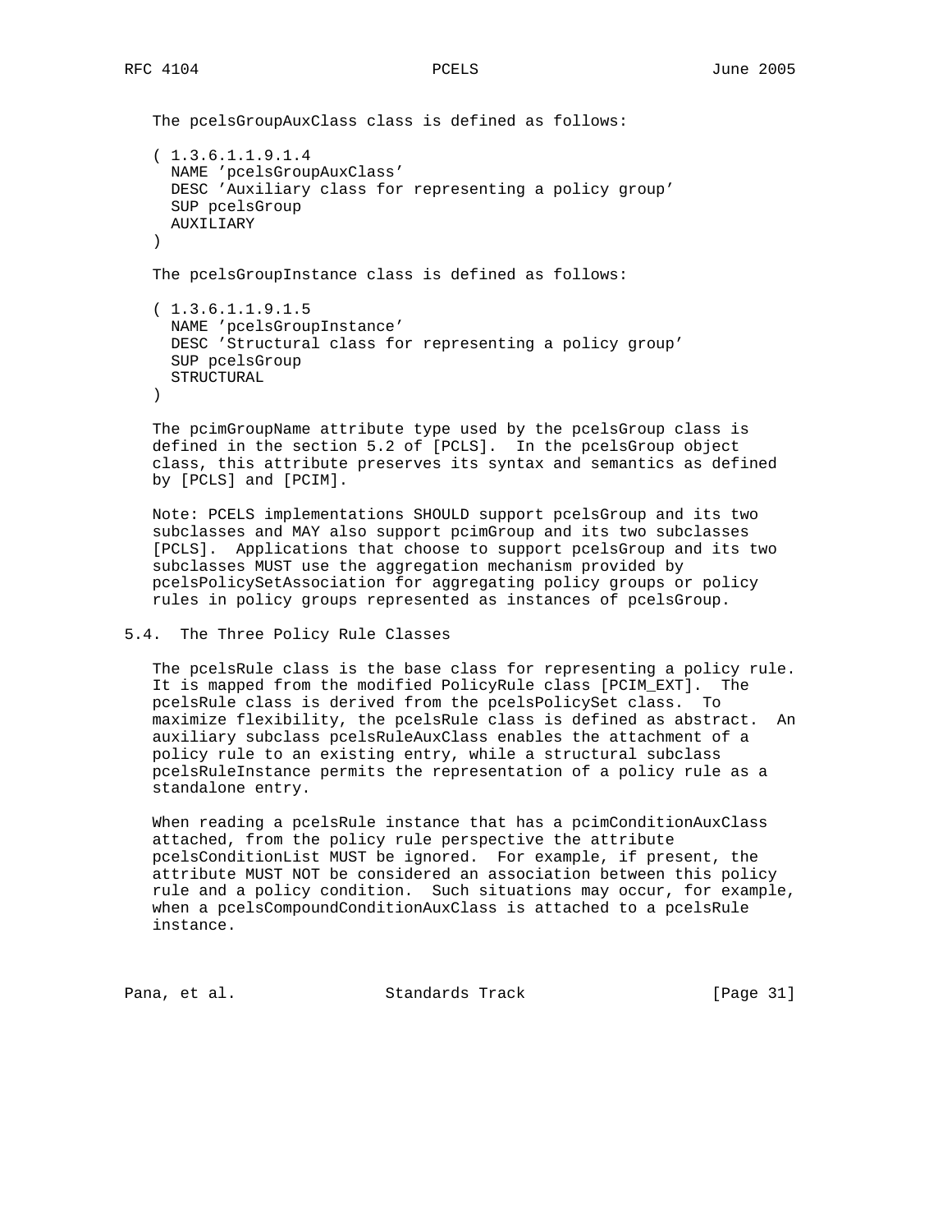The pcelsGroupAuxClass class is defined as follows:

```
( 1.3.6.1.1.9.1.4
  NAME 'pcelsGroupAuxClass'
  DESC 'Auxiliary class for representing a policy group'
  SUP pcelsGroup
  AUXILIARY
)
```

The pcelsGroupInstance class is defined as follows:

```
( 1.3.6.1.1.9.1.5
  NAME 'pcelsGroupInstance'
  DESC 'Structural class for representing a policy group'
  SUP pcelsGroup
  STRUCTURAL
)
```

The pcimGroupName attribute type used by the pcelsGroup class is defined in the section 5.2 of [PCLS]. In the pcelsGroup object class, this attribute preserves its syntax and semantics as defined by [PCLS] and [PCIM].

Note: PCELS implementations SHOULD support pcelsGroup and its two subclasses and MAY also support pcimGroup and its two subclasses [PCLS]. Applications that choose to support pcelsGroup and its two subclasses MUST use the aggregation mechanism provided by pcelsPolicySetAssociation for aggregating policy groups or policy rules in policy groups represented as instances of pcelsGroup.

## 5.4. The Three Policy Rule Classes

The pcelsRule class is the base class for representing a policy rule. It is mapped from the modified PolicyRule class [PCIM_EXT]. The pcelsRule class is derived from the pcelsPolicySet class. To maximize flexibility, the pcelsRule class is defined as abstract. An auxiliary subclass pcelsRuleAuxClass enables the attachment of a policy rule to an existing entry, while a structural subclass pcelsRuleInstance permits the representation of a policy rule as a standalone entry.

When reading a pcelsRule instance that has a pcimConditionAuxClass attached, from the policy rule perspective the attribute pcelsConditionList MUST be ignored. For example, if present, the attribute MUST NOT be considered an association between this policy rule and a policy condition. Such situations may occur, for example, when a pcelsCompoundConditionAuxClass is attached to a pcelsRule instance.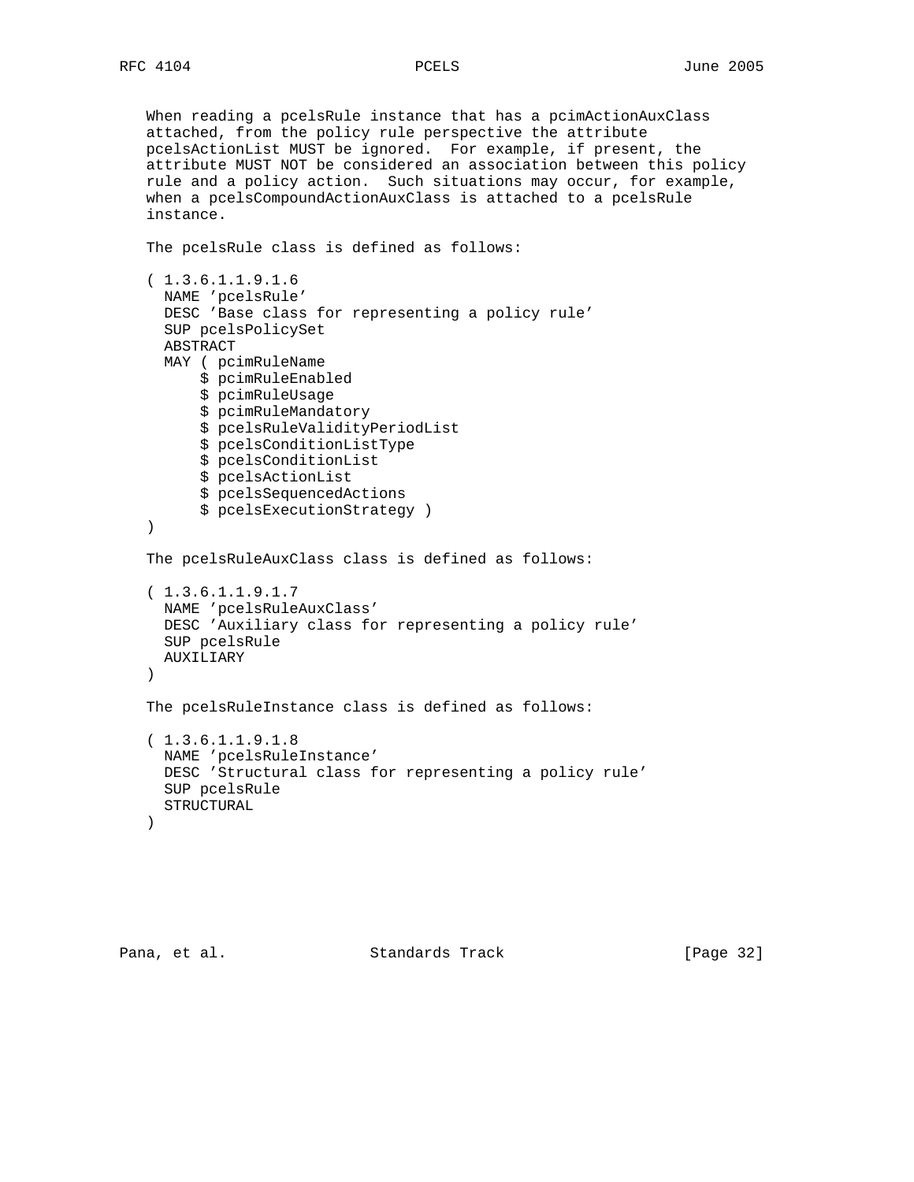When reading a pcelsRule instance that has a pcimActionAuxClass attached, from the policy rule perspective the attribute pcelsActionList MUST be ignored. For example, if present, the attribute MUST NOT be considered an association between this policy rule and a policy action. Such situations may occur, for example, when a pcelsCompoundActionAuxClass is attached to a pcelsRule instance.

The pcelsRule class is defined as follows:

```
( 1.3.6.1.1.9.1.6
  NAME 'pcelsRule'
  DESC 'Base class for representing a policy rule'
  SUP pcelsPolicySet
  ABSTRACT
  MAY ( pcimRuleName
      $ pcimRuleEnabled
      $ pcimRuleUsage
      $ pcimRuleMandatory
      $ pcelsRuleValidityPeriodList
      $ pcelsConditionListType
      $ pcelsConditionList
      $ pcelsActionList
      $ pcelsSequencedActions
      $ pcelsExecutionStrategy )
)
```

The pcelsRuleAuxClass class is defined as follows:

```
( 1.3.6.1.1.9.1.7
  NAME 'pcelsRuleAuxClass'
  DESC 'Auxiliary class for representing a policy rule'
  SUP pcelsRule
  AUXILIARY
)
```

The pcelsRuleInstance class is defined as follows:

```
( 1.3.6.1.1.9.1.8
  NAME 'pcelsRuleInstance'
  DESC 'Structural class for representing a policy rule'
  SUP pcelsRule
  STRUCTURAL
)
```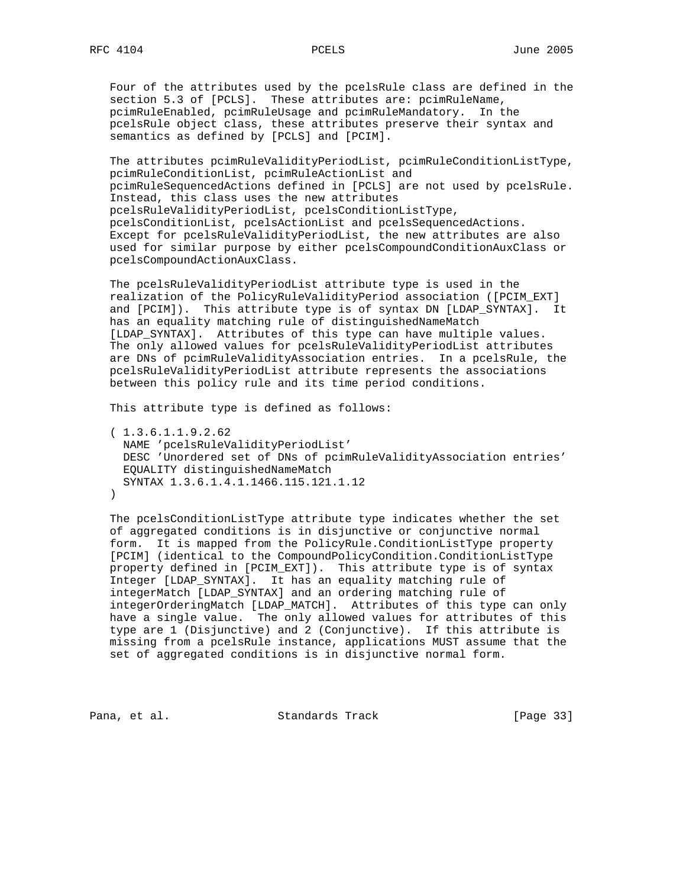Four of the attributes used by the pcelsRule class are defined in the section 5.3 of [PCLS]. These attributes are: pcimRuleName, pcimRuleEnabled, pcimRuleUsage and pcimRuleMandatory. In the pcelsRule object class, these attributes preserve their syntax and semantics as defined by [PCLS] and [PCIM].

The attributes pcimRuleValidityPeriodList, pcimRuleConditionListType, pcimRuleConditionList, pcimRuleActionList and pcimRuleSequencedActions defined in [PCLS] are not used by pcelsRule. Instead, this class uses the new attributes pcelsRuleValidityPeriodList, pcelsConditionListType, pcelsConditionList, pcelsActionList and pcelsSequencedActions. Except for pcelsRuleValidityPeriodList, the new attributes are also used for similar purpose by either pcelsCompoundConditionAuxClass or pcelsCompoundActionAuxClass.

The pcelsRuleValidityPeriodList attribute type is used in the realization of the PolicyRuleValidityPeriod association ([PCIM_EXT] and [PCIM]). This attribute type is of syntax DN [LDAP_SYNTAX]. It has an equality matching rule of distinguishedNameMatch [LDAP_SYNTAX]. Attributes of this type can have multiple values. The only allowed values for pcelsRuleValidityPeriodList attributes are DNs of pcimRuleValidityAssociation entries. In a pcelsRule, the pcelsRuleValidityPeriodList attribute represents the associations between this policy rule and its time period conditions.

This attribute type is defined as follows:

```
( 1.3.6.1.1.9.2.62
  NAME 'pcelsRuleValidityPeriodList'
  DESC 'Unordered set of DNs of pcimRuleValidityAssociation entries'
  EQUALITY distinguishedNameMatch
  SYNTAX 1.3.6.1.4.1.1466.115.121.1.12
)
```

The pcelsConditionListType attribute type indicates whether the set of aggregated conditions is in disjunctive or conjunctive normal form. It is mapped from the PolicyRule.ConditionListType property [PCIM] (identical to the CompoundPolicyCondition.ConditionListType property defined in [PCIM_EXT]). This attribute type is of syntax Integer [LDAP_SYNTAX]. It has an equality matching rule of integerMatch [LDAP_SYNTAX] and an ordering matching rule of integerOrderingMatch [LDAP_MATCH]. Attributes of this type can only have a single value. The only allowed values for attributes of this type are 1 (Disjunctive) and 2 (Conjunctive). If this attribute is missing from a pcelsRule instance, applications MUST assume that the set of aggregated conditions is in disjunctive normal form.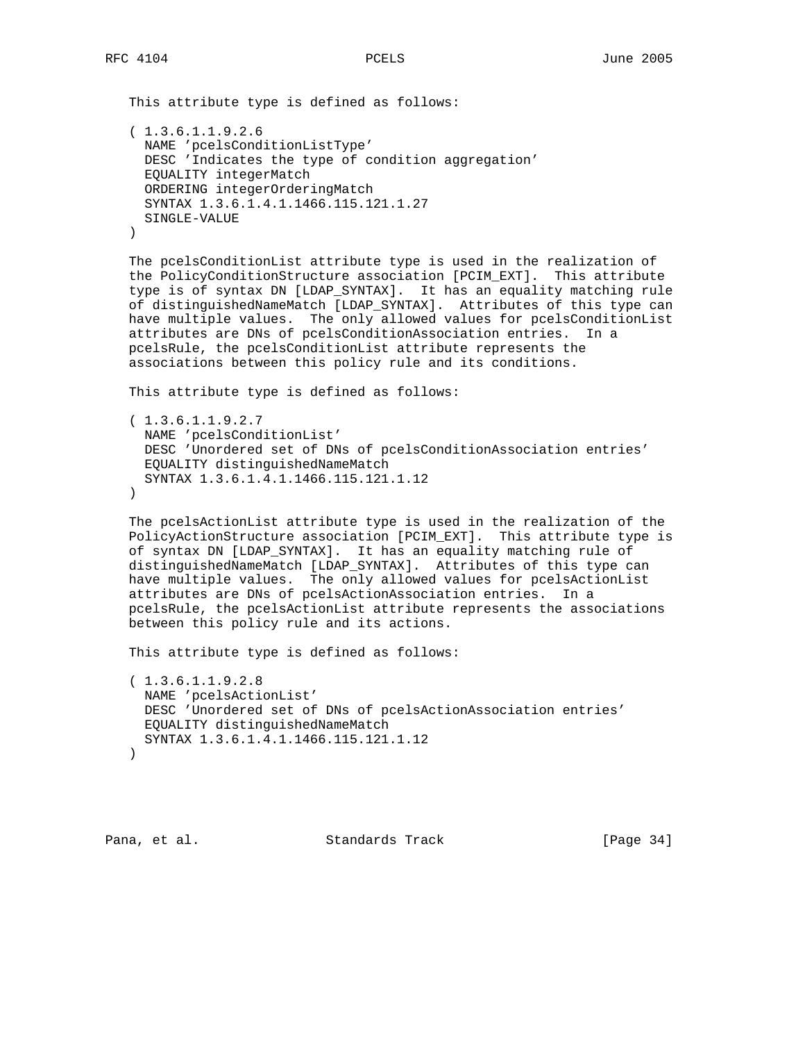This attribute type is defined as follows:

```
( 1.3.6.1.1.9.2.6
  NAME 'pcelsConditionListType'
  DESC 'Indicates the type of condition aggregation'
  EQUALITY integerMatch
  ORDERING integerOrderingMatch
  SYNTAX 1.3.6.1.4.1.1466.115.121.1.27
  SINGLE-VALUE
)
```

The pcelsConditionList attribute type is used in the realization of the PolicyConditionStructure association [PCIM_EXT]. This attribute type is of syntax DN [LDAP_SYNTAX]. It has an equality matching rule of distinguishedNameMatch [LDAP_SYNTAX]. Attributes of this type can have multiple values. The only allowed values for pcelsConditionList attributes are DNs of pcelsConditionAssociation entries. In a pcelsRule, the pcelsConditionList attribute represents the associations between this policy rule and its conditions.

This attribute type is defined as follows:

```
( 1.3.6.1.1.9.2.7
  NAME 'pcelsConditionList'
  DESC 'Unordered set of DNs of pcelsConditionAssociation entries'
  EQUALITY distinguishedNameMatch
  SYNTAX 1.3.6.1.4.1.1466.115.121.1.12
)
```

The pcelsActionList attribute type is used in the realization of the PolicyActionStructure association [PCIM_EXT]. This attribute type is of syntax DN [LDAP_SYNTAX]. It has an equality matching rule of distinguishedNameMatch [LDAP_SYNTAX]. Attributes of this type can have multiple values. The only allowed values for pcelsActionList attributes are DNs of pcelsActionAssociation entries. In a pcelsRule, the pcelsActionList attribute represents the associations between this policy rule and its actions.

This attribute type is defined as follows:

```
( 1.3.6.1.1.9.2.8
  NAME 'pcelsActionList'
  DESC 'Unordered set of DNs of pcelsActionAssociation entries'
  EQUALITY distinguishedNameMatch
  SYNTAX 1.3.6.1.4.1.1466.115.121.1.12
)
```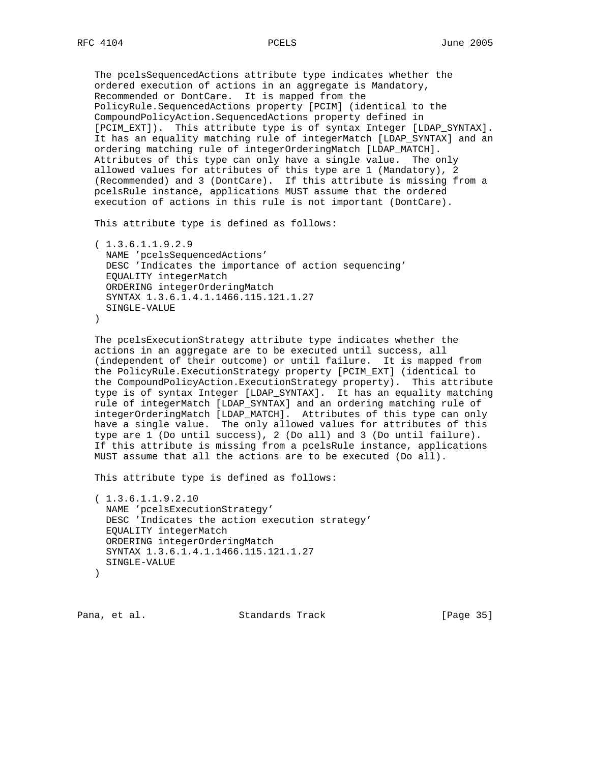The pcelsSequencedActions attribute type indicates whether the ordered execution of actions in an aggregate is Mandatory, Recommended or DontCare. It is mapped from the PolicyRule.SequencedActions property [PCIM] (identical to the CompoundPolicyAction.SequencedActions property defined in [PCIM_EXT]). This attribute type is of syntax Integer [LDAP_SYNTAX]. It has an equality matching rule of integerMatch [LDAP_SYNTAX] and an ordering matching rule of integerOrderingMatch [LDAP_MATCH]. Attributes of this type can only have a single value. The only allowed values for attributes of this type are 1 (Mandatory), 2 (Recommended) and 3 (DontCare). If this attribute is missing from a pcelsRule instance, applications MUST assume that the ordered execution of actions in this rule is not important (DontCare).

This attribute type is defined as follows:

```
( 1.3.6.1.1.9.2.9
  NAME 'pcelsSequencedActions'
  DESC 'Indicates the importance of action sequencing'
  EQUALITY integerMatch
  ORDERING integerOrderingMatch
  SYNTAX 1.3.6.1.4.1.1466.115.121.1.27
  SINGLE-VALUE
)
```

The pcelsExecutionStrategy attribute type indicates whether the actions in an aggregate are to be executed until success, all (independent of their outcome) or until failure. It is mapped from the PolicyRule.ExecutionStrategy property [PCIM_EXT] (identical to the CompoundPolicyAction.ExecutionStrategy property). This attribute type is of syntax Integer [LDAP_SYNTAX]. It has an equality matching rule of integerMatch [LDAP_SYNTAX] and an ordering matching rule of integerOrderingMatch [LDAP_MATCH]. Attributes of this type can only have a single value. The only allowed values for attributes of this type are 1 (Do until success), 2 (Do all) and 3 (Do until failure). If this attribute is missing from a pcelsRule instance, applications MUST assume that all the actions are to be executed (Do all).

This attribute type is defined as follows:

```
( 1.3.6.1.1.9.2.10
  NAME 'pcelsExecutionStrategy'
  DESC 'Indicates the action execution strategy'
  EQUALITY integerMatch
  ORDERING integerOrderingMatch
  SYNTAX 1.3.6.1.4.1.1466.115.121.1.27
  SINGLE-VALUE
)
```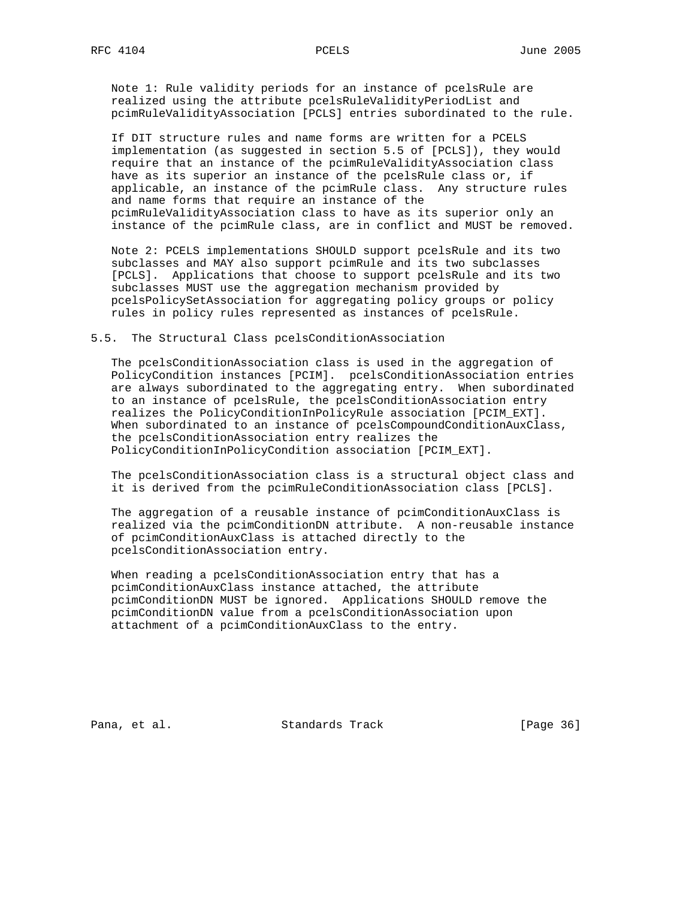Note 1: Rule validity periods for an instance of pcelsRule are realized using the attribute pcelsRuleValidityPeriodList and pcimRuleValidityAssociation [PCLS] entries subordinated to the rule.

If DIT structure rules and name forms are written for a PCELS implementation (as suggested in section 5.5 of [PCLS]), they would require that an instance of the pcimRuleValidityAssociation class have as its superior an instance of the pcelsRule class or, if applicable, an instance of the pcimRule class. Any structure rules and name forms that require an instance of the pcimRuleValidityAssociation class to have as its superior only an instance of the pcimRule class, are in conflict and MUST be removed.

Note 2: PCELS implementations SHOULD support pcelsRule and its two subclasses and MAY also support pcimRule and its two subclasses [PCLS]. Applications that choose to support pcelsRule and its two subclasses MUST use the aggregation mechanism provided by pcelsPolicySetAssociation for aggregating policy groups or policy rules in policy rules represented as instances of pcelsRule.

## 5.5. The Structural Class pcelsConditionAssociation

The pcelsConditionAssociation class is used in the aggregation of PolicyCondition instances [PCIM]. pcelsConditionAssociation entries are always subordinated to the aggregating entry. When subordinated to an instance of pcelsRule, the pcelsConditionAssociation entry realizes the PolicyConditionInPolicyRule association [PCIM_EXT]. When subordinated to an instance of pcelsCompoundConditionAuxClass, the pcelsConditionAssociation entry realizes the PolicyConditionInPolicyCondition association [PCIM_EXT].

The pcelsConditionAssociation class is a structural object class and it is derived from the pcimRuleConditionAssociation class [PCLS].

The aggregation of a reusable instance of pcimConditionAuxClass is realized via the pcimConditionDN attribute. A non-reusable instance of pcimConditionAuxClass is attached directly to the pcelsConditionAssociation entry.

When reading a pcelsConditionAssociation entry that has a pcimConditionAuxClass instance attached, the attribute pcimConditionDN MUST be ignored. Applications SHOULD remove the pcimConditionDN value from a pcelsConditionAssociation upon attachment of a pcimConditionAuxClass to the entry.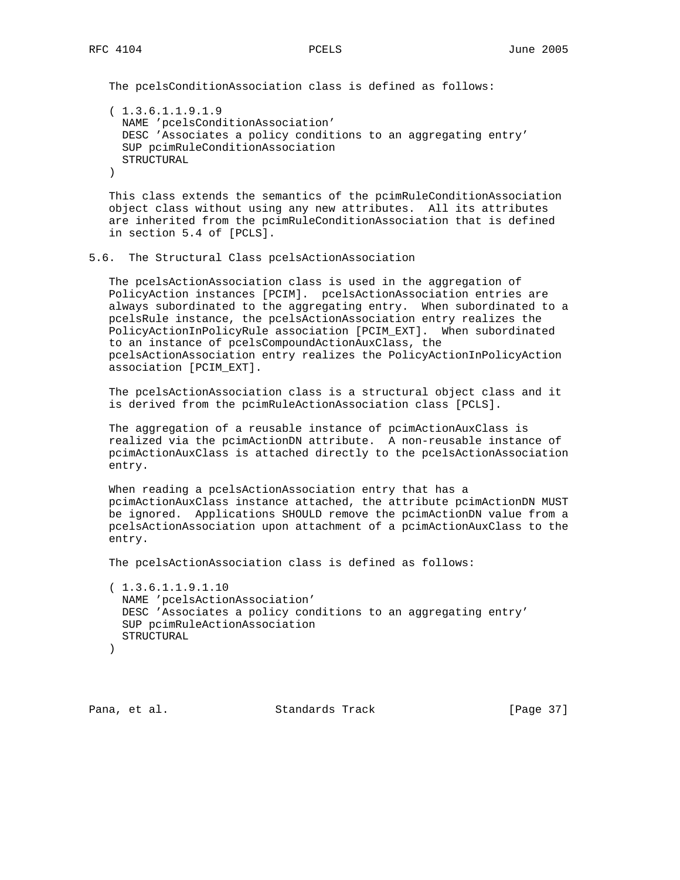The pcelsConditionAssociation class is defined as follows:

```
( 1.3.6.1.1.9.1.9
  NAME 'pcelsConditionAssociation'
  DESC 'Associates a policy conditions to an aggregating entry'
  SUP pcimRuleConditionAssociation
  STRUCTURAL
)
```

This class extends the semantics of the pcimRuleConditionAssociation object class without using any new attributes. All its attributes are inherited from the pcimRuleConditionAssociation that is defined in section 5.4 of [PCLS].

### 5.6. The Structural Class pcelsActionAssociation

The pcelsActionAssociation class is used in the aggregation of PolicyAction instances [PCIM]. pcelsActionAssociation entries are always subordinated to the aggregating entry. When subordinated to a pcelsRule instance, the pcelsActionAssociation entry realizes the PolicyActionInPolicyRule association [PCIM_EXT]. When subordinated to an instance of pcelsCompoundActionAuxClass, the pcelsActionAssociation entry realizes the PolicyActionInPolicyAction association [PCIM_EXT].

The pcelsActionAssociation class is a structural object class and it is derived from the pcimRuleActionAssociation class [PCLS].

The aggregation of a reusable instance of pcimActionAuxClass is realized via the pcimActionDN attribute. A non-reusable instance of pcimActionAuxClass is attached directly to the pcelsActionAssociation entry.

When reading a pcelsActionAssociation entry that has a pcimActionAuxClass instance attached, the attribute pcimActionDN MUST be ignored. Applications SHOULD remove the pcimActionDN value from a pcelsActionAssociation upon attachment of a pcimActionAuxClass to the entry.

The pcelsActionAssociation class is defined as follows:

```
( 1.3.6.1.1.9.1.10
  NAME 'pcelsActionAssociation'
  DESC 'Associates a policy conditions to an aggregating entry'
  SUP pcimRuleActionAssociation
  STRUCTURAL
)
```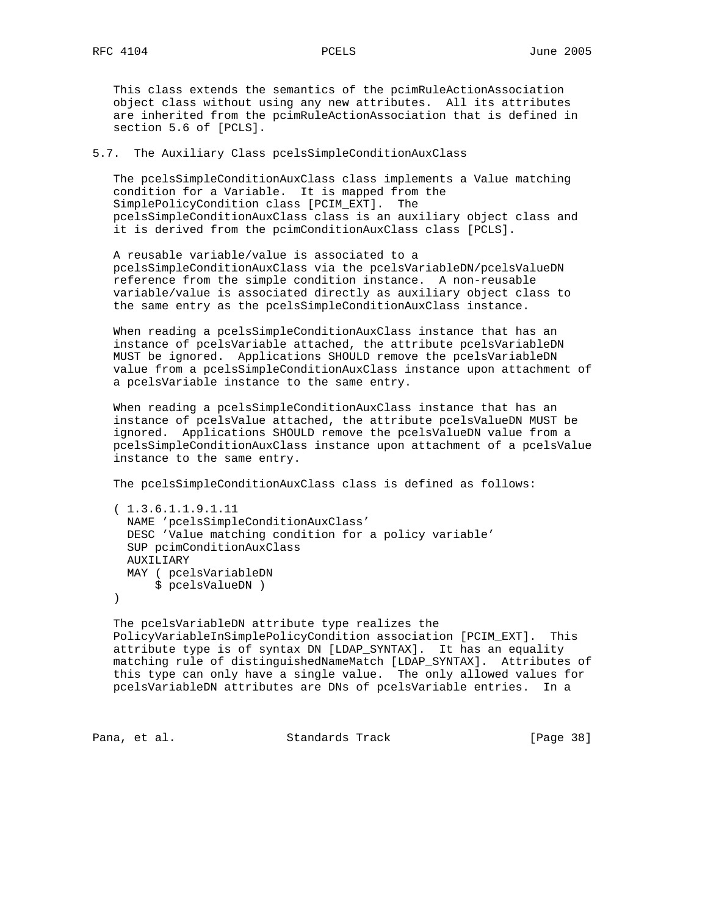This class extends the semantics of the pcimRuleActionAssociation object class without using any new attributes. All its attributes are inherited from the pcimRuleActionAssociation that is defined in section 5.6 of [PCLS].

### 5.7. The Auxiliary Class pcelsSimpleConditionAuxClass

The pcelsSimpleConditionAuxClass class implements a Value matching condition for a Variable. It is mapped from the SimplePolicyCondition class [PCIM_EXT]. The pcelsSimpleConditionAuxClass class is an auxiliary object class and it is derived from the pcimConditionAuxClass class [PCLS].

A reusable variable/value is associated to a pcelsSimpleConditionAuxClass via the pcelsVariableDN/pcelsValueDN reference from the simple condition instance. A non-reusable variable/value is associated directly as auxiliary object class to the same entry as the pcelsSimpleConditionAuxClass instance.

When reading a pcelsSimpleConditionAuxClass instance that has an instance of pcelsVariable attached, the attribute pcelsVariableDN MUST be ignored. Applications SHOULD remove the pcelsVariableDN value from a pcelsSimpleConditionAuxClass instance upon attachment of a pcelsVariable instance to the same entry.

When reading a pcelsSimpleConditionAuxClass instance that has an instance of pcelsValue attached, the attribute pcelsValueDN MUST be ignored. Applications SHOULD remove the pcelsValueDN value from a pcelsSimpleConditionAuxClass instance upon attachment of a pcelsValue instance to the same entry.

The pcelsSimpleConditionAuxClass class is defined as follows:

```
( 1.3.6.1.1.9.1.11
  NAME 'pcelsSimpleConditionAuxClass'
  DESC 'Value matching condition for a policy variable'
  SUP pcimConditionAuxClass
  AUXILIARY
  MAY ( pcelsVariableDN
      $ pcelsValueDN )
)
```

The pcelsVariableDN attribute type realizes the PolicyVariableInSimplePolicyCondition association [PCIM_EXT]. This attribute type is of syntax DN [LDAP_SYNTAX]. It has an equality matching rule of distinguishedNameMatch [LDAP_SYNTAX]. Attributes of this type can only have a single value. The only allowed values for pcelsVariableDN attributes are DNs of pcelsVariable entries. In a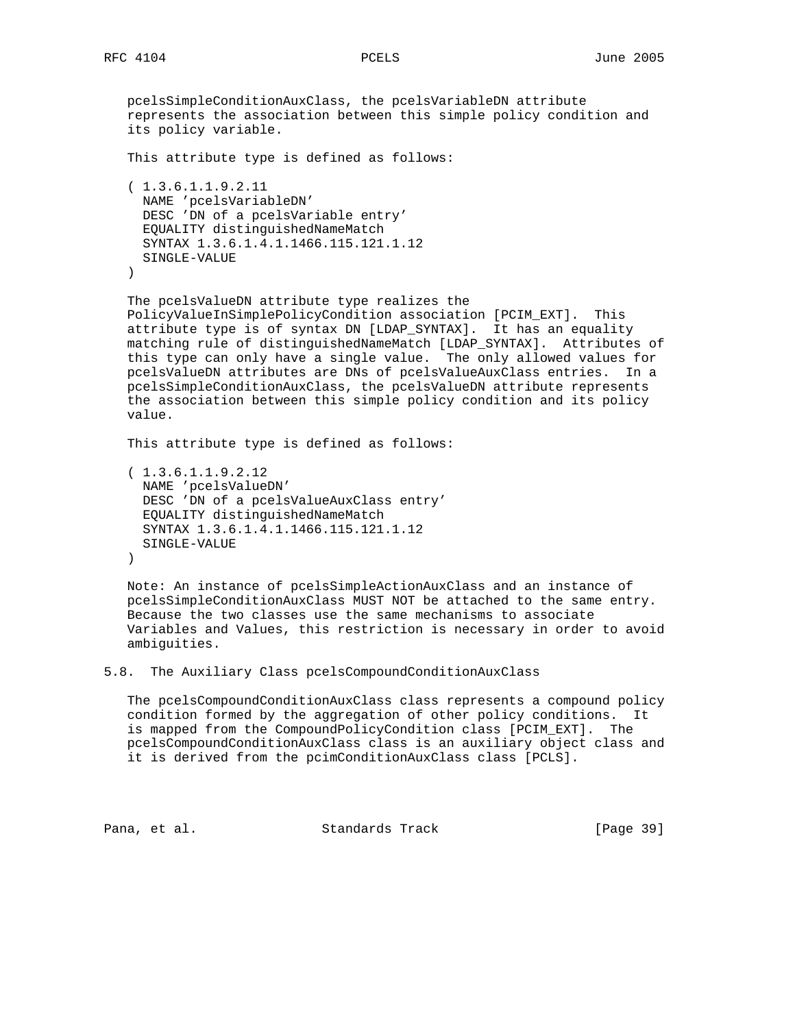pcelsSimpleConditionAuxClass, the pcelsVariableDN attribute represents the association between this simple policy condition and its policy variable.

This attribute type is defined as follows:

```
( 1.3.6.1.1.9.2.11
  NAME 'pcelsVariableDN'
  DESC 'DN of a pcelsVariable entry'
  EQUALITY distinguishedNameMatch
  SYNTAX 1.3.6.1.4.1.1466.115.121.1.12
  SINGLE-VALUE
)
```

The pcelsValueDN attribute type realizes the PolicyValueInSimplePolicyCondition association [PCIM_EXT]. This attribute type is of syntax DN [LDAP_SYNTAX]. It has an equality matching rule of distinguishedNameMatch [LDAP_SYNTAX]. Attributes of this type can only have a single value. The only allowed values for pcelsValueDN attributes are DNs of pcelsValueAuxClass entries. In a pcelsSimpleConditionAuxClass, the pcelsValueDN attribute represents the association between this simple policy condition and its policy value.

This attribute type is defined as follows:

```
( 1.3.6.1.1.9.2.12
  NAME 'pcelsValueDN'
  DESC 'DN of a pcelsValueAuxClass entry'
  EQUALITY distinguishedNameMatch
  SYNTAX 1.3.6.1.4.1.1466.115.121.1.12
  SINGLE-VALUE
)
```

Note: An instance of pcelsSimpleActionAuxClass and an instance of pcelsSimpleConditionAuxClass MUST NOT be attached to the same entry. Because the two classes use the same mechanisms to associate Variables and Values, this restriction is necessary in order to avoid ambiguities.

## 5.8. The Auxiliary Class pcelsCompoundConditionAuxClass

The pcelsCompoundConditionAuxClass class represents a compound policy condition formed by the aggregation of other policy conditions. It is mapped from the CompoundPolicyCondition class [PCIM_EXT]. The pcelsCompoundConditionAuxClass class is an auxiliary object class and it is derived from the pcimConditionAuxClass class [PCLS].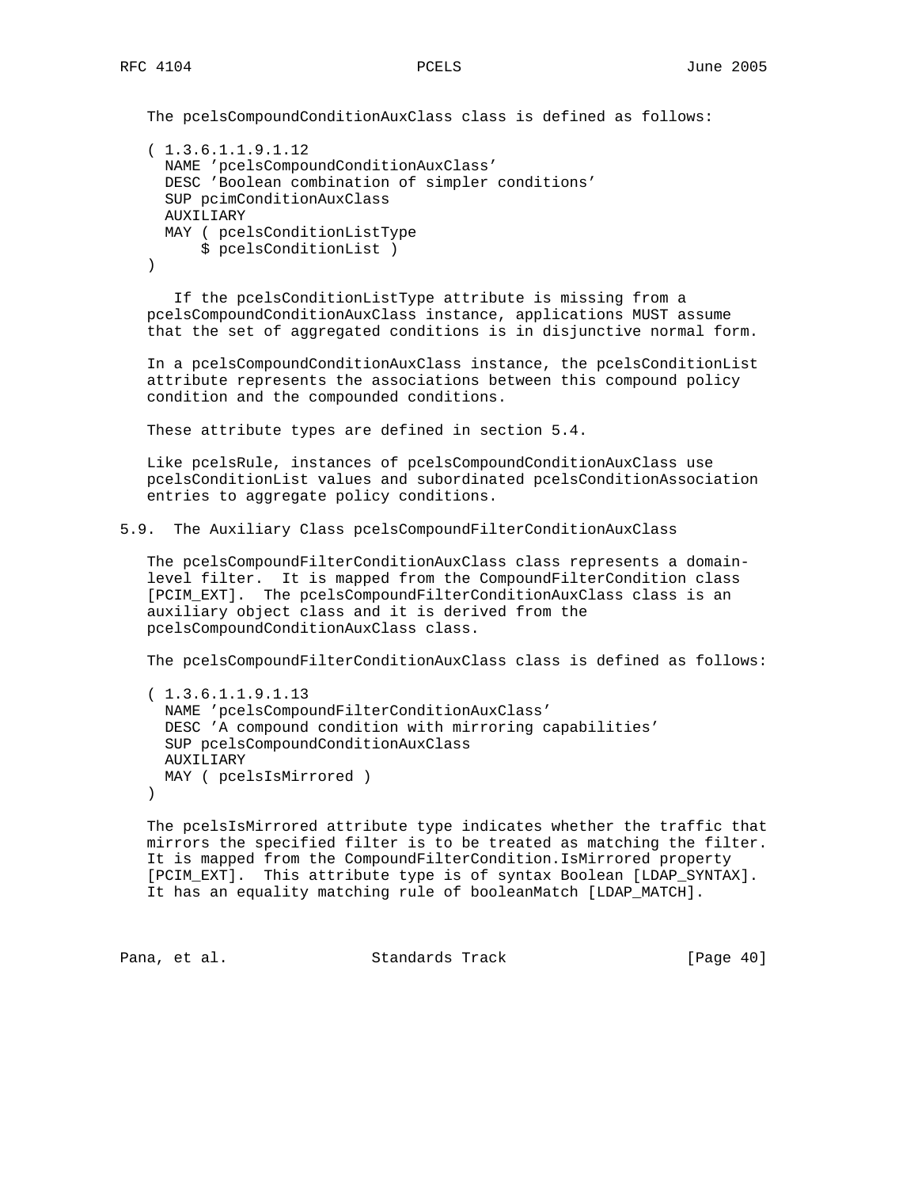The pcelsCompoundConditionAuxClass class is defined as follows:

```
( 1.3.6.1.1.9.1.12
  NAME 'pcelsCompoundConditionAuxClass'
  DESC 'Boolean combination of simpler conditions'
  SUP pcimConditionAuxClass
  AUXILIARY
  MAY ( pcelsConditionListType
      $ pcelsConditionList )
)
```

If the pcelsConditionListType attribute is missing from a pcelsCompoundConditionAuxClass instance, applications MUST assume that the set of aggregated conditions is in disjunctive normal form.

In a pcelsCompoundConditionAuxClass instance, the pcelsConditionList attribute represents the associations between this compound policy condition and the compounded conditions.

These attribute types are defined in section 5.4.

Like pcelsRule, instances of pcelsCompoundConditionAuxClass use pcelsConditionList values and subordinated pcelsConditionAssociation entries to aggregate policy conditions.

## 5.9. The Auxiliary Class pcelsCompoundFilterConditionAuxClass

The pcelsCompoundFilterConditionAuxClass class represents a domain-level filter. It is mapped from the CompoundFilterCondition class [PCIM_EXT]. The pcelsCompoundFilterConditionAuxClass class is an auxiliary object class and it is derived from the pcelsCompoundConditionAuxClass class.

The pcelsCompoundFilterConditionAuxClass class is defined as follows:

```
( 1.3.6.1.1.9.1.13
  NAME 'pcelsCompoundFilterConditionAuxClass'
  DESC 'A compound condition with mirroring capabilities'
  SUP pcelsCompoundConditionAuxClass
  AUXILIARY
  MAY ( pcelsIsMirrored )
)
```

The pcelsIsMirrored attribute type indicates whether the traffic that mirrors the specified filter is to be treated as matching the filter. It is mapped from the CompoundFilterCondition.IsMirrored property [PCIM_EXT]. This attribute type is of syntax Boolean [LDAP_SYNTAX]. It has an equality matching rule of booleanMatch [LDAP_MATCH].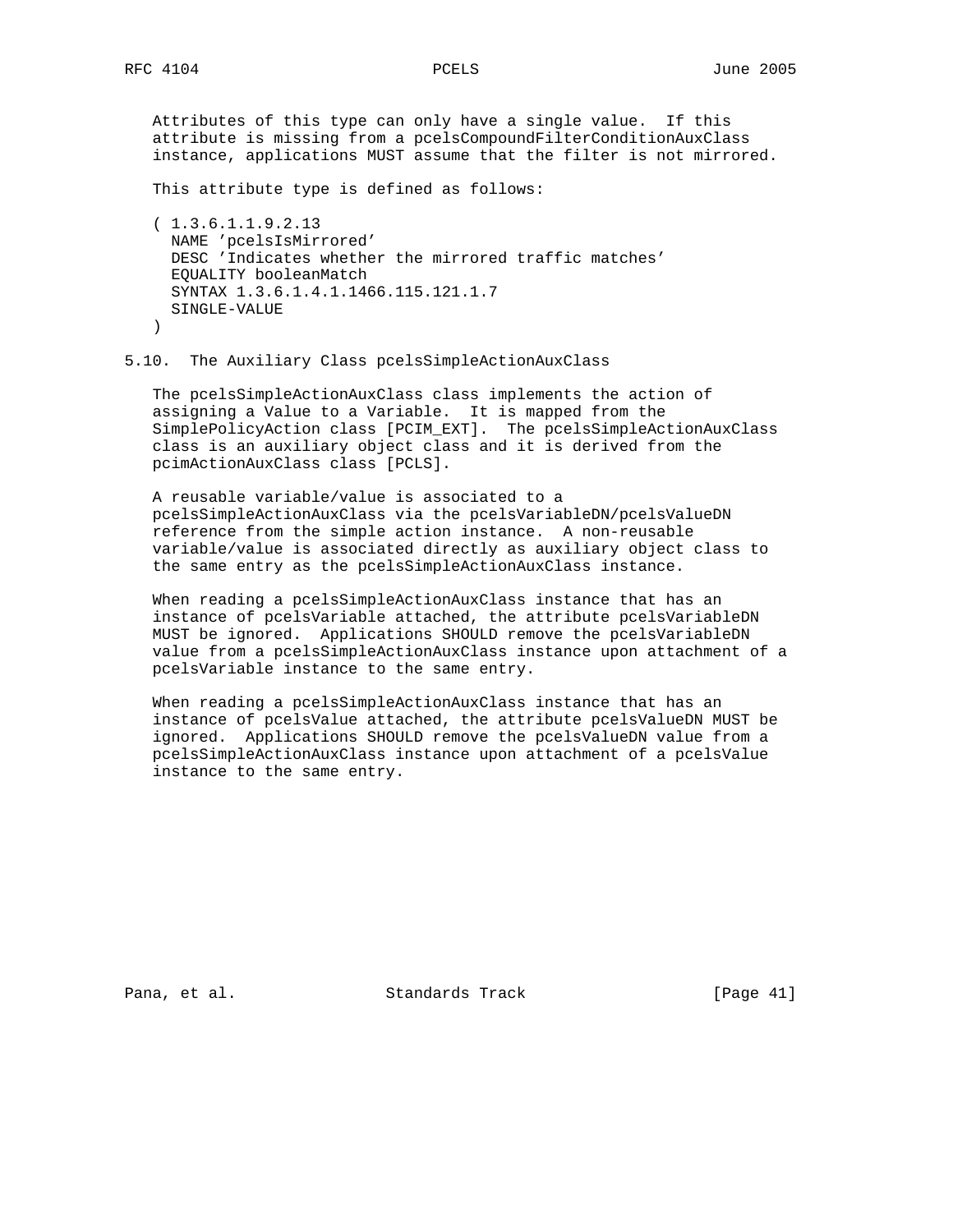Attributes of this type can only have a single value. If this attribute is missing from a pcelsCompoundFilterConditionAuxClass instance, applications MUST assume that the filter is not mirrored.

This attribute type is defined as follows:

```
( 1.3.6.1.1.9.2.13
  NAME 'pcelsIsMirrored'
  DESC 'Indicates whether the mirrored traffic matches'
  EQUALITY booleanMatch
  SYNTAX 1.3.6.1.4.1.1466.115.121.1.7
  SINGLE-VALUE
)
```

## 5.10. The Auxiliary Class pcelsSimpleActionAuxClass

The pcelsSimpleActionAuxClass class implements the action of assigning a Value to a Variable. It is mapped from the SimplePolicyAction class [PCIM_EXT]. The pcelsSimpleActionAuxClass class is an auxiliary object class and it is derived from the pcimActionAuxClass class [PCLS].

A reusable variable/value is associated to a pcelsSimpleActionAuxClass via the pcelsVariableDN/pcelsValueDN reference from the simple action instance. A non-reusable variable/value is associated directly as auxiliary object class to the same entry as the pcelsSimpleActionAuxClass instance.

When reading a pcelsSimpleActionAuxClass instance that has an instance of pcelsVariable attached, the attribute pcelsVariableDN MUST be ignored. Applications SHOULD remove the pcelsVariableDN value from a pcelsSimpleActionAuxClass instance upon attachment of a pcelsVariable instance to the same entry.

When reading a pcelsSimpleActionAuxClass instance that has an instance of pcelsValue attached, the attribute pcelsValueDN MUST be ignored. Applications SHOULD remove the pcelsValueDN value from a pcelsSimpleActionAuxClass instance upon attachment of a pcelsValue instance to the same entry.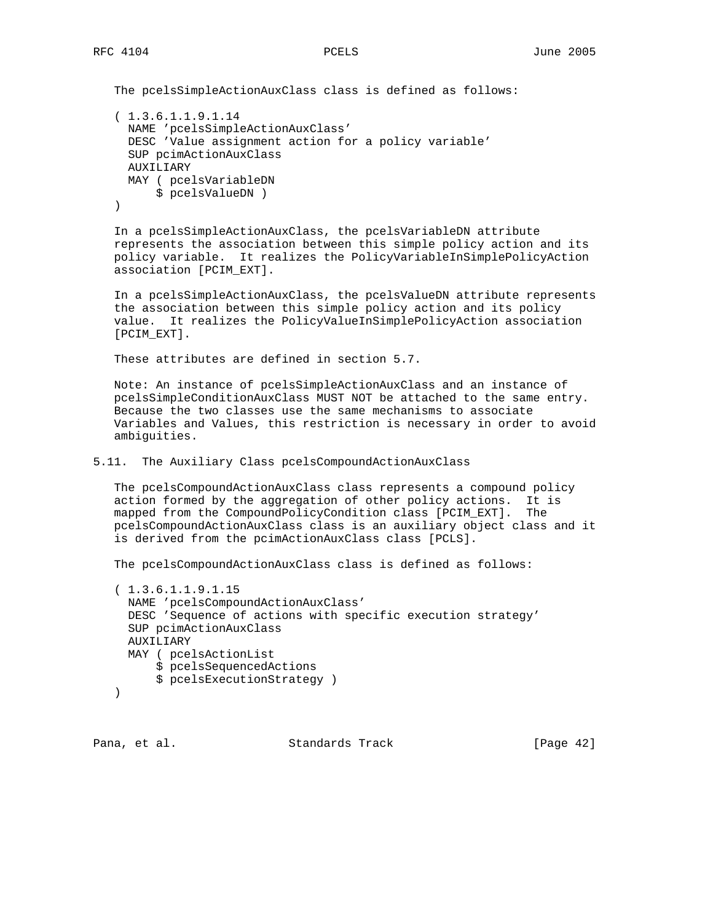The pcelsSimpleActionAuxClass class is defined as follows:

```
( 1.3.6.1.1.9.1.14
  NAME 'pcelsSimpleActionAuxClass'
  DESC 'Value assignment action for a policy variable'
  SUP pcimActionAuxClass
  AUXILIARY
  MAY ( pcelsVariableDN
      $ pcelsValueDN )
)
```

In a pcelsSimpleActionAuxClass, the pcelsVariableDN attribute represents the association between this simple policy action and its policy variable. It realizes the PolicyVariableInSimplePolicyAction association [PCIM_EXT].

In a pcelsSimpleActionAuxClass, the pcelsValueDN attribute represents the association between this simple policy action and its policy value. It realizes the PolicyValueInSimplePolicyAction association [PCIM_EXT].

These attributes are defined in section 5.7.

Note: An instance of pcelsSimpleActionAuxClass and an instance of pcelsSimpleConditionAuxClass MUST NOT be attached to the same entry. Because the two classes use the same mechanisms to associate Variables and Values, this restriction is necessary in order to avoid ambiguities.

## 5.11. The Auxiliary Class pcelsCompoundActionAuxClass

The pcelsCompoundActionAuxClass class represents a compound policy action formed by the aggregation of other policy actions. It is mapped from the CompoundPolicyCondition class [PCIM_EXT]. The pcelsCompoundActionAuxClass class is an auxiliary object class and it is derived from the pcimActionAuxClass class [PCLS].

The pcelsCompoundActionAuxClass class is defined as follows:

```
( 1.3.6.1.1.9.1.15
  NAME 'pcelsCompoundActionAuxClass'
  DESC 'Sequence of actions with specific execution strategy'
  SUP pcimActionAuxClass
  AUXILIARY
  MAY ( pcelsActionList
      $ pcelsSequencedActions
      $ pcelsExecutionStrategy )
)
```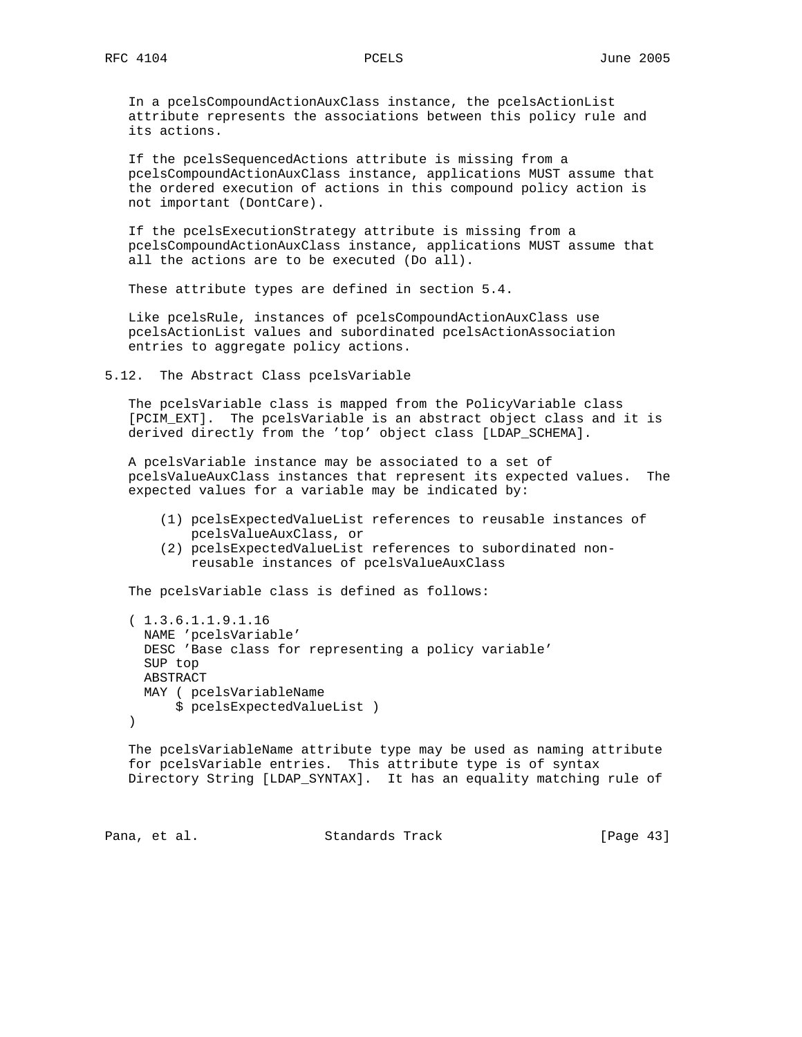In a pcelsCompoundActionAuxClass instance, the pcelsActionList attribute represents the associations between this policy rule and its actions.

If the pcelsSequencedActions attribute is missing from a pcelsCompoundActionAuxClass instance, applications MUST assume that the ordered execution of actions in this compound policy action is not important (DontCare).

If the pcelsExecutionStrategy attribute is missing from a pcelsCompoundActionAuxClass instance, applications MUST assume that all the actions are to be executed (Do all).

These attribute types are defined in section 5.4.

Like pcelsRule, instances of pcelsCompoundActionAuxClass use pcelsActionList values and subordinated pcelsActionAssociation entries to aggregate policy actions.

## 5.12. The Abstract Class pcelsVariable

The pcelsVariable class is mapped from the PolicyVariable class [PCIM_EXT]. The pcelsVariable is an abstract object class and it is derived directly from the 'top' object class [LDAP_SCHEMA].

A pcelsVariable instance may be associated to a set of pcelsValueAuxClass instances that represent its expected values. The expected values for a variable may be indicated by:

(1) pcelsExpectedValueList references to reusable instances of pcelsValueAuxClass, or
(2) pcelsExpectedValueList references to subordinated non-reusable instances of pcelsValueAuxClass

The pcelsVariable class is defined as follows:

```
( 1.3.6.1.1.9.1.16
  NAME 'pcelsVariable'
  DESC 'Base class for representing a policy variable'
  SUP top
  ABSTRACT
  MAY ( pcelsVariableName
      $ pcelsExpectedValueList )
)
```

The pcelsVariableName attribute type may be used as naming attribute for pcelsVariable entries. This attribute type is of syntax Directory String [LDAP_SYNTAX]. It has an equality matching rule of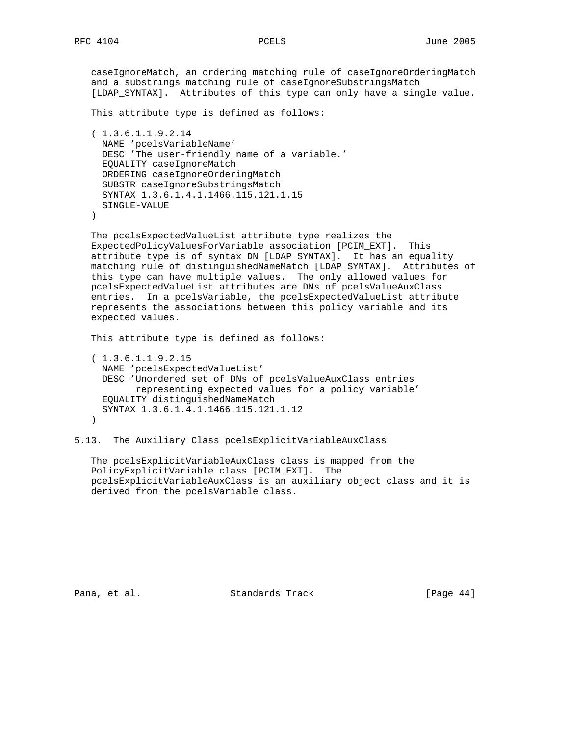caseIgnoreMatch, an ordering matching rule of caseIgnoreOrderingMatch and a substrings matching rule of caseIgnoreSubstringsMatch [LDAP_SYNTAX]. Attributes of this type can only have a single value.

This attribute type is defined as follows:

```
( 1.3.6.1.1.9.2.14
  NAME 'pcelsVariableName'
  DESC 'The user-friendly name of a variable.'
  EQUALITY caseIgnoreMatch
  ORDERING caseIgnoreOrderingMatch
  SUBSTR caseIgnoreSubstringsMatch
  SYNTAX 1.3.6.1.4.1.1466.115.121.1.15
  SINGLE-VALUE
)
```

The pcelsExpectedValueList attribute type realizes the ExpectedPolicyValuesForVariable association [PCIM_EXT]. This attribute type is of syntax DN [LDAP_SYNTAX]. It has an equality matching rule of distinguishedNameMatch [LDAP_SYNTAX]. Attributes of this type can have multiple values. The only allowed values for pcelsExpectedValueList attributes are DNs of pcelsValueAuxClass entries. In a pcelsVariable, the pcelsExpectedValueList attribute represents the associations between this policy variable and its expected values.

This attribute type is defined as follows:

```
( 1.3.6.1.1.9.2.15
  NAME 'pcelsExpectedValueList'
  DESC 'Unordered set of DNs of pcelsValueAuxClass entries
        representing expected values for a policy variable'
  EQUALITY distinguishedNameMatch
  SYNTAX 1.3.6.1.4.1.1466.115.121.1.12
)
```

## 5.13. The Auxiliary Class pcelsExplicitVariableAuxClass

The pcelsExplicitVariableAuxClass class is mapped from the PolicyExplicitVariable class [PCIM_EXT]. The pcelsExplicitVariableAuxClass is an auxiliary object class and it is derived from the pcelsVariable class.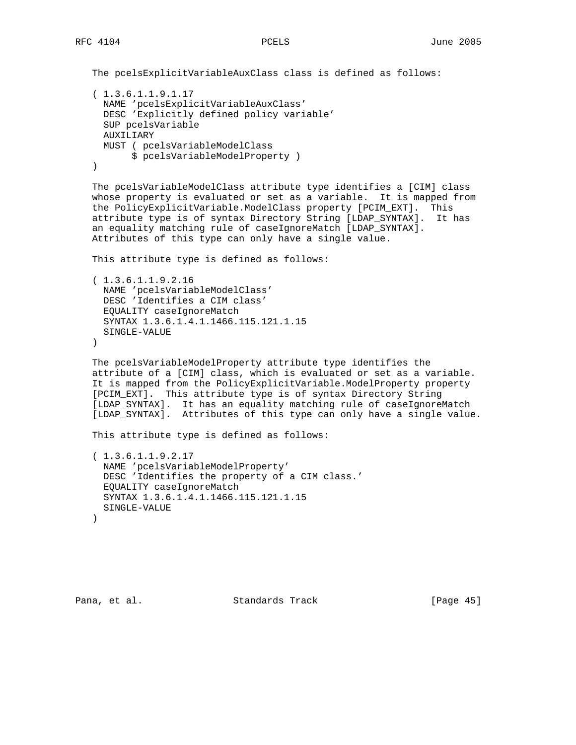The pcelsExplicitVariableAuxClass class is defined as follows:

```
( 1.3.6.1.1.9.1.17
  NAME 'pcelsExplicitVariableAuxClass'
  DESC 'Explicitly defined policy variable'
  SUP pcelsVariable
  AUXILIARY
  MUST ( pcelsVariableModelClass
       $ pcelsVariableModelProperty )
)
```

The pcelsVariableModelClass attribute type identifies a [CIM] class whose property is evaluated or set as a variable. It is mapped from the PolicyExplicitVariable.ModelClass property [PCIM_EXT]. This attribute type is of syntax Directory String [LDAP_SYNTAX]. It has an equality matching rule of caseIgnoreMatch [LDAP_SYNTAX]. Attributes of this type can only have a single value.

This attribute type is defined as follows:

```
( 1.3.6.1.1.9.2.16
  NAME 'pcelsVariableModelClass'
  DESC 'Identifies a CIM class'
  EQUALITY caseIgnoreMatch
  SYNTAX 1.3.6.1.4.1.1466.115.121.1.15
  SINGLE-VALUE
)
```

The pcelsVariableModelProperty attribute type identifies the attribute of a [CIM] class, which is evaluated or set as a variable. It is mapped from the PolicyExplicitVariable.ModelProperty property [PCIM_EXT]. This attribute type is of syntax Directory String [LDAP_SYNTAX]. It has an equality matching rule of caseIgnoreMatch [LDAP_SYNTAX]. Attributes of this type can only have a single value.

This attribute type is defined as follows:

```
( 1.3.6.1.1.9.2.17
  NAME 'pcelsVariableModelProperty'
  DESC 'Identifies the property of a CIM class.'
  EQUALITY caseIgnoreMatch
  SYNTAX 1.3.6.1.4.1.1466.115.121.1.15
  SINGLE-VALUE
)
```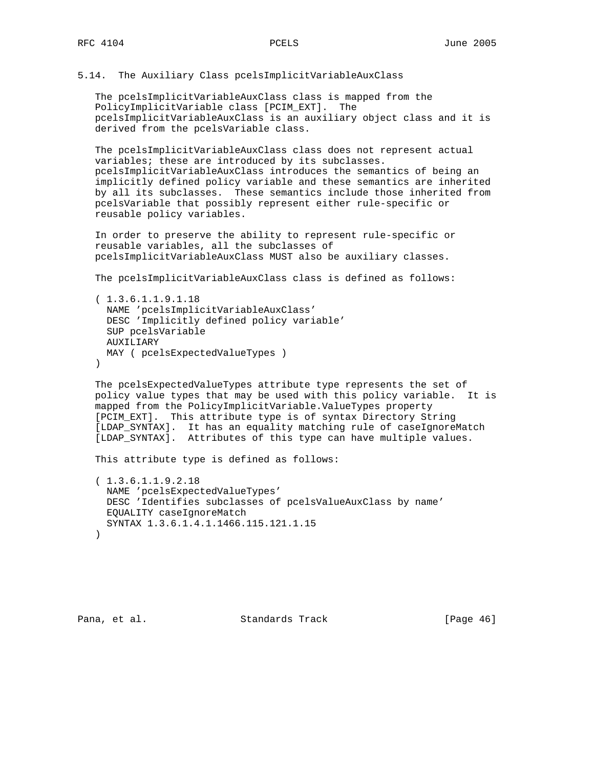### 5.14. The Auxiliary Class pcelsImplicitVariableAuxClass

The pcelsImplicitVariableAuxClass class is mapped from the PolicyImplicitVariable class [PCIM_EXT]. The pcelsImplicitVariableAuxClass is an auxiliary object class and it is derived from the pcelsVariable class.

The pcelsImplicitVariableAuxClass class does not represent actual variables; these are introduced by its subclasses. pcelsImplicitVariableAuxClass introduces the semantics of being an implicitly defined policy variable and these semantics are inherited by all its subclasses. These semantics include those inherited from pcelsVariable that possibly represent either rule-specific or reusable policy variables.

In order to preserve the ability to represent rule-specific or reusable variables, all the subclasses of pcelsImplicitVariableAuxClass MUST also be auxiliary classes.

The pcelsImplicitVariableAuxClass class is defined as follows:

```
( 1.3.6.1.1.9.1.18
  NAME 'pcelsImplicitVariableAuxClass'
  DESC 'Implicitly defined policy variable'
  SUP pcelsVariable
  AUXILIARY
  MAY ( pcelsExpectedValueTypes )
)
```

The pcelsExpectedValueTypes attribute type represents the set of policy value types that may be used with this policy variable. It is mapped from the PolicyImplicitVariable.ValueTypes property [PCIM_EXT]. This attribute type is of syntax Directory String [LDAP_SYNTAX]. It has an equality matching rule of caseIgnoreMatch [LDAP_SYNTAX]. Attributes of this type can have multiple values.

This attribute type is defined as follows:

```
( 1.3.6.1.1.9.2.18
  NAME 'pcelsExpectedValueTypes'
  DESC 'Identifies subclasses of pcelsValueAuxClass by name'
  EQUALITY caseIgnoreMatch
  SYNTAX 1.3.6.1.4.1.1466.115.121.1.15
)
```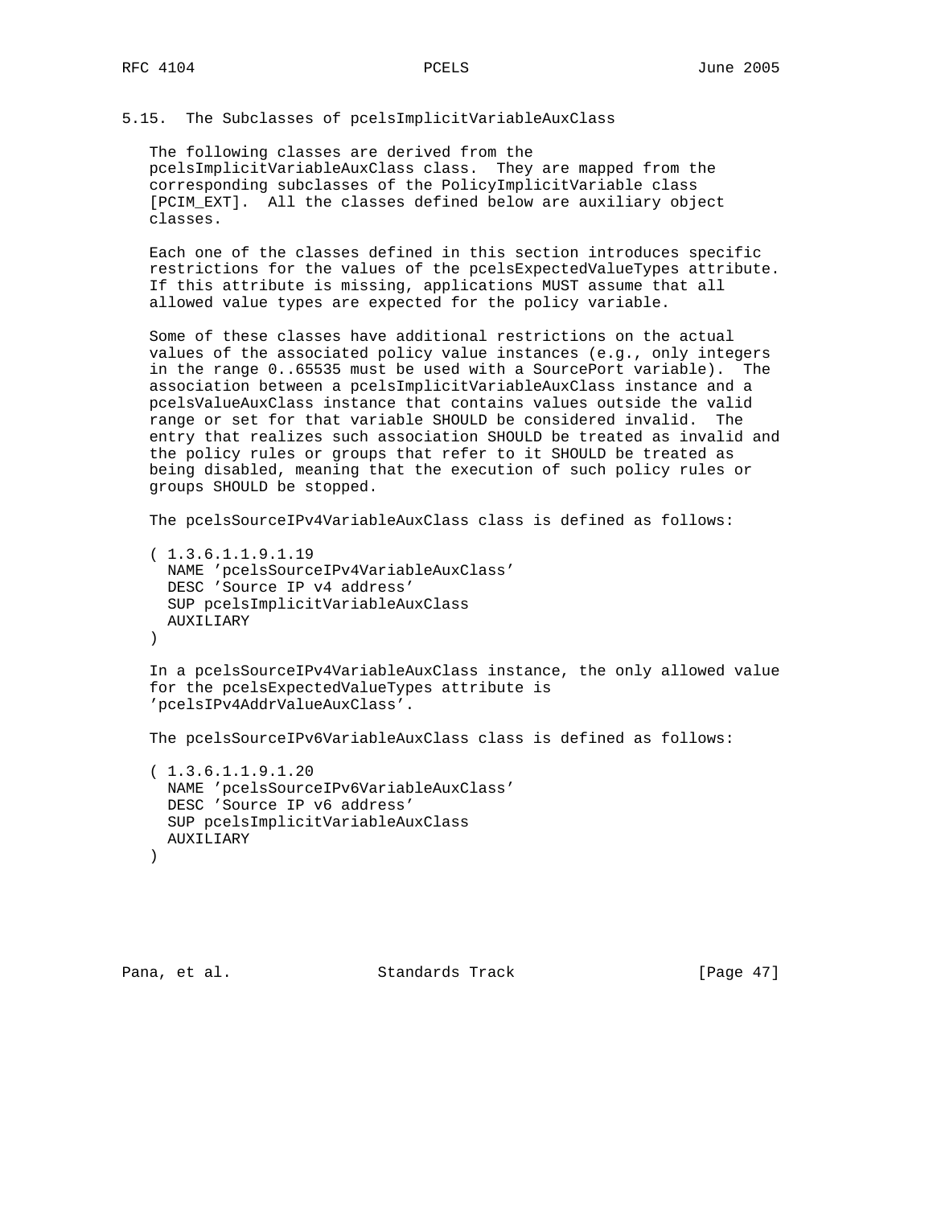### 5.15. The Subclasses of pcelsImplicitVariableAuxClass

The following classes are derived from the pcelsImplicitVariableAuxClass class. They are mapped from the corresponding subclasses of the PolicyImplicitVariable class [PCIM_EXT]. All the classes defined below are auxiliary object classes.

Each one of the classes defined in this section introduces specific restrictions for the values of the pcelsExpectedValueTypes attribute. If this attribute is missing, applications MUST assume that all allowed value types are expected for the policy variable.

Some of these classes have additional restrictions on the actual values of the associated policy value instances (e.g., only integers in the range 0..65535 must be used with a SourcePort variable). The association between a pcelsImplicitVariableAuxClass instance and a pcelsValueAuxClass instance that contains values outside the valid range or set for that variable SHOULD be considered invalid. The entry that realizes such association SHOULD be treated as invalid and the policy rules or groups that refer to it SHOULD be treated as being disabled, meaning that the execution of such policy rules or groups SHOULD be stopped.

The pcelsSourceIPv4VariableAuxClass class is defined as follows:

```
( 1.3.6.1.1.9.1.19
  NAME 'pcelsSourceIPv4VariableAuxClass'
  DESC 'Source IP v4 address'
  SUP pcelsImplicitVariableAuxClass
  AUXILIARY
)
```

In a pcelsSourceIPv4VariableAuxClass instance, the only allowed value for the pcelsExpectedValueTypes attribute is 'pcelsIPv4AddrValueAuxClass'.

The pcelsSourceIPv6VariableAuxClass class is defined as follows:

```
( 1.3.6.1.1.9.1.20
  NAME 'pcelsSourceIPv6VariableAuxClass'
  DESC 'Source IP v6 address'
  SUP pcelsImplicitVariableAuxClass
  AUXILIARY
)
```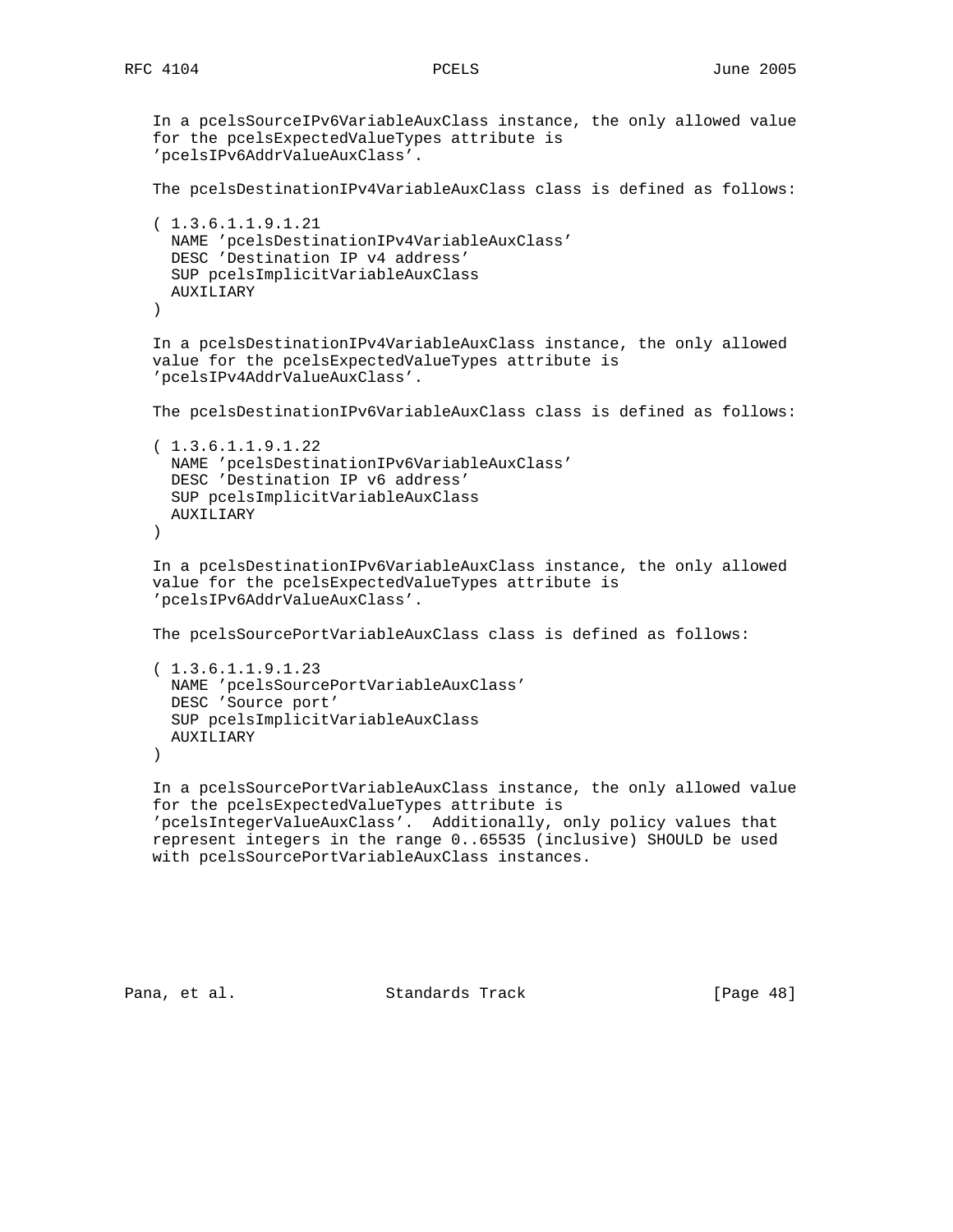In a pcelsSourceIPv6VariableAuxClass instance, the only allowed value for the pcelsExpectedValueTypes attribute is 'pcelsIPv6AddrValueAuxClass'.

The pcelsDestinationIPv4VariableAuxClass class is defined as follows:

```
( 1.3.6.1.1.9.1.21
  NAME 'pcelsDestinationIPv4VariableAuxClass'
  DESC 'Destination IP v4 address'
  SUP pcelsImplicitVariableAuxClass
  AUXILIARY
)
```

In a pcelsDestinationIPv4VariableAuxClass instance, the only allowed value for the pcelsExpectedValueTypes attribute is 'pcelsIPv4AddrValueAuxClass'.

The pcelsDestinationIPv6VariableAuxClass class is defined as follows:

```
( 1.3.6.1.1.9.1.22
  NAME 'pcelsDestinationIPv6VariableAuxClass'
  DESC 'Destination IP v6 address'
  SUP pcelsImplicitVariableAuxClass
  AUXILIARY
)
```

In a pcelsDestinationIPv6VariableAuxClass instance, the only allowed value for the pcelsExpectedValueTypes attribute is 'pcelsIPv6AddrValueAuxClass'.

The pcelsSourcePortVariableAuxClass class is defined as follows:

```
( 1.3.6.1.1.9.1.23
  NAME 'pcelsSourcePortVariableAuxClass'
  DESC 'Source port'
  SUP pcelsImplicitVariableAuxClass
  AUXILIARY
)
```

In a pcelsSourcePortVariableAuxClass instance, the only allowed value for the pcelsExpectedValueTypes attribute is 'pcelsIntegerValueAuxClass'. Additionally, only policy values that represent integers in the range 0..65535 (inclusive) SHOULD be used with pcelsSourcePortVariableAuxClass instances.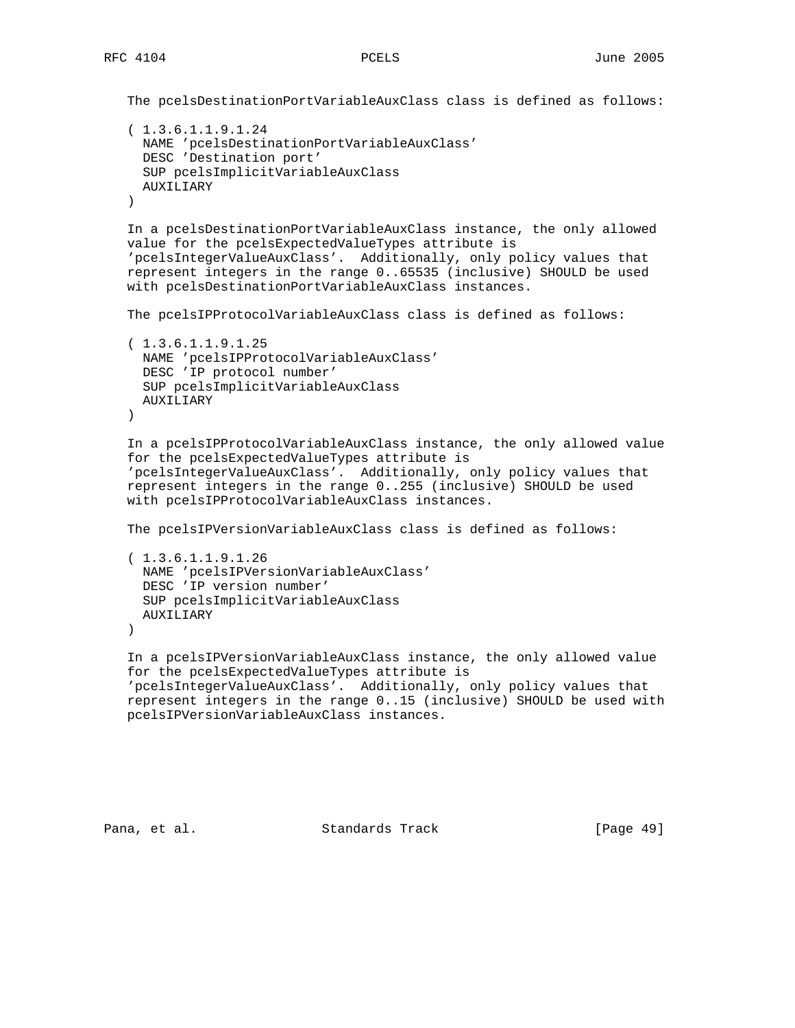The pcelsDestinationPortVariableAuxClass class is defined as follows:

```
( 1.3.6.1.1.9.1.24
  NAME 'pcelsDestinationPortVariableAuxClass'
  DESC 'Destination port'
  SUP pcelsImplicitVariableAuxClass
  AUXILIARY
)
```

In a pcelsDestinationPortVariableAuxClass instance, the only allowed value for the pcelsExpectedValueTypes attribute is 'pcelsIntegerValueAuxClass'. Additionally, only policy values that represent integers in the range 0..65535 (inclusive) SHOULD be used with pcelsDestinationPortVariableAuxClass instances.

The pcelsIPProtocolVariableAuxClass class is defined as follows:

```
( 1.3.6.1.1.9.1.25
  NAME 'pcelsIPProtocolVariableAuxClass'
  DESC 'IP protocol number'
  SUP pcelsImplicitVariableAuxClass
  AUXILIARY
)
```

In a pcelsIPProtocolVariableAuxClass instance, the only allowed value for the pcelsExpectedValueTypes attribute is 'pcelsIntegerValueAuxClass'. Additionally, only policy values that represent integers in the range 0..255 (inclusive) SHOULD be used with pcelsIPProtocolVariableAuxClass instances.

The pcelsIPVersionVariableAuxClass class is defined as follows:

```
( 1.3.6.1.1.9.1.26
  NAME 'pcelsIPVersionVariableAuxClass'
  DESC 'IP version number'
  SUP pcelsImplicitVariableAuxClass
  AUXILIARY
)
```

In a pcelsIPVersionVariableAuxClass instance, the only allowed value for the pcelsExpectedValueTypes attribute is 'pcelsIntegerValueAuxClass'. Additionally, only policy values that represent integers in the range 0..15 (inclusive) SHOULD be used with pcelsIPVersionVariableAuxClass instances.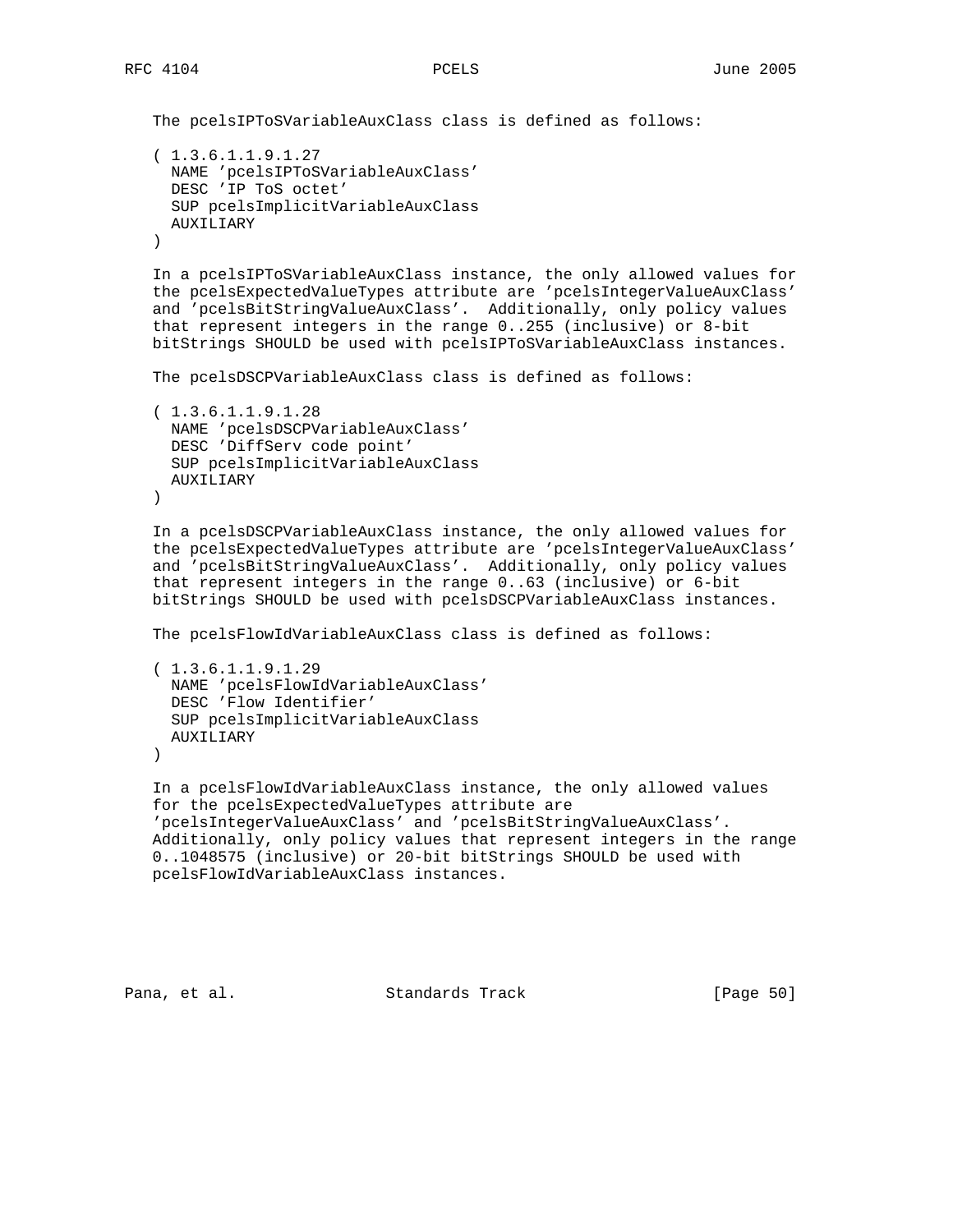The pcelsIPToSVariableAuxClass class is defined as follows:

```
( 1.3.6.1.1.9.1.27
  NAME 'pcelsIPToSVariableAuxClass'
  DESC 'IP ToS octet'
  SUP pcelsImplicitVariableAuxClass
  AUXILIARY
)
```

In a pcelsIPToSVariableAuxClass instance, the only allowed values for the pcelsExpectedValueTypes attribute are 'pcelsIntegerValueAuxClass' and 'pcelsBitStringValueAuxClass'. Additionally, only policy values that represent integers in the range 0..255 (inclusive) or 8-bit bitStrings SHOULD be used with pcelsIPToSVariableAuxClass instances.

The pcelsDSCPVariableAuxClass class is defined as follows:

```
( 1.3.6.1.1.9.1.28
  NAME 'pcelsDSCPVariableAuxClass'
  DESC 'DiffServ code point'
  SUP pcelsImplicitVariableAuxClass
  AUXILIARY
)
```

In a pcelsDSCPVariableAuxClass instance, the only allowed values for the pcelsExpectedValueTypes attribute are 'pcelsIntegerValueAuxClass' and 'pcelsBitStringValueAuxClass'. Additionally, only policy values that represent integers in the range 0..63 (inclusive) or 6-bit bitStrings SHOULD be used with pcelsDSCPVariableAuxClass instances.

The pcelsFlowIdVariableAuxClass class is defined as follows:

```
( 1.3.6.1.1.9.1.29
  NAME 'pcelsFlowIdVariableAuxClass'
  DESC 'Flow Identifier'
  SUP pcelsImplicitVariableAuxClass
  AUXILIARY
)
```

In a pcelsFlowIdVariableAuxClass instance, the only allowed values for the pcelsExpectedValueTypes attribute are 'pcelsIntegerValueAuxClass' and 'pcelsBitStringValueAuxClass'. Additionally, only policy values that represent integers in the range 0..1048575 (inclusive) or 20-bit bitStrings SHOULD be used with pcelsFlowIdVariableAuxClass instances.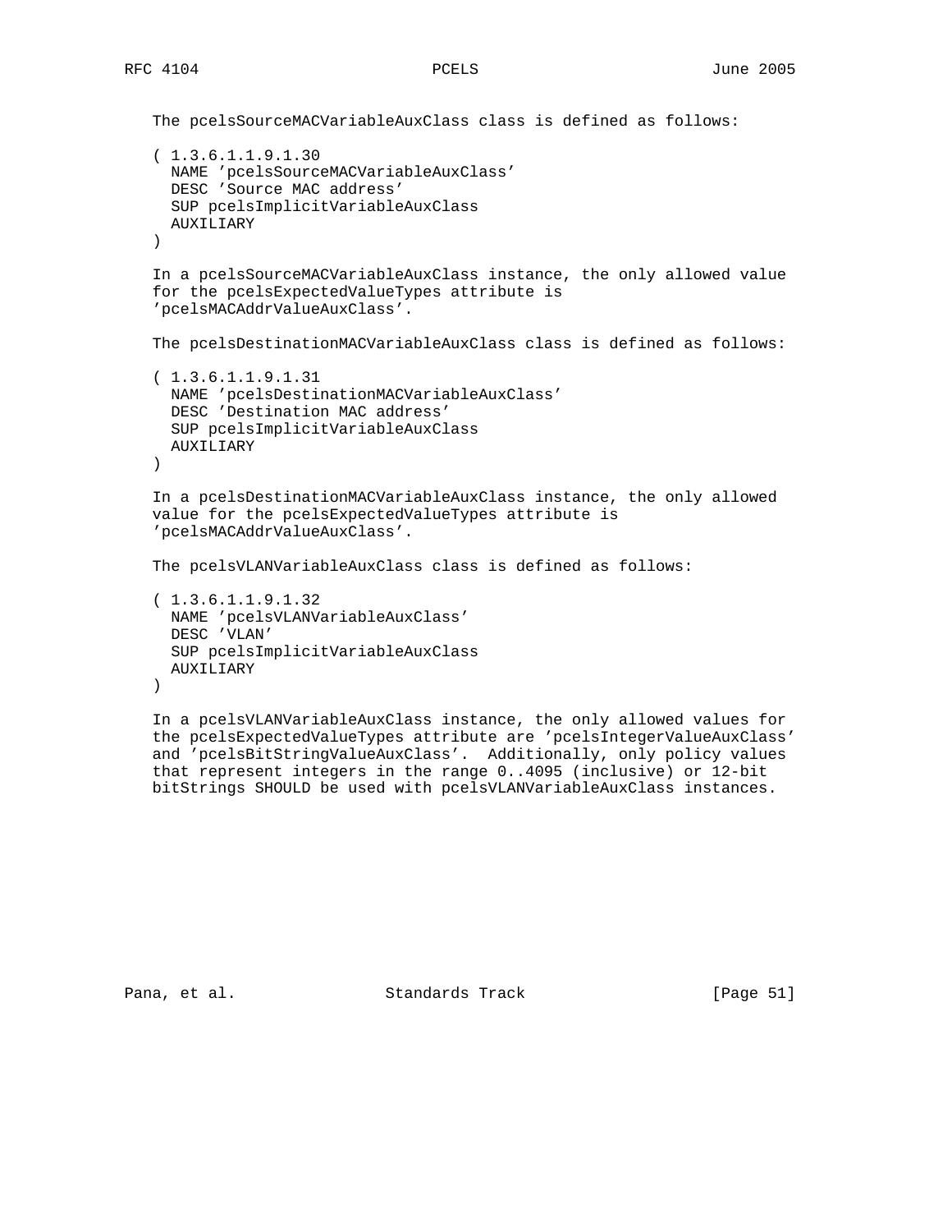The pcelsSourceMACVariableAuxClass class is defined as follows:

```
( 1.3.6.1.1.9.1.30
  NAME 'pcelsSourceMACVariableAuxClass'
  DESC 'Source MAC address'
  SUP pcelsImplicitVariableAuxClass
  AUXILIARY
)
```

In a pcelsSourceMACVariableAuxClass instance, the only allowed value for the pcelsExpectedValueTypes attribute is 'pcelsMACAddrValueAuxClass'.

The pcelsDestinationMACVariableAuxClass class is defined as follows:

```
( 1.3.6.1.1.9.1.31
  NAME 'pcelsDestinationMACVariableAuxClass'
  DESC 'Destination MAC address'
  SUP pcelsImplicitVariableAuxClass
  AUXILIARY
)
```

In a pcelsDestinationMACVariableAuxClass instance, the only allowed value for the pcelsExpectedValueTypes attribute is 'pcelsMACAddrValueAuxClass'.

The pcelsVLANVariableAuxClass class is defined as follows:

```
( 1.3.6.1.1.9.1.32
  NAME 'pcelsVLANVariableAuxClass'
  DESC 'VLAN'
  SUP pcelsImplicitVariableAuxClass
  AUXILIARY
)
```

In a pcelsVLANVariableAuxClass instance, the only allowed values for the pcelsExpectedValueTypes attribute are 'pcelsIntegerValueAuxClass' and 'pcelsBitStringValueAuxClass'. Additionally, only policy values that represent integers in the range 0..4095 (inclusive) or 12-bit bitStrings SHOULD be used with pcelsVLANVariableAuxClass instances.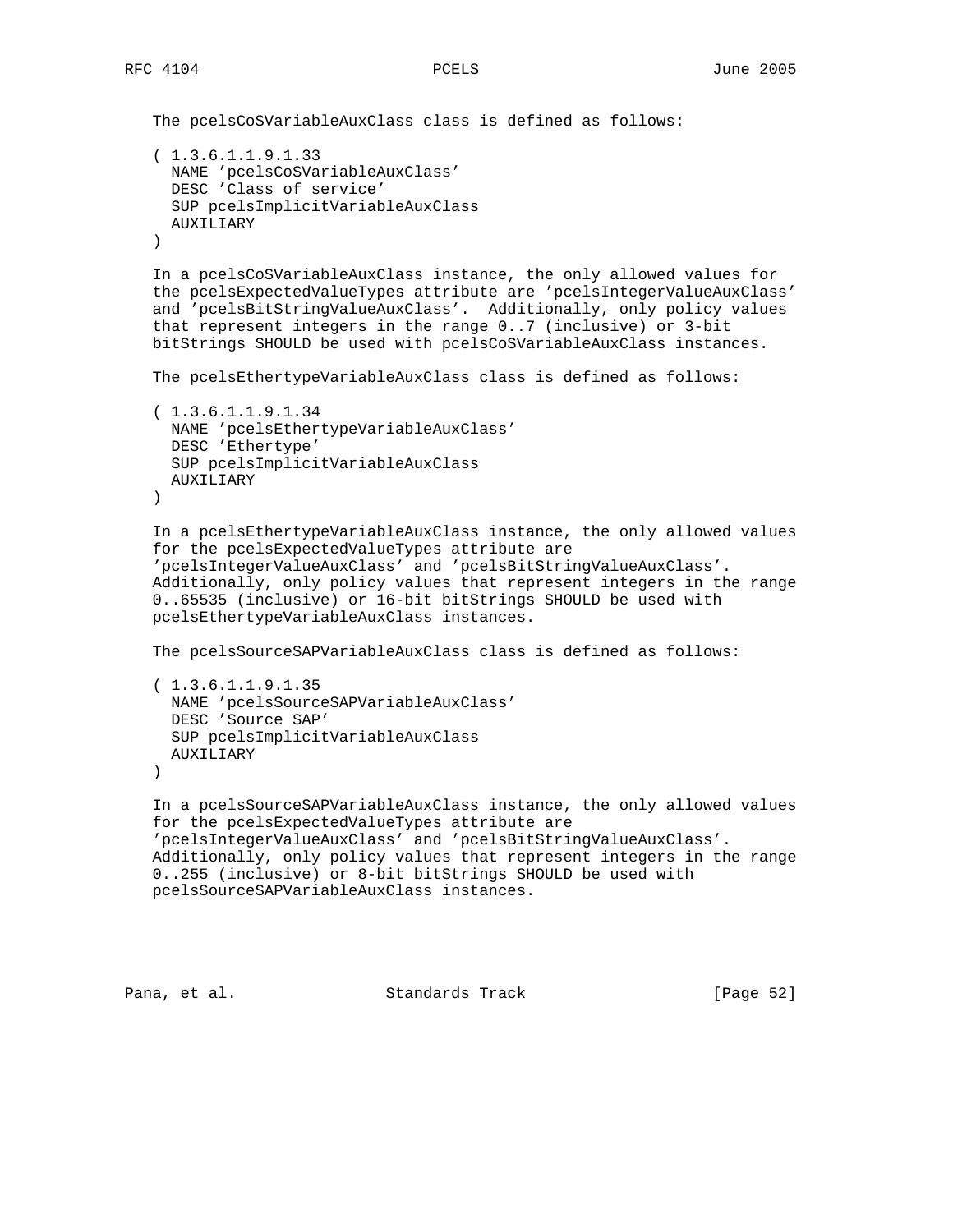The pcelsCoSVariableAuxClass class is defined as follows:

```
( 1.3.6.1.1.9.1.33
  NAME 'pcelsCoSVariableAuxClass'
  DESC 'Class of service'
  SUP pcelsImplicitVariableAuxClass
  AUXILIARY
)
```

In a pcelsCoSVariableAuxClass instance, the only allowed values for the pcelsExpectedValueTypes attribute are 'pcelsIntegerValueAuxClass' and 'pcelsBitStringValueAuxClass'. Additionally, only policy values that represent integers in the range 0..7 (inclusive) or 3-bit bitStrings SHOULD be used with pcelsCoSVariableAuxClass instances.

The pcelsEthertypeVariableAuxClass class is defined as follows:

```
( 1.3.6.1.1.9.1.34
  NAME 'pcelsEthertypeVariableAuxClass'
  DESC 'Ethertype'
  SUP pcelsImplicitVariableAuxClass
  AUXILIARY
)
```

In a pcelsEthertypeVariableAuxClass instance, the only allowed values for the pcelsExpectedValueTypes attribute are 'pcelsIntegerValueAuxClass' and 'pcelsBitStringValueAuxClass'. Additionally, only policy values that represent integers in the range 0..65535 (inclusive) or 16-bit bitStrings SHOULD be used with pcelsEthertypeVariableAuxClass instances.

The pcelsSourceSAPVariableAuxClass class is defined as follows:

```
( 1.3.6.1.1.9.1.35
  NAME 'pcelsSourceSAPVariableAuxClass'
  DESC 'Source SAP'
  SUP pcelsImplicitVariableAuxClass
  AUXILIARY
)
```

In a pcelsSourceSAPVariableAuxClass instance, the only allowed values for the pcelsExpectedValueTypes attribute are 'pcelsIntegerValueAuxClass' and 'pcelsBitStringValueAuxClass'. Additionally, only policy values that represent integers in the range 0..255 (inclusive) or 8-bit bitStrings SHOULD be used with pcelsSourceSAPVariableAuxClass instances.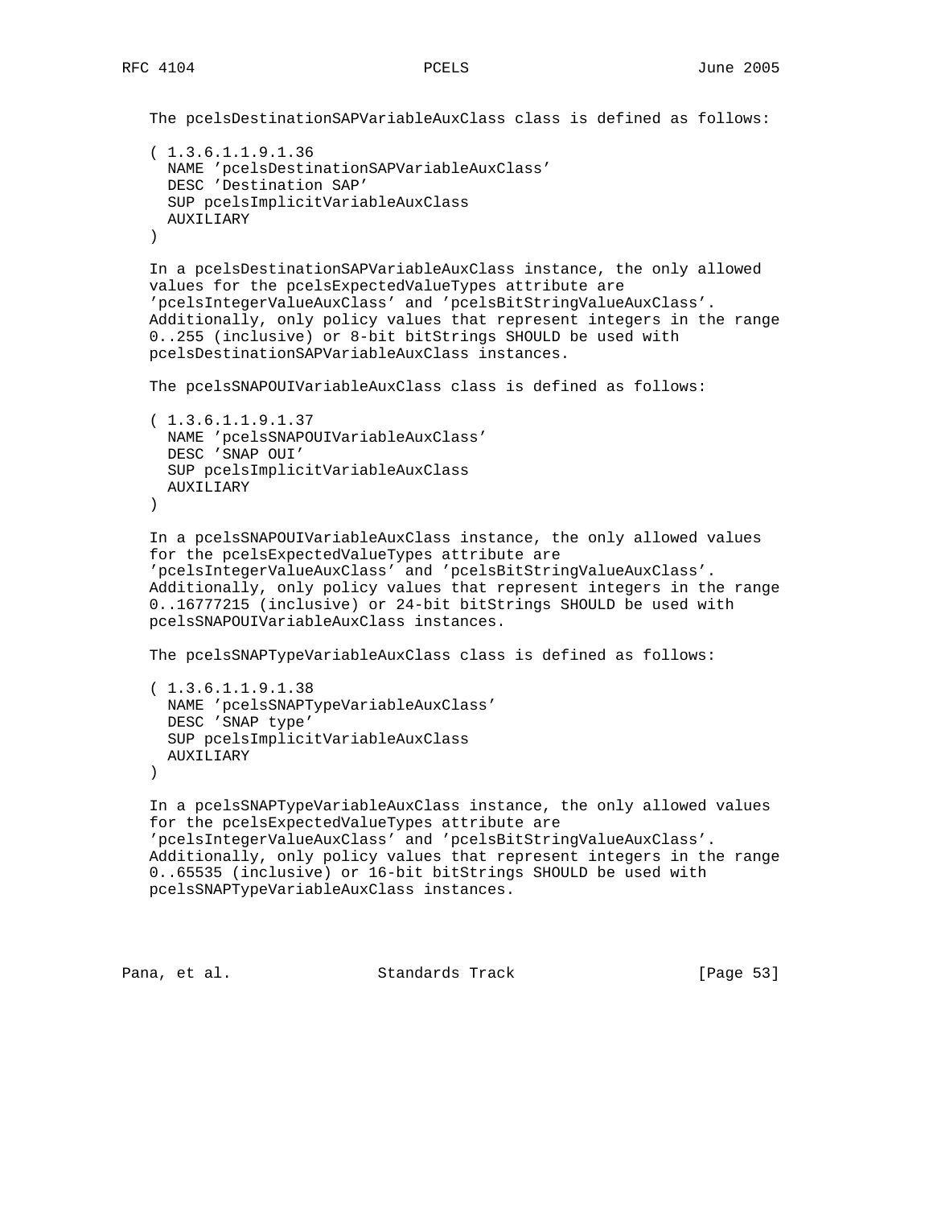The pcelsDestinationSAPVariableAuxClass class is defined as follows:

```
( 1.3.6.1.1.9.1.36
  NAME 'pcelsDestinationSAPVariableAuxClass'
  DESC 'Destination SAP'
  SUP pcelsImplicitVariableAuxClass
  AUXILIARY
)
```

In a pcelsDestinationSAPVariableAuxClass instance, the only allowed values for the pcelsExpectedValueTypes attribute are 'pcelsIntegerValueAuxClass' and 'pcelsBitStringValueAuxClass'. Additionally, only policy values that represent integers in the range 0..255 (inclusive) or 8-bit bitStrings SHOULD be used with pcelsDestinationSAPVariableAuxClass instances.

The pcelsSNAPOUIVariableAuxClass class is defined as follows:

```
( 1.3.6.1.1.9.1.37
  NAME 'pcelsSNAPOUIVariableAuxClass'
  DESC 'SNAP OUI'
  SUP pcelsImplicitVariableAuxClass
  AUXILIARY
)
```

In a pcelsSNAPOUIVariableAuxClass instance, the only allowed values for the pcelsExpectedValueTypes attribute are 'pcelsIntegerValueAuxClass' and 'pcelsBitStringValueAuxClass'. Additionally, only policy values that represent integers in the range 0..16777215 (inclusive) or 24-bit bitStrings SHOULD be used with pcelsSNAPOUIVariableAuxClass instances.

The pcelsSNAPTypeVariableAuxClass class is defined as follows:

```
( 1.3.6.1.1.9.1.38
  NAME 'pcelsSNAPTypeVariableAuxClass'
  DESC 'SNAP type'
  SUP pcelsImplicitVariableAuxClass
  AUXILIARY
)
```

In a pcelsSNAPTypeVariableAuxClass instance, the only allowed values for the pcelsExpectedValueTypes attribute are 'pcelsIntegerValueAuxClass' and 'pcelsBitStringValueAuxClass'. Additionally, only policy values that represent integers in the range 0..65535 (inclusive) or 16-bit bitStrings SHOULD be used with pcelsSNAPTypeVariableAuxClass instances.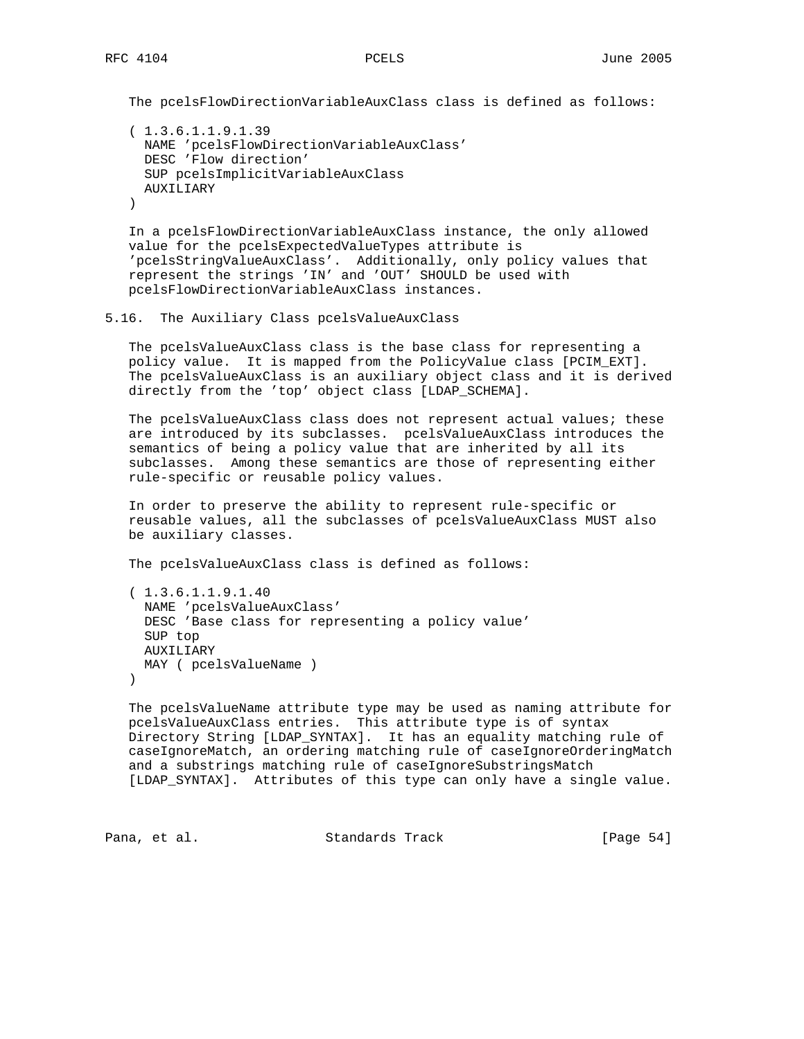The pcelsFlowDirectionVariableAuxClass class is defined as follows:

```
( 1.3.6.1.1.9.1.39
  NAME 'pcelsFlowDirectionVariableAuxClass'
  DESC 'Flow direction'
  SUP pcelsImplicitVariableAuxClass
  AUXILIARY
)
```

In a pcelsFlowDirectionVariableAuxClass instance, the only allowed value for the pcelsExpectedValueTypes attribute is 'pcelsStringValueAuxClass'. Additionally, only policy values that represent the strings 'IN' and 'OUT' SHOULD be used with pcelsFlowDirectionVariableAuxClass instances.

## 5.16. The Auxiliary Class pcelsValueAuxClass

The pcelsValueAuxClass class is the base class for representing a policy value. It is mapped from the PolicyValue class [PCIM_EXT]. The pcelsValueAuxClass is an auxiliary object class and it is derived directly from the 'top' object class [LDAP_SCHEMA].

The pcelsValueAuxClass class does not represent actual values; these are introduced by its subclasses. pcelsValueAuxClass introduces the semantics of being a policy value that are inherited by all its subclasses. Among these semantics are those of representing either rule-specific or reusable policy values.

In order to preserve the ability to represent rule-specific or reusable values, all the subclasses of pcelsValueAuxClass MUST also be auxiliary classes.

The pcelsValueAuxClass class is defined as follows:

```
( 1.3.6.1.1.9.1.40
  NAME 'pcelsValueAuxClass'
  DESC 'Base class for representing a policy value'
  SUP top
  AUXILIARY
  MAY ( pcelsValueName )
)
```

The pcelsValueName attribute type may be used as naming attribute for pcelsValueAuxClass entries. This attribute type is of syntax Directory String [LDAP_SYNTAX]. It has an equality matching rule of caseIgnoreMatch, an ordering matching rule of caseIgnoreOrderingMatch and a substrings matching rule of caseIgnoreSubstringsMatch [LDAP_SYNTAX]. Attributes of this type can only have a single value.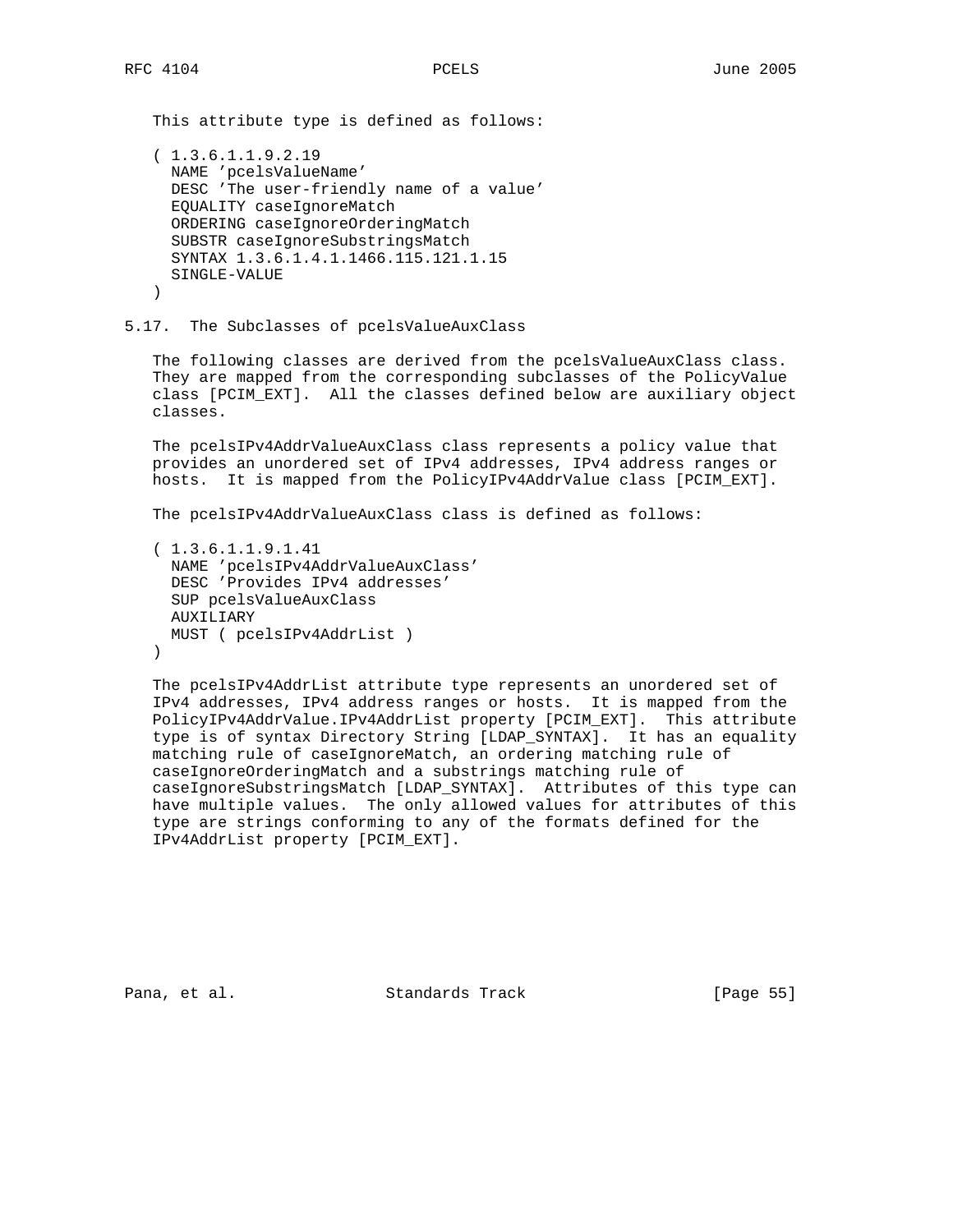This attribute type is defined as follows:

```
( 1.3.6.1.1.9.2.19
  NAME 'pcelsValueName'
  DESC 'The user-friendly name of a value'
  EQUALITY caseIgnoreMatch
  ORDERING caseIgnoreOrderingMatch
  SUBSTR caseIgnoreSubstringsMatch
  SYNTAX 1.3.6.1.4.1.1466.115.121.1.15
  SINGLE-VALUE
)
```

## 5.17. The Subclasses of pcelsValueAuxClass

The following classes are derived from the pcelsValueAuxClass class. They are mapped from the corresponding subclasses of the PolicyValue class [PCIM_EXT]. All the classes defined below are auxiliary object classes.

The pcelsIPv4AddrValueAuxClass class represents a policy value that provides an unordered set of IPv4 addresses, IPv4 address ranges or hosts. It is mapped from the PolicyIPv4AddrValue class [PCIM_EXT].

The pcelsIPv4AddrValueAuxClass class is defined as follows:

```
( 1.3.6.1.1.9.1.41
  NAME 'pcelsIPv4AddrValueAuxClass'
  DESC 'Provides IPv4 addresses'
  SUP pcelsValueAuxClass
  AUXILIARY
  MUST ( pcelsIPv4AddrList )
)
```

The pcelsIPv4AddrList attribute type represents an unordered set of IPv4 addresses, IPv4 address ranges or hosts. It is mapped from the PolicyIPv4AddrValue.IPv4AddrList property [PCIM_EXT]. This attribute type is of syntax Directory String [LDAP_SYNTAX]. It has an equality matching rule of caseIgnoreMatch, an ordering matching rule of caseIgnoreOrderingMatch and a substrings matching rule of caseIgnoreSubstringsMatch [LDAP_SYNTAX]. Attributes of this type can have multiple values. The only allowed values for attributes of this type are strings conforming to any of the formats defined for the IPv4AddrList property [PCIM_EXT].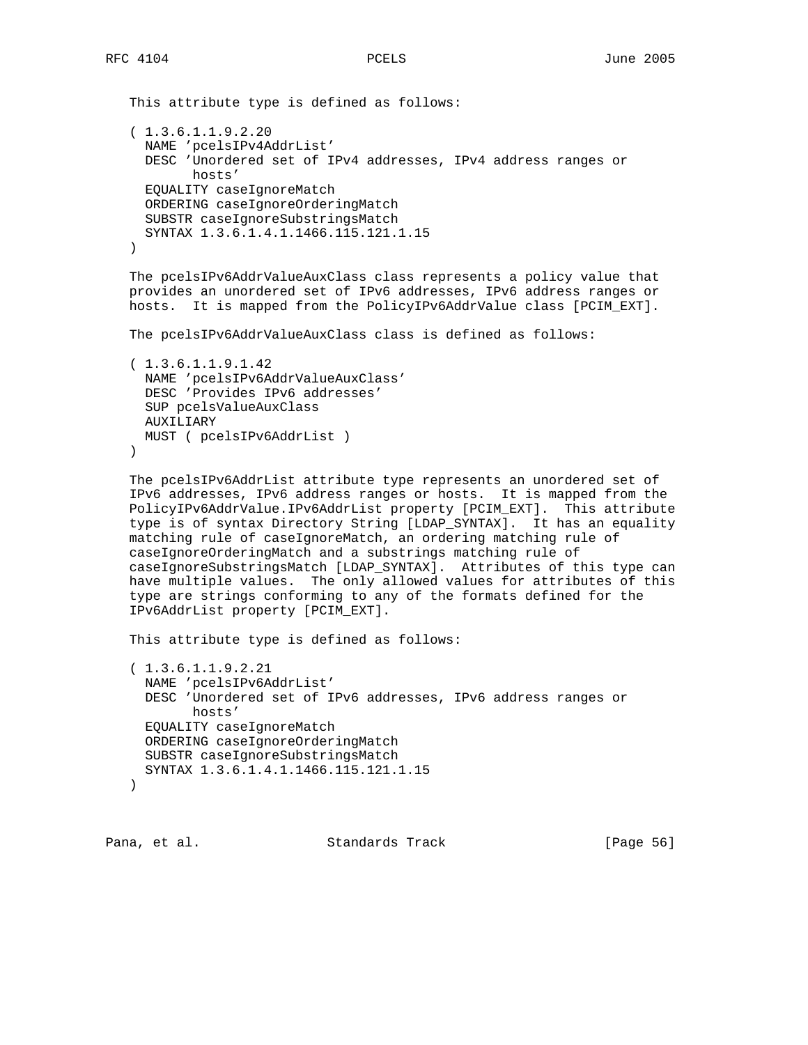This attribute type is defined as follows:

```
( 1.3.6.1.1.9.2.20
  NAME 'pcelsIPv4AddrList'
  DESC 'Unordered set of IPv4 addresses, IPv4 address ranges or
        hosts'
  EQUALITY caseIgnoreMatch
  ORDERING caseIgnoreOrderingMatch
  SUBSTR caseIgnoreSubstringsMatch
  SYNTAX 1.3.6.1.4.1.1466.115.121.1.15
)
```

The pcelsIPv6AddrValueAuxClass class represents a policy value that provides an unordered set of IPv6 addresses, IPv6 address ranges or hosts. It is mapped from the PolicyIPv6AddrValue class [PCIM_EXT].

The pcelsIPv6AddrValueAuxClass class is defined as follows:

```
( 1.3.6.1.1.9.1.42
  NAME 'pcelsIPv6AddrValueAuxClass'
  DESC 'Provides IPv6 addresses'
  SUP pcelsValueAuxClass
  AUXILIARY
  MUST ( pcelsIPv6AddrList )
)
```

The pcelsIPv6AddrList attribute type represents an unordered set of IPv6 addresses, IPv6 address ranges or hosts. It is mapped from the PolicyIPv6AddrValue.IPv6AddrList property [PCIM_EXT]. This attribute type is of syntax Directory String [LDAP_SYNTAX]. It has an equality matching rule of caseIgnoreMatch, an ordering matching rule of caseIgnoreOrderingMatch and a substrings matching rule of caseIgnoreSubstringsMatch [LDAP_SYNTAX]. Attributes of this type can have multiple values. The only allowed values for attributes of this type are strings conforming to any of the formats defined for the IPv6AddrList property [PCIM_EXT].

This attribute type is defined as follows:

```
( 1.3.6.1.1.9.2.21
  NAME 'pcelsIPv6AddrList'
  DESC 'Unordered set of IPv6 addresses, IPv6 address ranges or
        hosts'
  EQUALITY caseIgnoreMatch
  ORDERING caseIgnoreOrderingMatch
  SUBSTR caseIgnoreSubstringsMatch
  SYNTAX 1.3.6.1.4.1.1466.115.121.1.15
)
```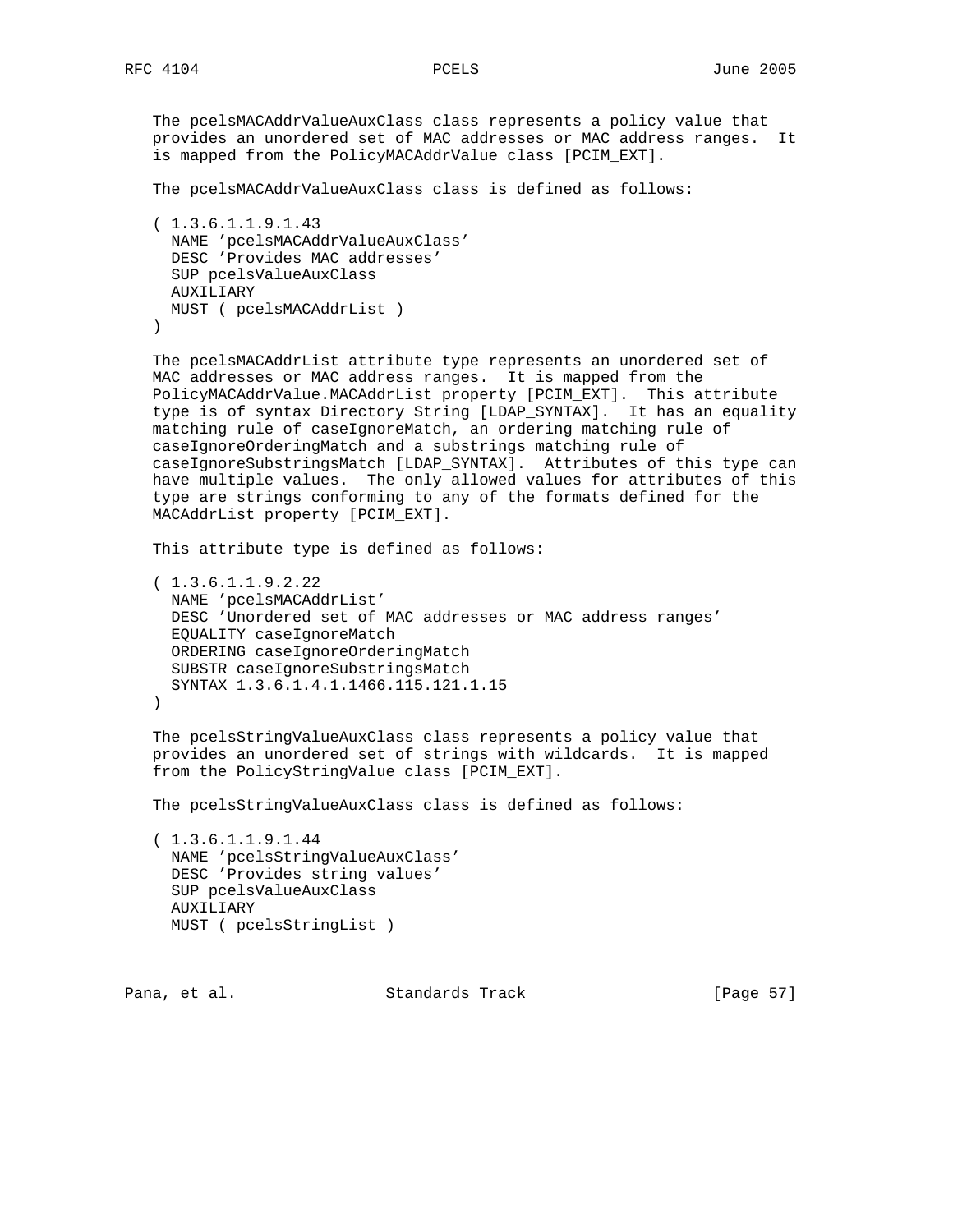The pcelsMACAddrValueAuxClass class represents a policy value that provides an unordered set of MAC addresses or MAC address ranges. It is mapped from the PolicyMACAddrValue class [PCIM_EXT].

The pcelsMACAddrValueAuxClass class is defined as follows:

```
( 1.3.6.1.1.9.1.43
  NAME 'pcelsMACAddrValueAuxClass'
  DESC 'Provides MAC addresses'
  SUP pcelsValueAuxClass
  AUXILIARY
  MUST ( pcelsMACAddrList )
)
```

The pcelsMACAddrList attribute type represents an unordered set of MAC addresses or MAC address ranges. It is mapped from the PolicyMACAddrValue.MACAddrList property [PCIM_EXT]. This attribute type is of syntax Directory String [LDAP_SYNTAX]. It has an equality matching rule of caseIgnoreMatch, an ordering matching rule of caseIgnoreOrderingMatch and a substrings matching rule of caseIgnoreSubstringsMatch [LDAP_SYNTAX]. Attributes of this type can have multiple values. The only allowed values for attributes of this type are strings conforming to any of the formats defined for the MACAddrList property [PCIM_EXT].

This attribute type is defined as follows:

```
( 1.3.6.1.1.9.2.22
  NAME 'pcelsMACAddrList'
  DESC 'Unordered set of MAC addresses or MAC address ranges'
  EQUALITY caseIgnoreMatch
  ORDERING caseIgnoreOrderingMatch
  SUBSTR caseIgnoreSubstringsMatch
  SYNTAX 1.3.6.1.4.1.1466.115.121.1.15
)
```

The pcelsStringValueAuxClass class represents a policy value that provides an unordered set of strings with wildcards. It is mapped from the PolicyStringValue class [PCIM_EXT].

The pcelsStringValueAuxClass class is defined as follows:

```
( 1.3.6.1.1.9.1.44
  NAME 'pcelsStringValueAuxClass'
  DESC 'Provides string values'
  SUP pcelsValueAuxClass
  AUXILIARY
  MUST ( pcelsStringList )
```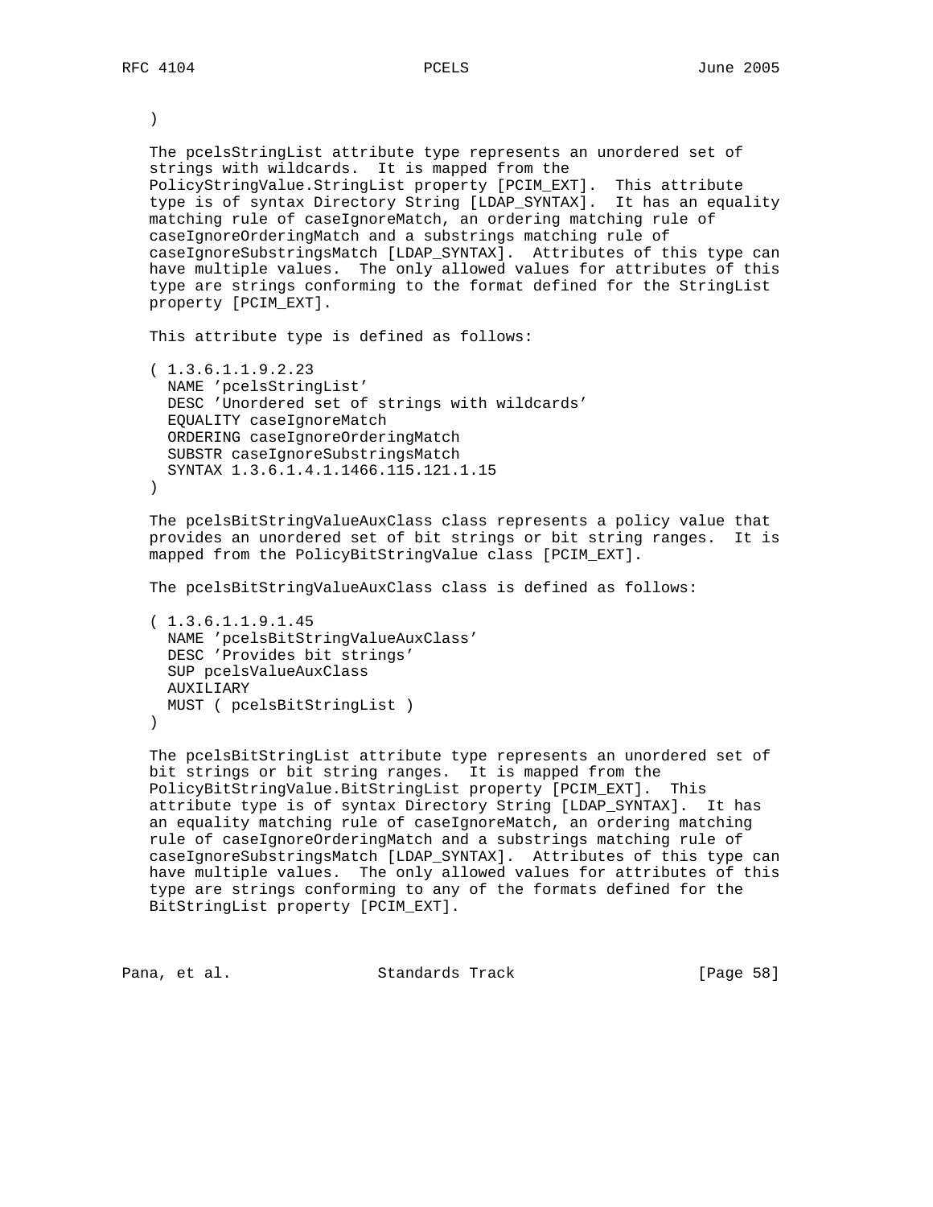```
)
```

The pcelsStringList attribute type represents an unordered set of strings with wildcards. It is mapped from the PolicyStringValue.StringList property [PCIM_EXT]. This attribute type is of syntax Directory String [LDAP_SYNTAX]. It has an equality matching rule of caseIgnoreMatch, an ordering matching rule of caseIgnoreOrderingMatch and a substrings matching rule of caseIgnoreSubstringsMatch [LDAP_SYNTAX]. Attributes of this type can have multiple values. The only allowed values for attributes of this type are strings conforming to the format defined for the StringList property [PCIM_EXT].

This attribute type is defined as follows:

```
( 1.3.6.1.1.9.2.23
  NAME 'pcelsStringList'
  DESC 'Unordered set of strings with wildcards'
  EQUALITY caseIgnoreMatch
  ORDERING caseIgnoreOrderingMatch
  SUBSTR caseIgnoreSubstringsMatch
  SYNTAX 1.3.6.1.4.1.1466.115.121.1.15
)
```

The pcelsBitStringValueAuxClass class represents a policy value that provides an unordered set of bit strings or bit string ranges. It is mapped from the PolicyBitStringValue class [PCIM_EXT].

The pcelsBitStringValueAuxClass class is defined as follows:

```
( 1.3.6.1.1.9.1.45
  NAME 'pcelsBitStringValueAuxClass'
  DESC 'Provides bit strings'
  SUP pcelsValueAuxClass
  AUXILIARY
  MUST ( pcelsBitStringList )
)
```

The pcelsBitStringList attribute type represents an unordered set of bit strings or bit string ranges. It is mapped from the PolicyBitStringValue.BitStringList property [PCIM_EXT]. This attribute type is of syntax Directory String [LDAP_SYNTAX]. It has an equality matching rule of caseIgnoreMatch, an ordering matching rule of caseIgnoreOrderingMatch and a substrings matching rule of caseIgnoreSubstringsMatch [LDAP_SYNTAX]. Attributes of this type can have multiple values. The only allowed values for attributes of this type are strings conforming to any of the formats defined for the BitStringList property [PCIM_EXT].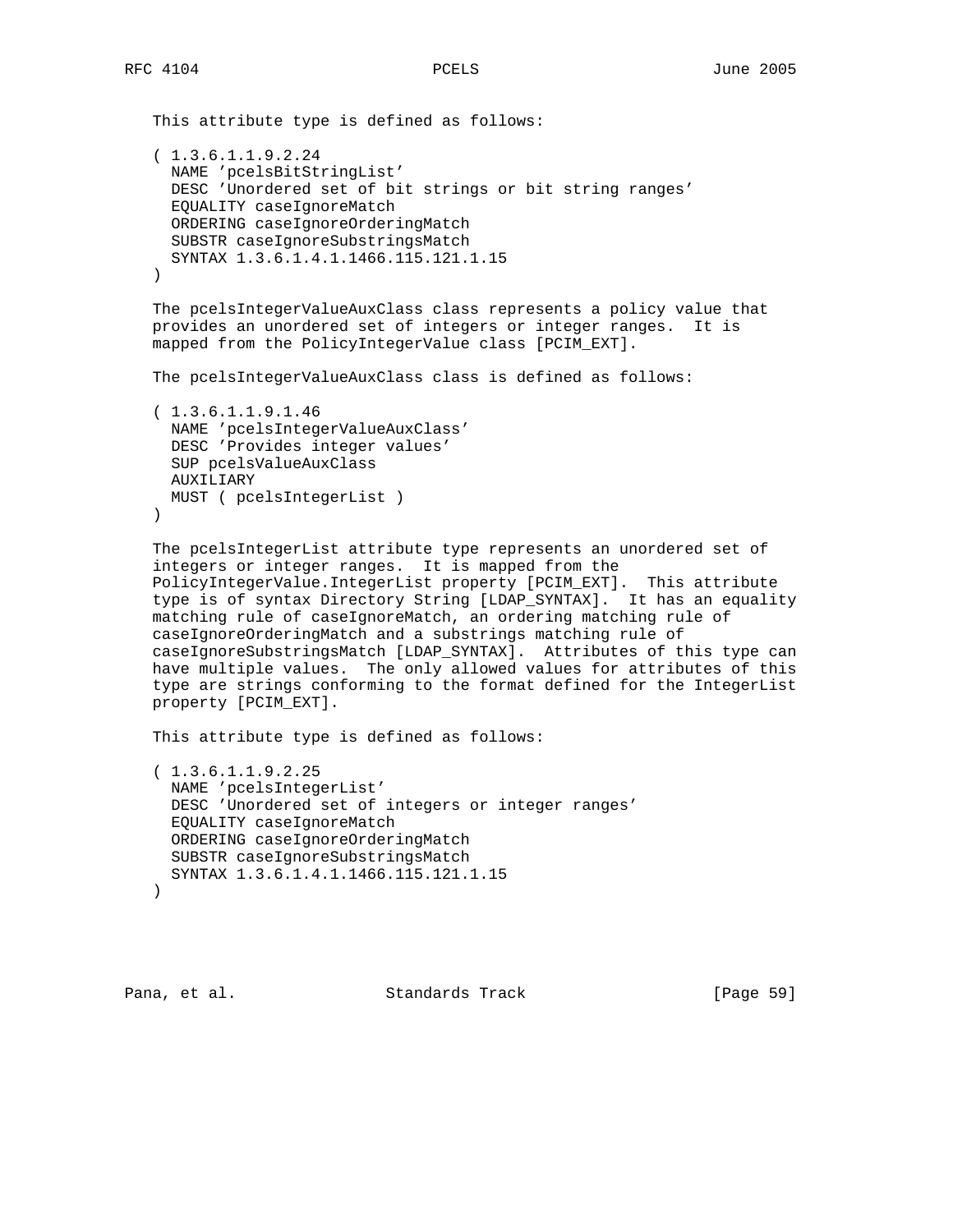This attribute type is defined as follows:

```
( 1.3.6.1.1.9.2.24
  NAME 'pcelsBitStringList'
  DESC 'Unordered set of bit strings or bit string ranges'
  EQUALITY caseIgnoreMatch
  ORDERING caseIgnoreOrderingMatch
  SUBSTR caseIgnoreSubstringsMatch
  SYNTAX 1.3.6.1.4.1.1466.115.121.1.15
)
```

The pcelsIntegerValueAuxClass class represents a policy value that provides an unordered set of integers or integer ranges. It is mapped from the PolicyIntegerValue class [PCIM_EXT].

The pcelsIntegerValueAuxClass class is defined as follows:

```
( 1.3.6.1.1.9.1.46
  NAME 'pcelsIntegerValueAuxClass'
  DESC 'Provides integer values'
  SUP pcelsValueAuxClass
  AUXILIARY
  MUST ( pcelsIntegerList )
)
```

The pcelsIntegerList attribute type represents an unordered set of integers or integer ranges. It is mapped from the PolicyIntegerValue.IntegerList property [PCIM_EXT]. This attribute type is of syntax Directory String [LDAP_SYNTAX]. It has an equality matching rule of caseIgnoreMatch, an ordering matching rule of caseIgnoreOrderingMatch and a substrings matching rule of caseIgnoreSubstringsMatch [LDAP_SYNTAX]. Attributes of this type can have multiple values. The only allowed values for attributes of this type are strings conforming to the format defined for the IntegerList property [PCIM_EXT].

This attribute type is defined as follows:

```
( 1.3.6.1.1.9.2.25
  NAME 'pcelsIntegerList'
  DESC 'Unordered set of integers or integer ranges'
  EQUALITY caseIgnoreMatch
  ORDERING caseIgnoreOrderingMatch
  SUBSTR caseIgnoreSubstringsMatch
  SYNTAX 1.3.6.1.4.1.1466.115.121.1.15
)
```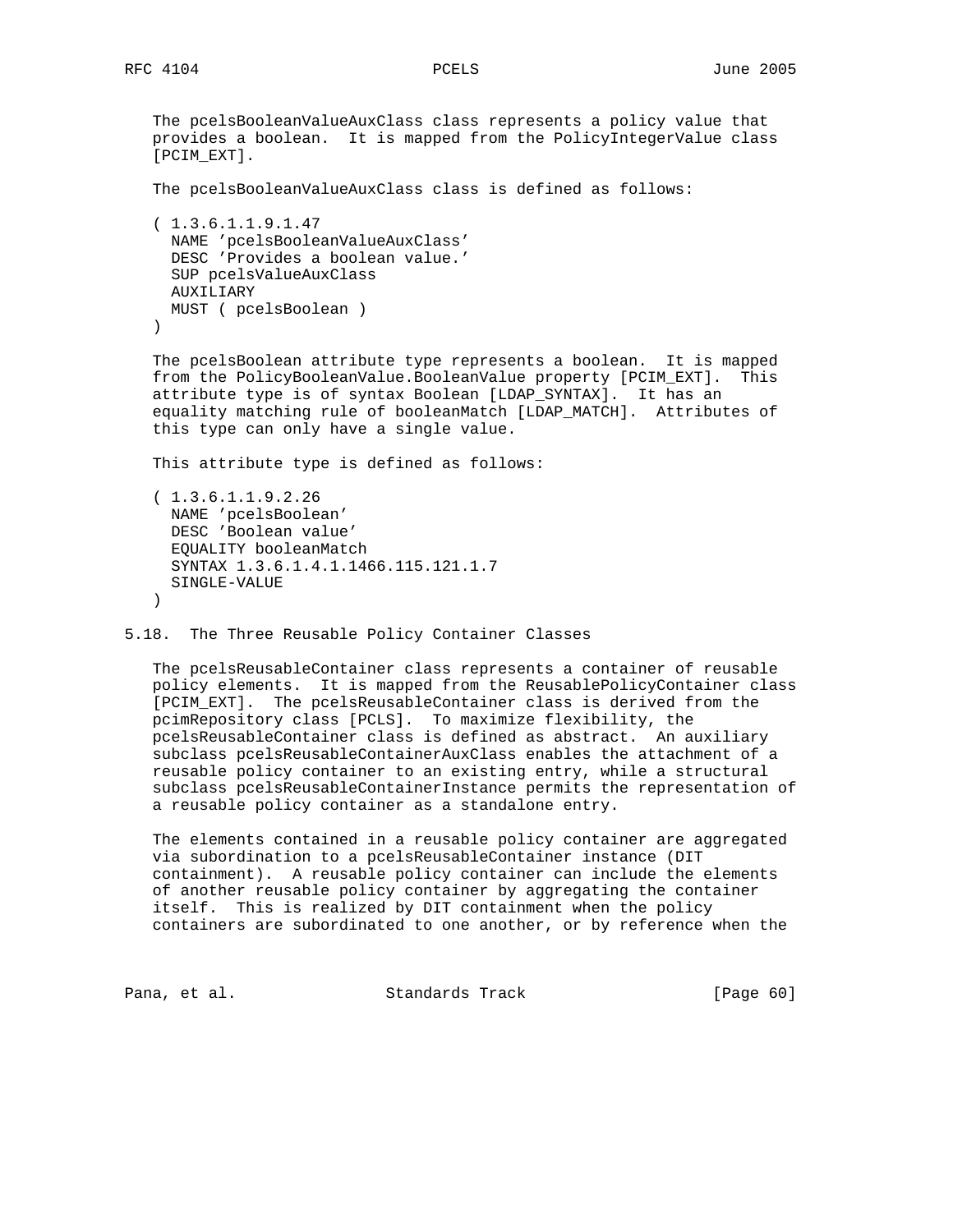The pcelsBooleanValueAuxClass class represents a policy value that provides a boolean. It is mapped from the PolicyIntegerValue class [PCIM_EXT].

The pcelsBooleanValueAuxClass class is defined as follows:

```
( 1.3.6.1.1.9.1.47
  NAME 'pcelsBooleanValueAuxClass'
  DESC 'Provides a boolean value.'
  SUP pcelsValueAuxClass
  AUXILIARY
  MUST ( pcelsBoolean )
)
```

The pcelsBoolean attribute type represents a boolean. It is mapped from the PolicyBooleanValue.BooleanValue property [PCIM_EXT]. This attribute type is of syntax Boolean [LDAP_SYNTAX]. It has an equality matching rule of booleanMatch [LDAP_MATCH]. Attributes of this type can only have a single value.

This attribute type is defined as follows:

```
( 1.3.6.1.1.9.2.26
  NAME 'pcelsBoolean'
  DESC 'Boolean value'
  EQUALITY booleanMatch
  SYNTAX 1.3.6.1.4.1.1466.115.121.1.7
  SINGLE-VALUE
)
```

## 5.18. The Three Reusable Policy Container Classes

The pcelsReusableContainer class represents a container of reusable policy elements. It is mapped from the ReusablePolicyContainer class [PCIM_EXT]. The pcelsReusableContainer class is derived from the pcimRepository class [PCLS]. To maximize flexibility, the pcelsReusableContainer class is defined as abstract. An auxiliary subclass pcelsReusableContainerAuxClass enables the attachment of a reusable policy container to an existing entry, while a structural subclass pcelsReusableContainerInstance permits the representation of a reusable policy container as a standalone entry.

The elements contained in a reusable policy container are aggregated via subordination to a pcelsReusableContainer instance (DIT containment). A reusable policy container can include the elements of another reusable policy container by aggregating the container itself. This is realized by DIT containment when the policy containers are subordinated to one another, or by reference when the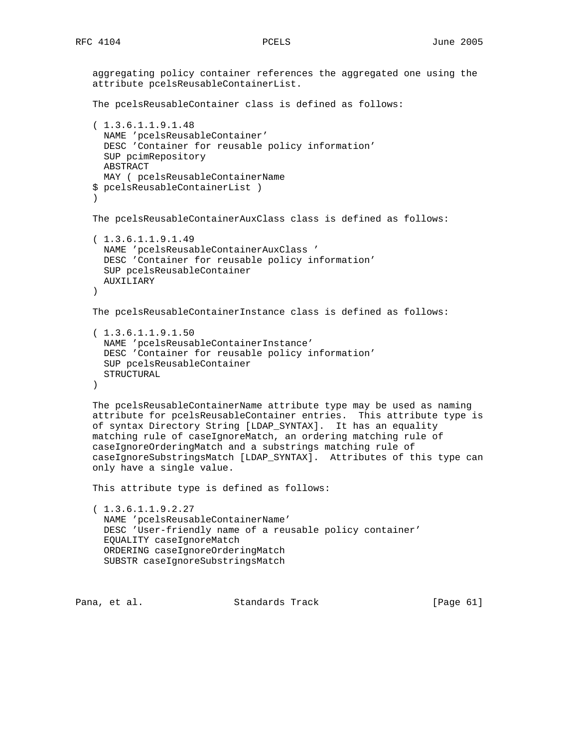aggregating policy container references the aggregated one using the attribute pcelsReusableContainerList.

The pcelsReusableContainer class is defined as follows:

```
( 1.3.6.1.1.9.1.48
  NAME 'pcelsReusableContainer'
  DESC 'Container for reusable policy information'
  SUP pcimRepository
  ABSTRACT
  MAY ( pcelsReusableContainerName
$ pcelsReusableContainerList )
)
```

The pcelsReusableContainerAuxClass class is defined as follows:

```
( 1.3.6.1.1.9.1.49
  NAME 'pcelsReusableContainerAuxClass '
  DESC 'Container for reusable policy information'
  SUP pcelsReusableContainer
  AUXILIARY
)
```

The pcelsReusableContainerInstance class is defined as follows:

```
( 1.3.6.1.1.9.1.50
  NAME 'pcelsReusableContainerInstance'
  DESC 'Container for reusable policy information'
  SUP pcelsReusableContainer
  STRUCTURAL
)
```

The pcelsReusableContainerName attribute type may be used as naming attribute for pcelsReusableContainer entries. This attribute type is of syntax Directory String [LDAP_SYNTAX]. It has an equality matching rule of caseIgnoreMatch, an ordering matching rule of caseIgnoreOrderingMatch and a substrings matching rule of caseIgnoreSubstringsMatch [LDAP_SYNTAX]. Attributes of this type can only have a single value.

This attribute type is defined as follows:

```
( 1.3.6.1.1.9.2.27
  NAME 'pcelsReusableContainerName'
  DESC 'User-friendly name of a reusable policy container'
  EQUALITY caseIgnoreMatch
  ORDERING caseIgnoreOrderingMatch
  SUBSTR caseIgnoreSubstringsMatch
```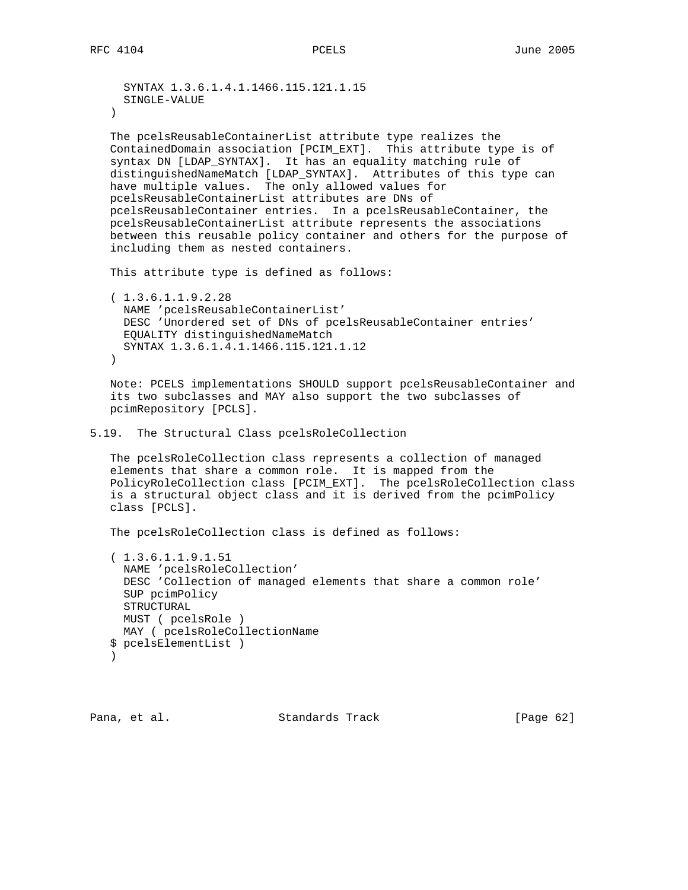```
  SYNTAX 1.3.6.1.4.1.1466.115.121.1.15
  SINGLE-VALUE
)
```

The pcelsReusableContainerList attribute type realizes the ContainedDomain association [PCIM_EXT]. This attribute type is of syntax DN [LDAP_SYNTAX]. It has an equality matching rule of distinguishedNameMatch [LDAP_SYNTAX]. Attributes of this type can have multiple values. The only allowed values for pcelsReusableContainerList attributes are DNs of pcelsReusableContainer entries. In a pcelsReusableContainer, the pcelsReusableContainerList attribute represents the associations between this reusable policy container and others for the purpose of including them as nested containers.

This attribute type is defined as follows:

```
( 1.3.6.1.1.9.2.28
  NAME 'pcelsReusableContainerList'
  DESC 'Unordered set of DNs of pcelsReusableContainer entries'
  EQUALITY distinguishedNameMatch
  SYNTAX 1.3.6.1.4.1.1466.115.121.1.12
)
```

Note: PCELS implementations SHOULD support pcelsReusableContainer and its two subclasses and MAY also support the two subclasses of pcimRepository [PCLS].

## 5.19. The Structural Class pcelsRoleCollection

The pcelsRoleCollection class represents a collection of managed elements that share a common role. It is mapped from the PolicyRoleCollection class [PCIM_EXT]. The pcelsRoleCollection class is a structural object class and it is derived from the pcimPolicy class [PCLS].

The pcelsRoleCollection class is defined as follows:

```
( 1.3.6.1.1.9.1.51
  NAME 'pcelsRoleCollection'
  DESC 'Collection of managed elements that share a common role'
  SUP pcimPolicy
  STRUCTURAL
  MUST ( pcelsRole )
  MAY ( pcelsRoleCollectionName
$ pcelsElementList )
)
```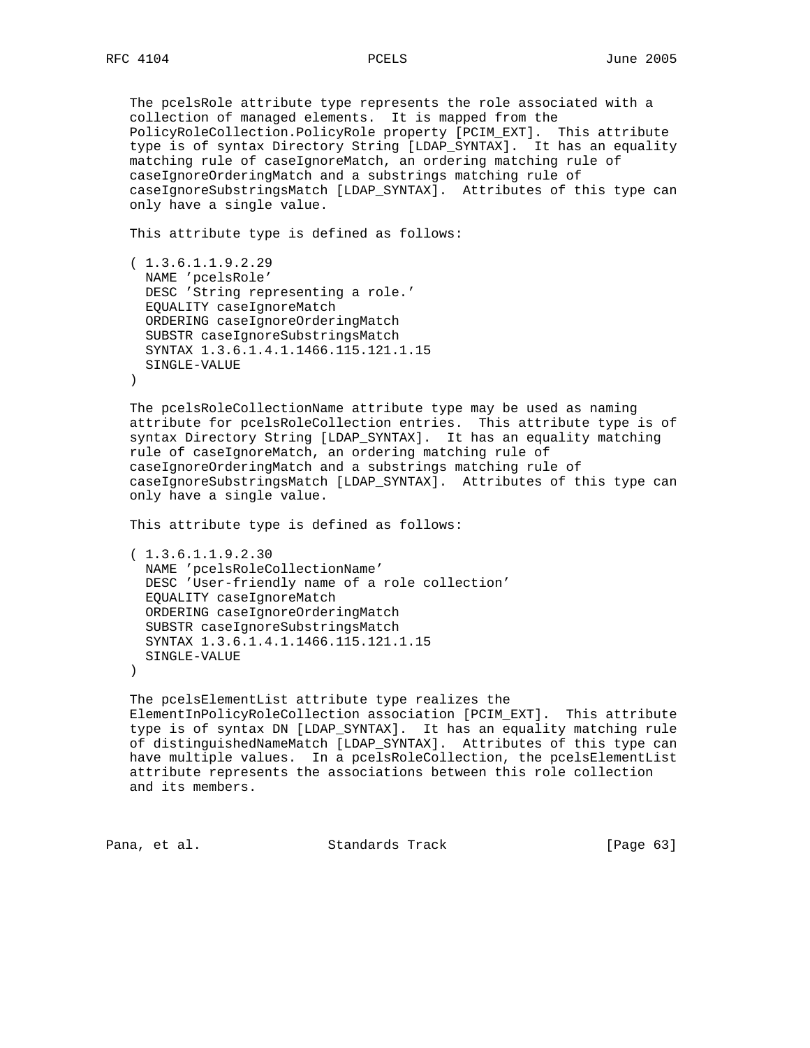The pcelsRole attribute type represents the role associated with a collection of managed elements. It is mapped from the PolicyRoleCollection.PolicyRole property [PCIM_EXT]. This attribute type is of syntax Directory String [LDAP_SYNTAX]. It has an equality matching rule of caseIgnoreMatch, an ordering matching rule of caseIgnoreOrderingMatch and a substrings matching rule of caseIgnoreSubstringsMatch [LDAP_SYNTAX]. Attributes of this type can only have a single value.

This attribute type is defined as follows:

```
( 1.3.6.1.1.9.2.29
  NAME 'pcelsRole'
  DESC 'String representing a role.'
  EQUALITY caseIgnoreMatch
  ORDERING caseIgnoreOrderingMatch
  SUBSTR caseIgnoreSubstringsMatch
  SYNTAX 1.3.6.1.4.1.1466.115.121.1.15
  SINGLE-VALUE
)
```

The pcelsRoleCollectionName attribute type may be used as naming attribute for pcelsRoleCollection entries. This attribute type is of syntax Directory String [LDAP_SYNTAX]. It has an equality matching rule of caseIgnoreMatch, an ordering matching rule of caseIgnoreOrderingMatch and a substrings matching rule of caseIgnoreSubstringsMatch [LDAP_SYNTAX]. Attributes of this type can only have a single value.

This attribute type is defined as follows:

```
( 1.3.6.1.1.9.2.30
  NAME 'pcelsRoleCollectionName'
  DESC 'User-friendly name of a role collection'
  EQUALITY caseIgnoreMatch
  ORDERING caseIgnoreOrderingMatch
  SUBSTR caseIgnoreSubstringsMatch
  SYNTAX 1.3.6.1.4.1.1466.115.121.1.15
  SINGLE-VALUE
)
```

The pcelsElementList attribute type realizes the ElementInPolicyRoleCollection association [PCIM_EXT]. This attribute type is of syntax DN [LDAP_SYNTAX]. It has an equality matching rule of distinguishedNameMatch [LDAP_SYNTAX]. Attributes of this type can have multiple values. In a pcelsRoleCollection, the pcelsElementList attribute represents the associations between this role collection and its members.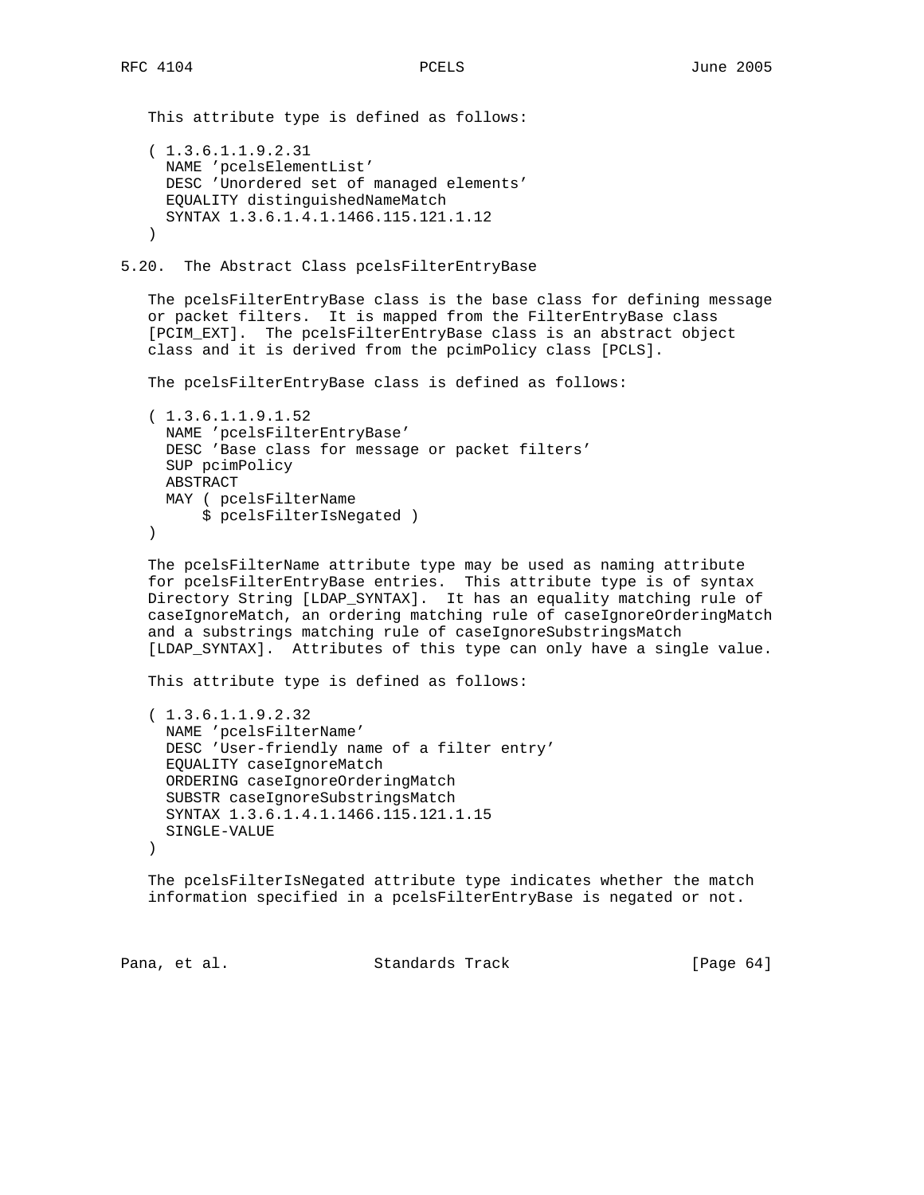This attribute type is defined as follows:

```
( 1.3.6.1.1.9.2.31
  NAME 'pcelsElementList'
  DESC 'Unordered set of managed elements'
  EQUALITY distinguishedNameMatch
  SYNTAX 1.3.6.1.4.1.1466.115.121.1.12
)
```

### 5.20. The Abstract Class pcelsFilterEntryBase

The pcelsFilterEntryBase class is the base class for defining message or packet filters. It is mapped from the FilterEntryBase class [PCIM_EXT]. The pcelsFilterEntryBase class is an abstract object class and it is derived from the pcimPolicy class [PCLS].

The pcelsFilterEntryBase class is defined as follows:

```
( 1.3.6.1.1.9.1.52
  NAME 'pcelsFilterEntryBase'
  DESC 'Base class for message or packet filters'
  SUP pcimPolicy
  ABSTRACT
  MAY ( pcelsFilterName
      $ pcelsFilterIsNegated )
)
```

The pcelsFilterName attribute type may be used as naming attribute for pcelsFilterEntryBase entries. This attribute type is of syntax Directory String [LDAP_SYNTAX]. It has an equality matching rule of caseIgnoreMatch, an ordering matching rule of caseIgnoreOrderingMatch and a substrings matching rule of caseIgnoreSubstringsMatch [LDAP_SYNTAX]. Attributes of this type can only have a single value.

This attribute type is defined as follows:

```
( 1.3.6.1.1.9.2.32
  NAME 'pcelsFilterName'
  DESC 'User-friendly name of a filter entry'
  EQUALITY caseIgnoreMatch
  ORDERING caseIgnoreOrderingMatch
  SUBSTR caseIgnoreSubstringsMatch
  SYNTAX 1.3.6.1.4.1.1466.115.121.1.15
  SINGLE-VALUE
)
```

The pcelsFilterIsNegated attribute type indicates whether the match information specified in a pcelsFilterEntryBase is negated or not.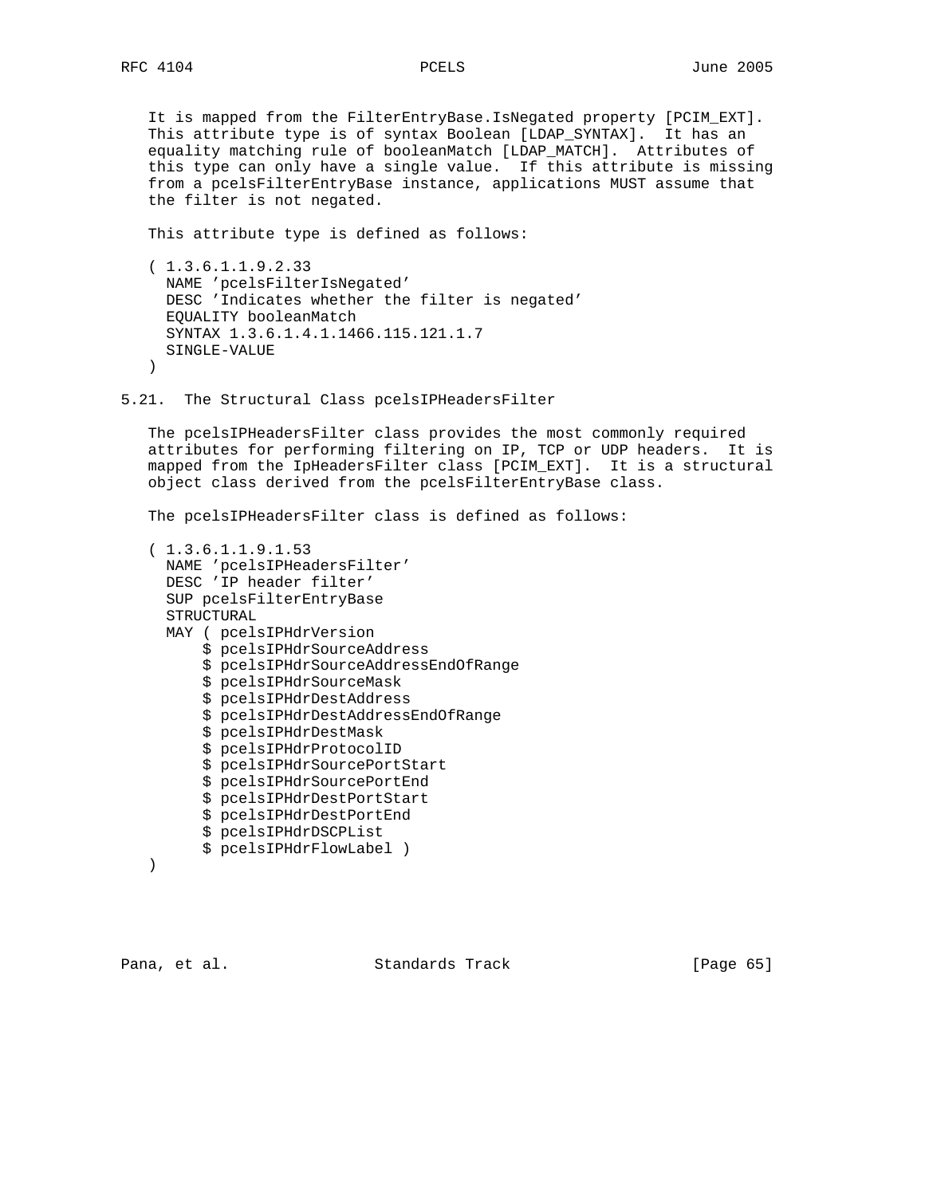It is mapped from the FilterEntryBase.IsNegated property [PCIM_EXT]. This attribute type is of syntax Boolean [LDAP_SYNTAX]. It has an equality matching rule of booleanMatch [LDAP_MATCH]. Attributes of this type can only have a single value. If this attribute is missing from a pcelsFilterEntryBase instance, applications MUST assume that the filter is not negated.

This attribute type is defined as follows:

```
( 1.3.6.1.1.9.2.33
  NAME 'pcelsFilterIsNegated'
  DESC 'Indicates whether the filter is negated'
  EQUALITY booleanMatch
  SYNTAX 1.3.6.1.4.1.1466.115.121.1.7
  SINGLE-VALUE
)
```

## 5.21. The Structural Class pcelsIPHeadersFilter

The pcelsIPHeadersFilter class provides the most commonly required attributes for performing filtering on IP, TCP or UDP headers. It is mapped from the IpHeadersFilter class [PCIM_EXT]. It is a structural object class derived from the pcelsFilterEntryBase class.

The pcelsIPHeadersFilter class is defined as follows:

```
( 1.3.6.1.1.9.1.53
  NAME 'pcelsIPHeadersFilter'
  DESC 'IP header filter'
  SUP pcelsFilterEntryBase
  STRUCTURAL
  MAY ( pcelsIPHdrVersion
      $ pcelsIPHdrSourceAddress
      $ pcelsIPHdrSourceAddressEndOfRange
      $ pcelsIPHdrSourceMask
      $ pcelsIPHdrDestAddress
      $ pcelsIPHdrDestAddressEndOfRange
      $ pcelsIPHdrDestMask
      $ pcelsIPHdrProtocolID
      $ pcelsIPHdrSourcePortStart
      $ pcelsIPHdrSourcePortEnd
      $ pcelsIPHdrDestPortStart
      $ pcelsIPHdrDestPortEnd
      $ pcelsIPHdrDSCPList
      $ pcelsIPHdrFlowLabel )
)
```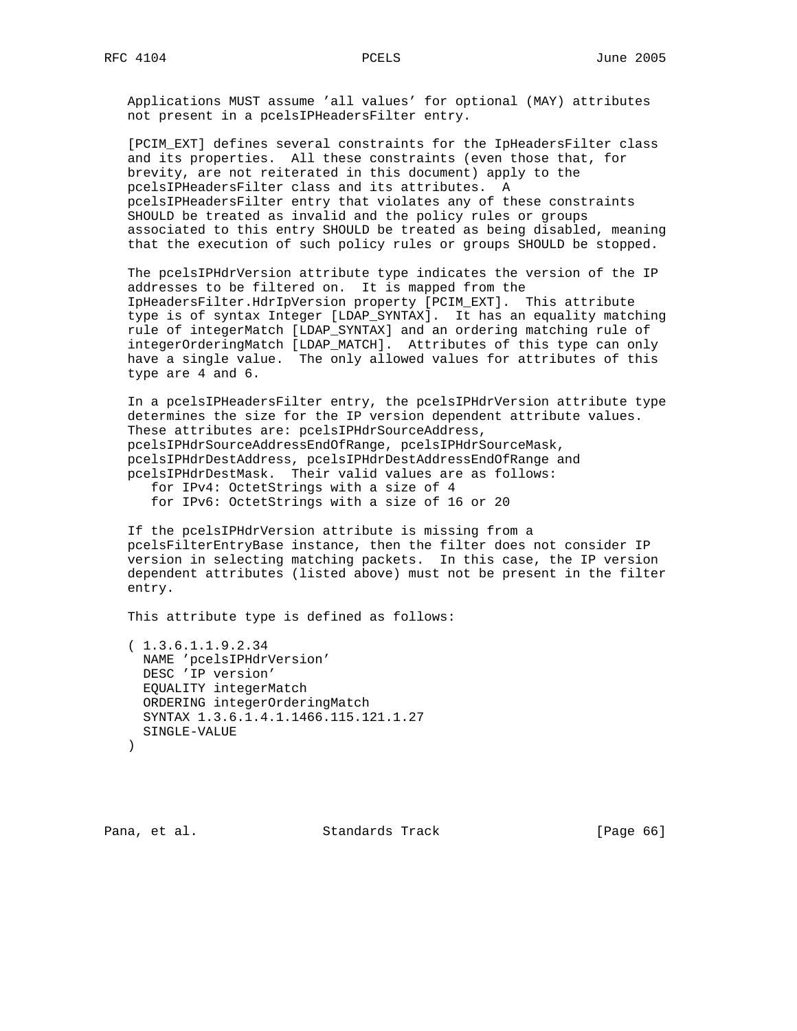Applications MUST assume 'all values' for optional (MAY) attributes not present in a pcelsIPHeadersFilter entry.

[PCIM_EXT] defines several constraints for the IpHeadersFilter class and its properties. All these constraints (even those that, for brevity, are not reiterated in this document) apply to the pcelsIPHeadersFilter class and its attributes. A pcelsIPHeadersFilter entry that violates any of these constraints SHOULD be treated as invalid and the policy rules or groups associated to this entry SHOULD be treated as being disabled, meaning that the execution of such policy rules or groups SHOULD be stopped.

The pcelsIPHdrVersion attribute type indicates the version of the IP addresses to be filtered on. It is mapped from the IpHeadersFilter.HdrIpVersion property [PCIM_EXT]. This attribute type is of syntax Integer [LDAP_SYNTAX]. It has an equality matching rule of integerMatch [LDAP_SYNTAX] and an ordering matching rule of integerOrderingMatch [LDAP_MATCH]. Attributes of this type can only have a single value. The only allowed values for attributes of this type are 4 and 6.

In a pcelsIPHeadersFilter entry, the pcelsIPHdrVersion attribute type determines the size for the IP version dependent attribute values. These attributes are: pcelsIPHdrSourceAddress, pcelsIPHdrSourceAddressEndOfRange, pcelsIPHdrSourceMask, pcelsIPHdrDestAddress, pcelsIPHdrDestAddressEndOfRange and pcelsIPHdrDestMask. Their valid values are as follows:

- for IPv4: OctetStrings with a size of 4
- for IPv6: OctetStrings with a size of 16 or 20

If the pcelsIPHdrVersion attribute is missing from a pcelsFilterEntryBase instance, then the filter does not consider IP version in selecting matching packets. In this case, the IP version dependent attributes (listed above) must not be present in the filter entry.

This attribute type is defined as follows:

```
( 1.3.6.1.1.9.2.34
  NAME 'pcelsIPHdrVersion'
  DESC 'IP version'
  EQUALITY integerMatch
  ORDERING integerOrderingMatch
  SYNTAX 1.3.6.1.4.1.1466.115.121.1.27
  SINGLE-VALUE
)
```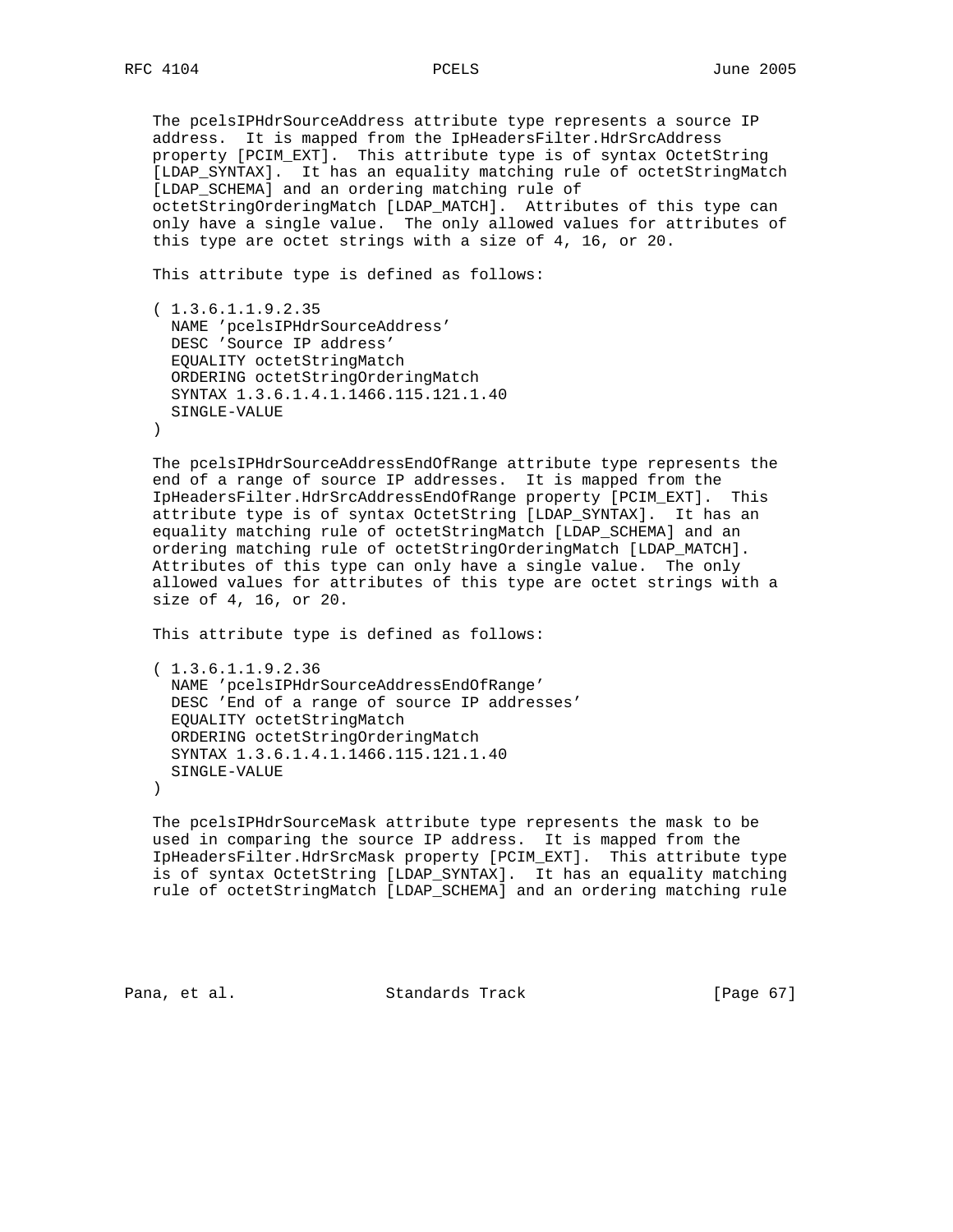The pcelsIPHdrSourceAddress attribute type represents a source IP address. It is mapped from the IpHeadersFilter.HdrSrcAddress property [PCIM_EXT]. This attribute type is of syntax OctetString [LDAP_SYNTAX]. It has an equality matching rule of octetStringMatch [LDAP_SCHEMA] and an ordering matching rule of octetStringOrderingMatch [LDAP_MATCH]. Attributes of this type can only have a single value. The only allowed values for attributes of this type are octet strings with a size of 4, 16, or 20.

This attribute type is defined as follows:

```
( 1.3.6.1.1.9.2.35
  NAME 'pcelsIPHdrSourceAddress'
  DESC 'Source IP address'
  EQUALITY octetStringMatch
  ORDERING octetStringOrderingMatch
  SYNTAX 1.3.6.1.4.1.1466.115.121.1.40
  SINGLE-VALUE
)
```

The pcelsIPHdrSourceAddressEndOfRange attribute type represents the end of a range of source IP addresses. It is mapped from the IpHeadersFilter.HdrSrcAddressEndOfRange property [PCIM_EXT]. This attribute type is of syntax OctetString [LDAP_SYNTAX]. It has an equality matching rule of octetStringMatch [LDAP_SCHEMA] and an ordering matching rule of octetStringOrderingMatch [LDAP_MATCH]. Attributes of this type can only have a single value. The only allowed values for attributes of this type are octet strings with a size of 4, 16, or 20.

This attribute type is defined as follows:

```
( 1.3.6.1.1.9.2.36
  NAME 'pcelsIPHdrSourceAddressEndOfRange'
  DESC 'End of a range of source IP addresses'
  EQUALITY octetStringMatch
  ORDERING octetStringOrderingMatch
  SYNTAX 1.3.6.1.4.1.1466.115.121.1.40
  SINGLE-VALUE
)
```

The pcelsIPHdrSourceMask attribute type represents the mask to be used in comparing the source IP address. It is mapped from the IpHeadersFilter.HdrSrcMask property [PCIM_EXT]. This attribute type is of syntax OctetString [LDAP_SYNTAX]. It has an equality matching rule of octetStringMatch [LDAP_SCHEMA] and an ordering matching rule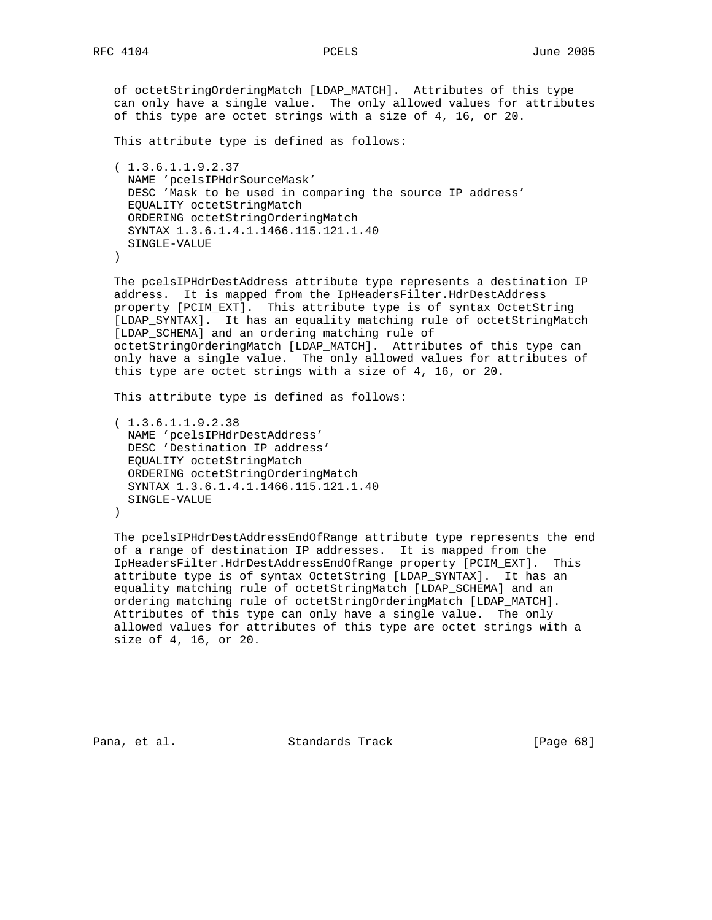of octetStringOrderingMatch [LDAP_MATCH]. Attributes of this type can only have a single value. The only allowed values for attributes of this type are octet strings with a size of 4, 16, or 20.

This attribute type is defined as follows:

```
( 1.3.6.1.1.9.2.37
  NAME 'pcelsIPHdrSourceMask'
  DESC 'Mask to be used in comparing the source IP address'
  EQUALITY octetStringMatch
  ORDERING octetStringOrderingMatch
  SYNTAX 1.3.6.1.4.1.1466.115.121.1.40
  SINGLE-VALUE
)
```

The pcelsIPHdrDestAddress attribute type represents a destination IP address. It is mapped from the IpHeadersFilter.HdrDestAddress property [PCIM_EXT]. This attribute type is of syntax OctetString [LDAP_SYNTAX]. It has an equality matching rule of octetStringMatch [LDAP_SCHEMA] and an ordering matching rule of octetStringOrderingMatch [LDAP_MATCH]. Attributes of this type can only have a single value. The only allowed values for attributes of this type are octet strings with a size of 4, 16, or 20.

This attribute type is defined as follows:

```
( 1.3.6.1.1.9.2.38
  NAME 'pcelsIPHdrDestAddress'
  DESC 'Destination IP address'
  EQUALITY octetStringMatch
  ORDERING octetStringOrderingMatch
  SYNTAX 1.3.6.1.4.1.1466.115.121.1.40
  SINGLE-VALUE
)
```

The pcelsIPHdrDestAddressEndOfRange attribute type represents the end of a range of destination IP addresses. It is mapped from the IpHeadersFilter.HdrDestAddressEndOfRange property [PCIM_EXT]. This attribute type is of syntax OctetString [LDAP_SYNTAX]. It has an equality matching rule of octetStringMatch [LDAP_SCHEMA] and an ordering matching rule of octetStringOrderingMatch [LDAP_MATCH]. Attributes of this type can only have a single value. The only allowed values for attributes of this type are octet strings with a size of 4, 16, or 20.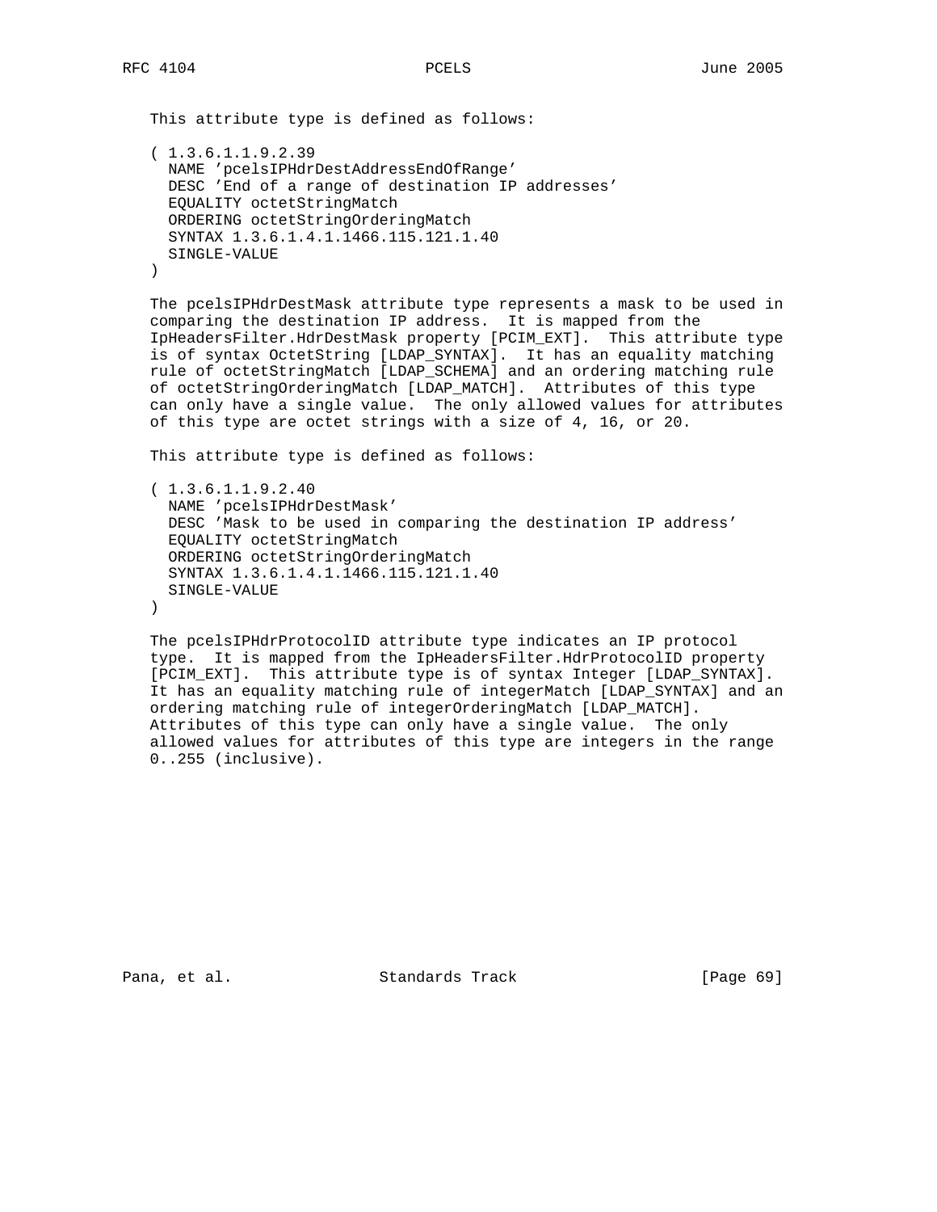This attribute type is defined as follows:

```
( 1.3.6.1.1.9.2.39
  NAME 'pcelsIPHdrDestAddressEndOfRange'
  DESC 'End of a range of destination IP addresses'
  EQUALITY octetStringMatch
  ORDERING octetStringOrderingMatch
  SYNTAX 1.3.6.1.4.1.1466.115.121.1.40
  SINGLE-VALUE
)
```

The pcelsIPHdrDestMask attribute type represents a mask to be used in comparing the destination IP address. It is mapped from the IpHeadersFilter.HdrDestMask property [PCIM_EXT]. This attribute type is of syntax OctetString [LDAP_SYNTAX]. It has an equality matching rule of octetStringMatch [LDAP_SCHEMA] and an ordering matching rule of octetStringOrderingMatch [LDAP_MATCH]. Attributes of this type can only have a single value. The only allowed values for attributes of this type are octet strings with a size of 4, 16, or 20.

This attribute type is defined as follows:

```
( 1.3.6.1.1.9.2.40
  NAME 'pcelsIPHdrDestMask'
  DESC 'Mask to be used in comparing the destination IP address'
  EQUALITY octetStringMatch
  ORDERING octetStringOrderingMatch
  SYNTAX 1.3.6.1.4.1.1466.115.121.1.40
  SINGLE-VALUE
)
```

The pcelsIPHdrProtocolID attribute type indicates an IP protocol type. It is mapped from the IpHeadersFilter.HdrProtocolID property [PCIM_EXT]. This attribute type is of syntax Integer [LDAP_SYNTAX]. It has an equality matching rule of integerMatch [LDAP_SYNTAX] and an ordering matching rule of integerOrderingMatch [LDAP_MATCH]. Attributes of this type can only have a single value. The only allowed values for attributes of this type are integers in the range 0..255 (inclusive).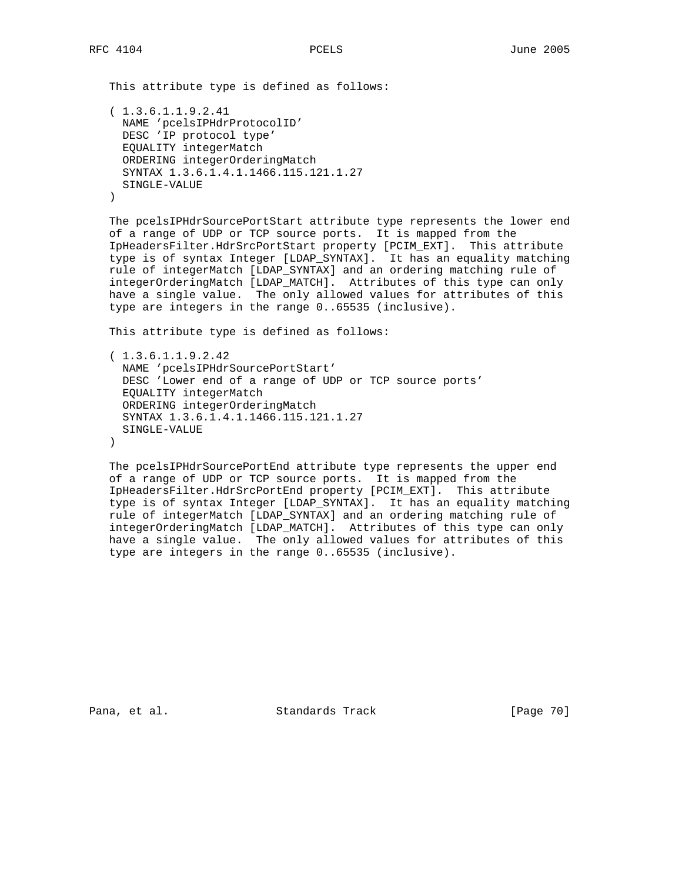This attribute type is defined as follows:

```
( 1.3.6.1.1.9.2.41
  NAME 'pcelsIPHdrProtocolID'
  DESC 'IP protocol type'
  EQUALITY integerMatch
  ORDERING integerOrderingMatch
  SYNTAX 1.3.6.1.4.1.1466.115.121.1.27
  SINGLE-VALUE
)
```

The pcelsIPHdrSourcePortStart attribute type represents the lower end of a range of UDP or TCP source ports. It is mapped from the IpHeadersFilter.HdrSrcPortStart property [PCIM_EXT]. This attribute type is of syntax Integer [LDAP_SYNTAX]. It has an equality matching rule of integerMatch [LDAP_SYNTAX] and an ordering matching rule of integerOrderingMatch [LDAP_MATCH]. Attributes of this type can only have a single value. The only allowed values for attributes of this type are integers in the range 0..65535 (inclusive).

This attribute type is defined as follows:

```
( 1.3.6.1.1.9.2.42
  NAME 'pcelsIPHdrSourcePortStart'
  DESC 'Lower end of a range of UDP or TCP source ports'
  EQUALITY integerMatch
  ORDERING integerOrderingMatch
  SYNTAX 1.3.6.1.4.1.1466.115.121.1.27
  SINGLE-VALUE
)
```

The pcelsIPHdrSourcePortEnd attribute type represents the upper end of a range of UDP or TCP source ports. It is mapped from the IpHeadersFilter.HdrSrcPortEnd property [PCIM_EXT]. This attribute type is of syntax Integer [LDAP_SYNTAX]. It has an equality matching rule of integerMatch [LDAP_SYNTAX] and an ordering matching rule of integerOrderingMatch [LDAP_MATCH]. Attributes of this type can only have a single value. The only allowed values for attributes of this type are integers in the range 0..65535 (inclusive).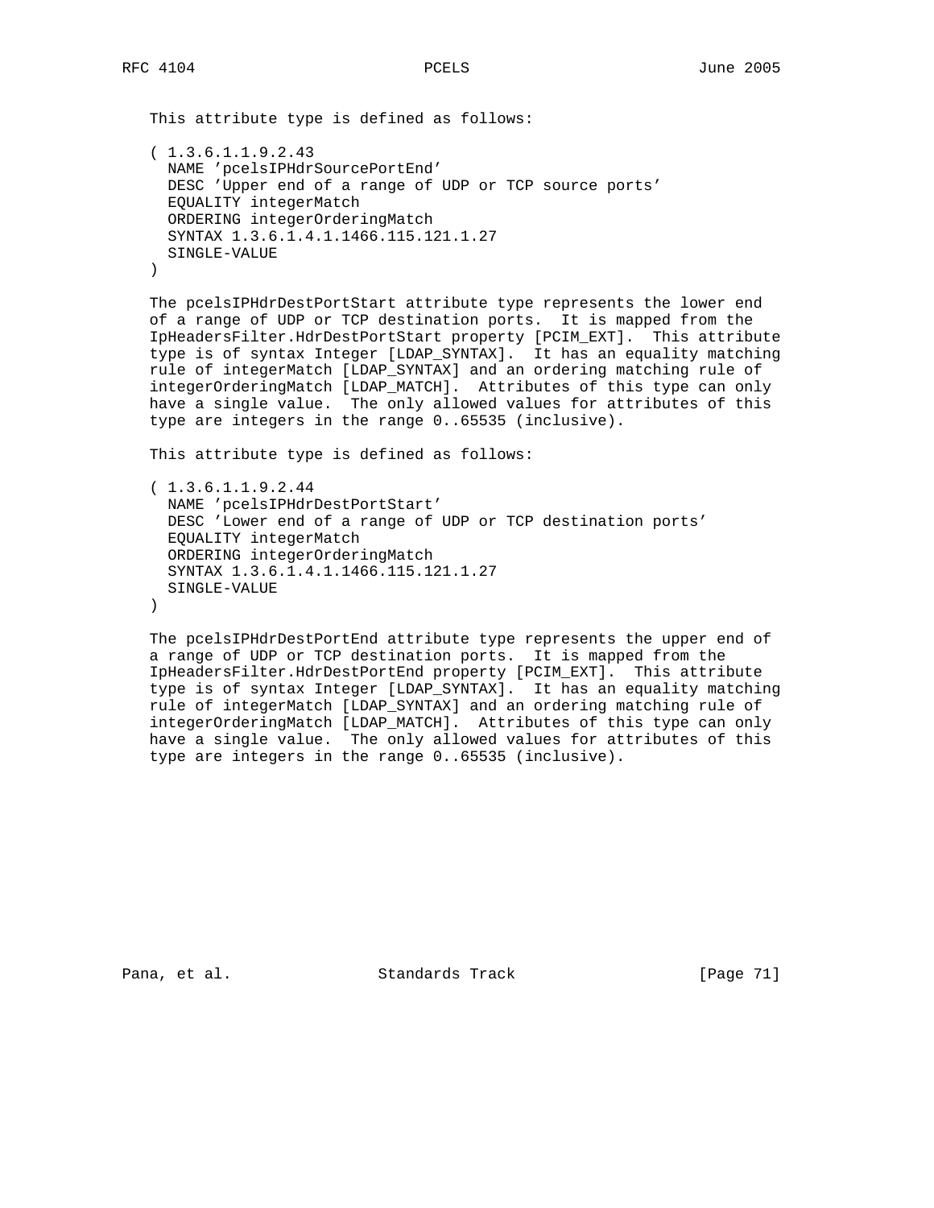This attribute type is defined as follows:

```
( 1.3.6.1.1.9.2.43
  NAME 'pcelsIPHdrSourcePortEnd'
  DESC 'Upper end of a range of UDP or TCP source ports'
  EQUALITY integerMatch
  ORDERING integerOrderingMatch
  SYNTAX 1.3.6.1.4.1.1466.115.121.1.27
  SINGLE-VALUE
)
```

The pcelsIPHdrDestPortStart attribute type represents the lower end of a range of UDP or TCP destination ports. It is mapped from the IpHeadersFilter.HdrDestPortStart property [PCIM_EXT]. This attribute type is of syntax Integer [LDAP_SYNTAX]. It has an equality matching rule of integerMatch [LDAP_SYNTAX] and an ordering matching rule of integerOrderingMatch [LDAP_MATCH]. Attributes of this type can only have a single value. The only allowed values for attributes of this type are integers in the range 0..65535 (inclusive).

This attribute type is defined as follows:

```
( 1.3.6.1.1.9.2.44
  NAME 'pcelsIPHdrDestPortStart'
  DESC 'Lower end of a range of UDP or TCP destination ports'
  EQUALITY integerMatch
  ORDERING integerOrderingMatch
  SYNTAX 1.3.6.1.4.1.1466.115.121.1.27
  SINGLE-VALUE
)
```

The pcelsIPHdrDestPortEnd attribute type represents the upper end of a range of UDP or TCP destination ports. It is mapped from the IpHeadersFilter.HdrDestPortEnd property [PCIM_EXT]. This attribute type is of syntax Integer [LDAP_SYNTAX]. It has an equality matching rule of integerMatch [LDAP_SYNTAX] and an ordering matching rule of integerOrderingMatch [LDAP_MATCH]. Attributes of this type can only have a single value. The only allowed values for attributes of this type are integers in the range 0..65535 (inclusive).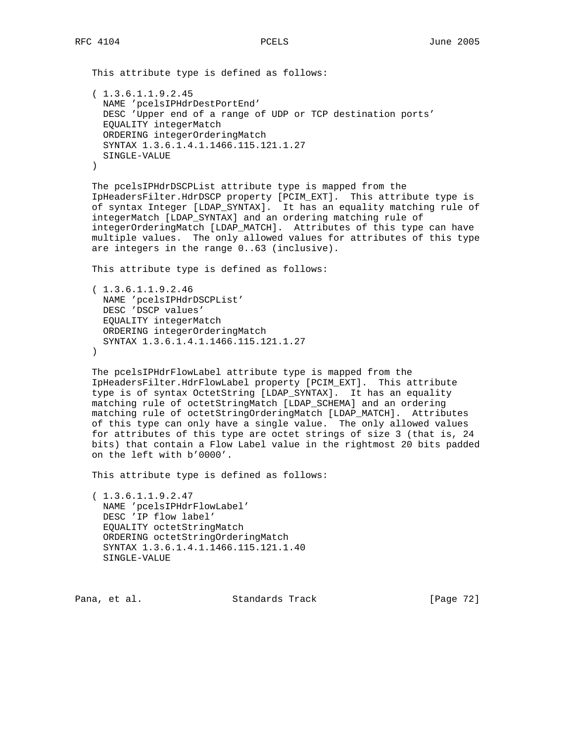This attribute type is defined as follows:

```
( 1.3.6.1.1.9.2.45
  NAME 'pcelsIPHdrDestPortEnd'
  DESC 'Upper end of a range of UDP or TCP destination ports'
  EQUALITY integerMatch
  ORDERING integerOrderingMatch
  SYNTAX 1.3.6.1.4.1.1466.115.121.1.27
  SINGLE-VALUE
)
```

The pcelsIPHdrDSCPList attribute type is mapped from the IpHeadersFilter.HdrDSCP property [PCIM_EXT]. This attribute type is of syntax Integer [LDAP_SYNTAX]. It has an equality matching rule of integerMatch [LDAP_SYNTAX] and an ordering matching rule of integerOrderingMatch [LDAP_MATCH]. Attributes of this type can have multiple values. The only allowed values for attributes of this type are integers in the range 0..63 (inclusive).

This attribute type is defined as follows:

```
( 1.3.6.1.1.9.2.46
  NAME 'pcelsIPHdrDSCPList'
  DESC 'DSCP values'
  EQUALITY integerMatch
  ORDERING integerOrderingMatch
  SYNTAX 1.3.6.1.4.1.1466.115.121.1.27
)
```

The pcelsIPHdrFlowLabel attribute type is mapped from the IpHeadersFilter.HdrFlowLabel property [PCIM_EXT]. This attribute type is of syntax OctetString [LDAP_SYNTAX]. It has an equality matching rule of octetStringMatch [LDAP_SCHEMA] and an ordering matching rule of octetStringOrderingMatch [LDAP_MATCH]. Attributes of this type can only have a single value. The only allowed values for attributes of this type are octet strings of size 3 (that is, 24 bits) that contain a Flow Label value in the rightmost 20 bits padded on the left with b'0000'.

This attribute type is defined as follows:

```
( 1.3.6.1.1.9.2.47
  NAME 'pcelsIPHdrFlowLabel'
  DESC 'IP flow label'
  EQUALITY octetStringMatch
  ORDERING octetStringOrderingMatch
  SYNTAX 1.3.6.1.4.1.1466.115.121.1.40
  SINGLE-VALUE
```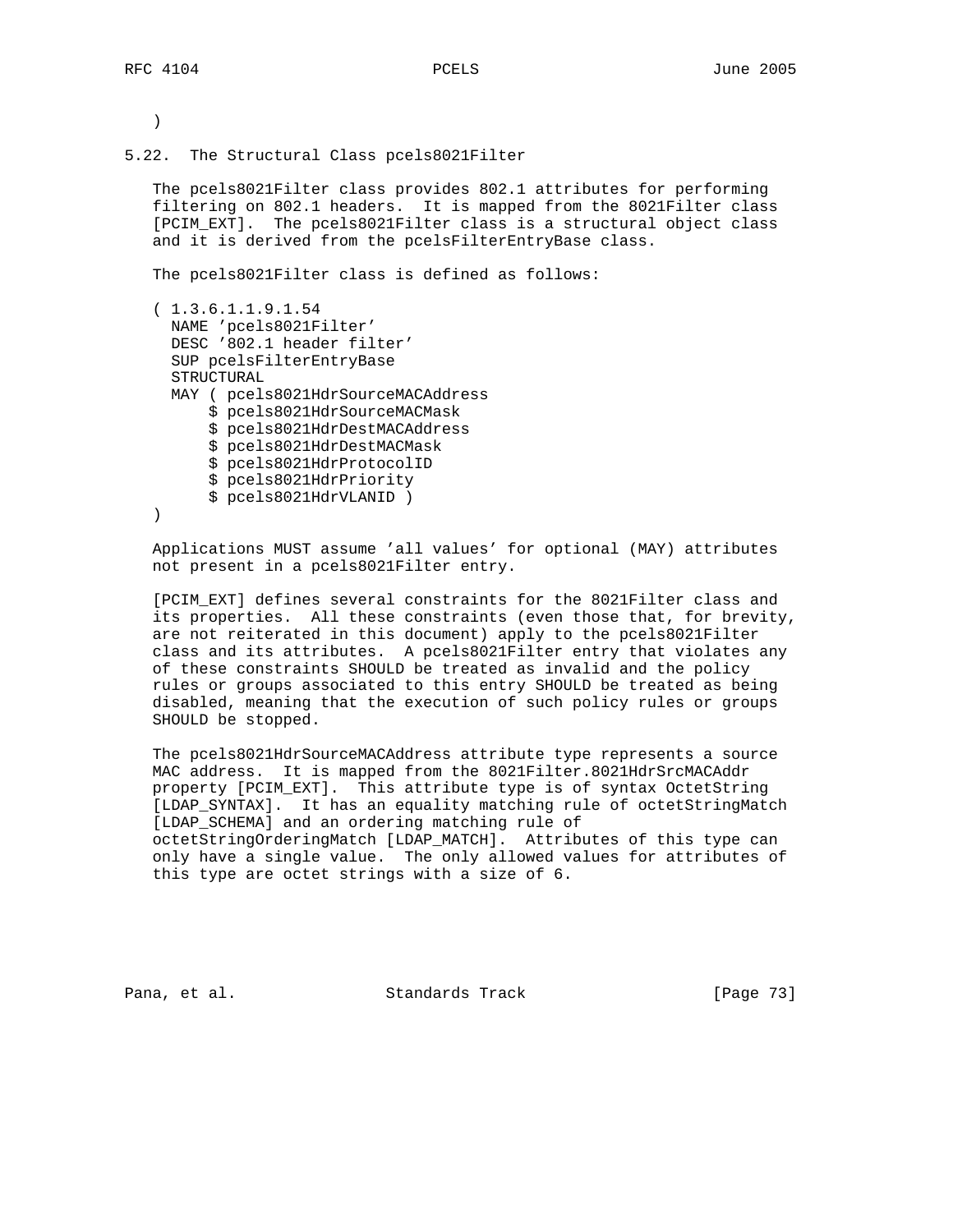```
)
```

## 5.22. The Structural Class pcels8021Filter

The pcels8021Filter class provides 802.1 attributes for performing filtering on 802.1 headers. It is mapped from the 8021Filter class [PCIM_EXT]. The pcels8021Filter class is a structural object class and it is derived from the pcelsFilterEntryBase class.

The pcels8021Filter class is defined as follows:

```
( 1.3.6.1.1.9.1.54
  NAME 'pcels8021Filter'
  DESC '802.1 header filter'
  SUP pcelsFilterEntryBase
  STRUCTURAL
  MAY ( pcels8021HdrSourceMACAddress
      $ pcels8021HdrSourceMACMask
      $ pcels8021HdrDestMACAddress
      $ pcels8021HdrDestMACMask
      $ pcels8021HdrProtocolID
      $ pcels8021HdrPriority
      $ pcels8021HdrVLANID )
)
```

Applications MUST assume 'all values' for optional (MAY) attributes not present in a pcels8021Filter entry.

[PCIM_EXT] defines several constraints for the 8021Filter class and its properties. All these constraints (even those that, for brevity, are not reiterated in this document) apply to the pcels8021Filter class and its attributes. A pcels8021Filter entry that violates any of these constraints SHOULD be treated as invalid and the policy rules or groups associated to this entry SHOULD be treated as being disabled, meaning that the execution of such policy rules or groups SHOULD be stopped.

The pcels8021HdrSourceMACAddress attribute type represents a source MAC address. It is mapped from the 8021Filter.8021HdrSrcMACAddr property [PCIM_EXT]. This attribute type is of syntax OctetString [LDAP_SYNTAX]. It has an equality matching rule of octetStringMatch [LDAP_SCHEMA] and an ordering matching rule of octetStringOrderingMatch [LDAP_MATCH]. Attributes of this type can only have a single value. The only allowed values for attributes of this type are octet strings with a size of 6.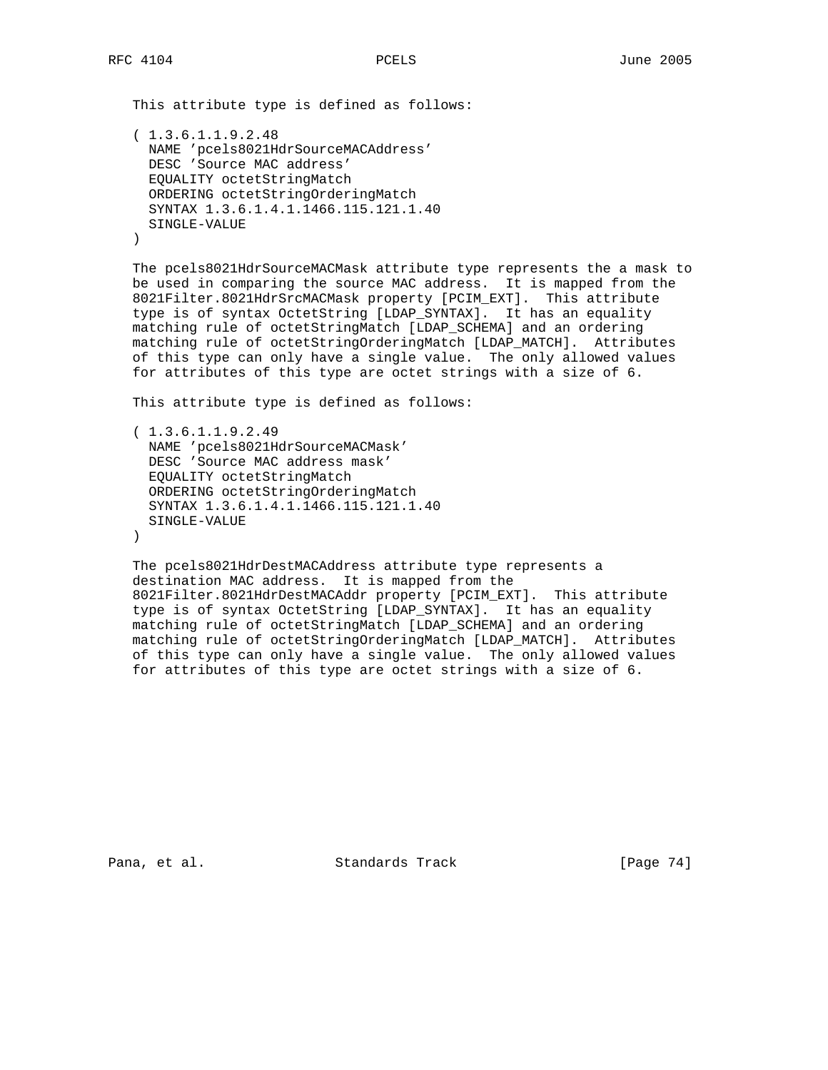This attribute type is defined as follows:

```
( 1.3.6.1.1.9.2.48
  NAME 'pcels8021HdrSourceMACAddress'
  DESC 'Source MAC address'
  EQUALITY octetStringMatch
  ORDERING octetStringOrderingMatch
  SYNTAX 1.3.6.1.4.1.1466.115.121.1.40
  SINGLE-VALUE
)
```

The pcels8021HdrSourceMACMask attribute type represents the a mask to be used in comparing the source MAC address. It is mapped from the 8021Filter.8021HdrSrcMACMask property [PCIM_EXT]. This attribute type is of syntax OctetString [LDAP_SYNTAX]. It has an equality matching rule of octetStringMatch [LDAP_SCHEMA] and an ordering matching rule of octetStringOrderingMatch [LDAP_MATCH]. Attributes of this type can only have a single value. The only allowed values for attributes of this type are octet strings with a size of 6.

This attribute type is defined as follows:

```
( 1.3.6.1.1.9.2.49
  NAME 'pcels8021HdrSourceMACMask'
  DESC 'Source MAC address mask'
  EQUALITY octetStringMatch
  ORDERING octetStringOrderingMatch
  SYNTAX 1.3.6.1.4.1.1466.115.121.1.40
  SINGLE-VALUE
)
```

The pcels8021HdrDestMACAddress attribute type represents a destination MAC address. It is mapped from the 8021Filter.8021HdrDestMACAddr property [PCIM_EXT]. This attribute type is of syntax OctetString [LDAP_SYNTAX]. It has an equality matching rule of octetStringMatch [LDAP_SCHEMA] and an ordering matching rule of octetStringOrderingMatch [LDAP_MATCH]. Attributes of this type can only have a single value. The only allowed values for attributes of this type are octet strings with a size of 6.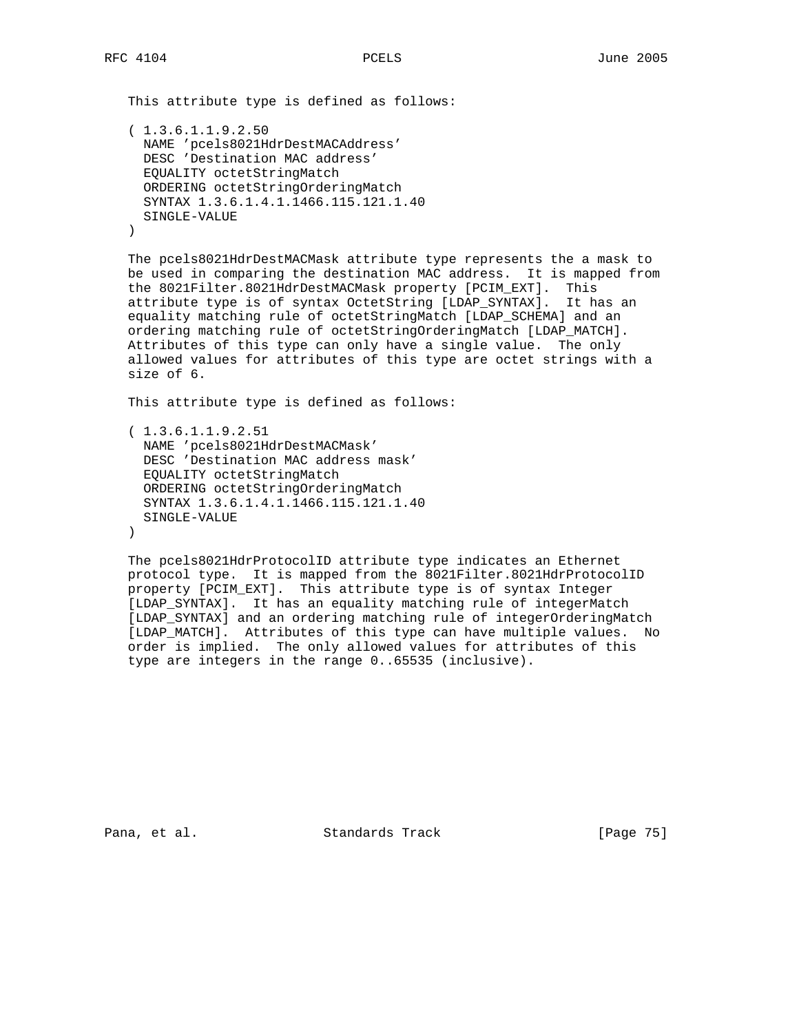This attribute type is defined as follows:

```
( 1.3.6.1.1.9.2.50
  NAME 'pcels8021HdrDestMACAddress'
  DESC 'Destination MAC address'
  EQUALITY octetStringMatch
  ORDERING octetStringOrderingMatch
  SYNTAX 1.3.6.1.4.1.1466.115.121.1.40
  SINGLE-VALUE
)
```

The pcels8021HdrDestMACMask attribute type represents the a mask to be used in comparing the destination MAC address. It is mapped from the 8021Filter.8021HdrDestMACMask property [PCIM_EXT]. This attribute type is of syntax OctetString [LDAP_SYNTAX]. It has an equality matching rule of octetStringMatch [LDAP_SCHEMA] and an ordering matching rule of octetStringOrderingMatch [LDAP_MATCH]. Attributes of this type can only have a single value. The only allowed values for attributes of this type are octet strings with a size of 6.

This attribute type is defined as follows:

```
( 1.3.6.1.1.9.2.51
  NAME 'pcels8021HdrDestMACMask'
  DESC 'Destination MAC address mask'
  EQUALITY octetStringMatch
  ORDERING octetStringOrderingMatch
  SYNTAX 1.3.6.1.4.1.1466.115.121.1.40
  SINGLE-VALUE
)
```

The pcels8021HdrProtocolID attribute type indicates an Ethernet protocol type. It is mapped from the 8021Filter.8021HdrProtocolID property [PCIM_EXT]. This attribute type is of syntax Integer [LDAP_SYNTAX]. It has an equality matching rule of integerMatch [LDAP_SYNTAX] and an ordering matching rule of integerOrderingMatch [LDAP_MATCH]. Attributes of this type can have multiple values. No order is implied. The only allowed values for attributes of this type are integers in the range 0..65535 (inclusive).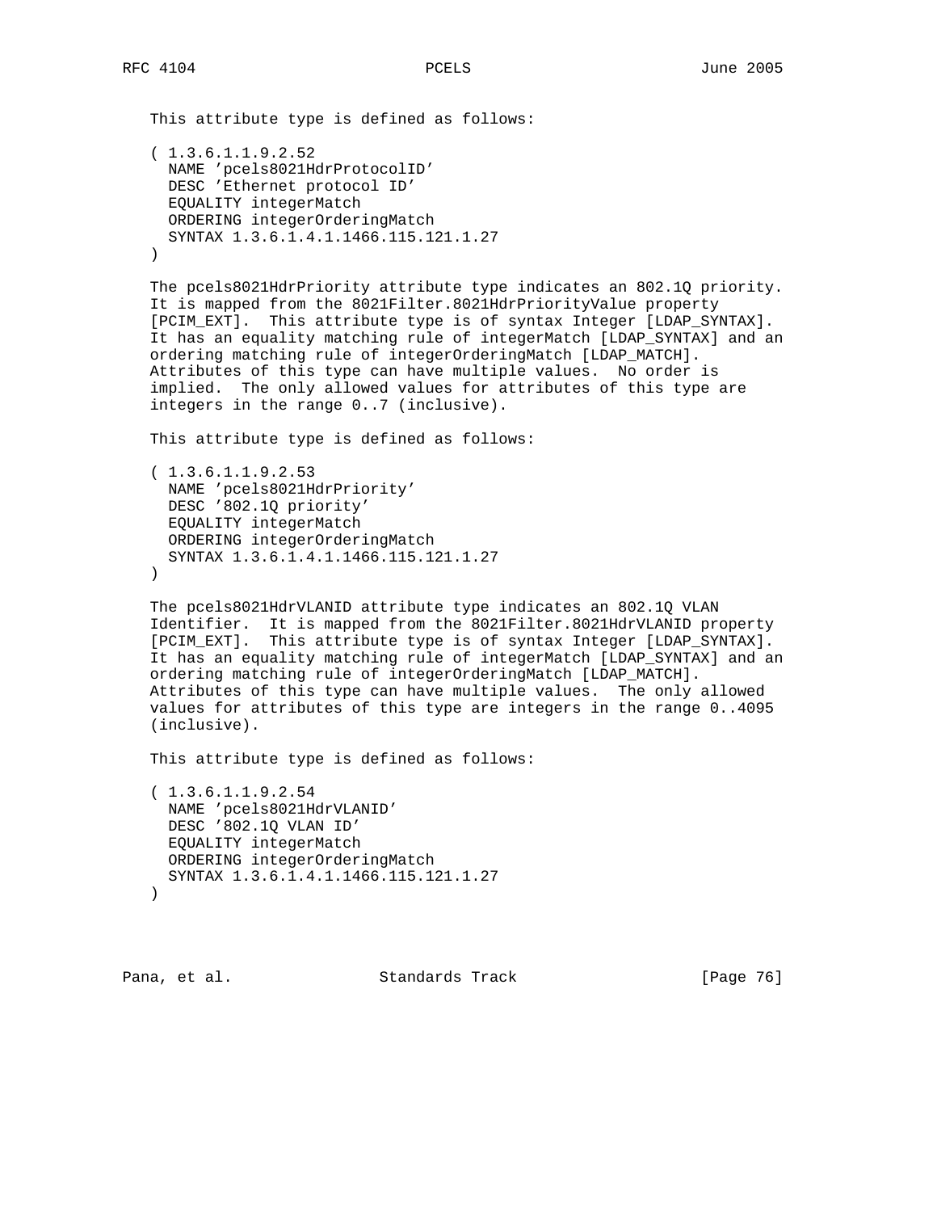This attribute type is defined as follows:

```
( 1.3.6.1.1.9.2.52
  NAME 'pcels8021HdrProtocolID'
  DESC 'Ethernet protocol ID'
  EQUALITY integerMatch
  ORDERING integerOrderingMatch
  SYNTAX 1.3.6.1.4.1.1466.115.121.1.27
)
```

The pcels8021HdrPriority attribute type indicates an 802.1Q priority. It is mapped from the 8021Filter.8021HdrPriorityValue property [PCIM_EXT]. This attribute type is of syntax Integer [LDAP_SYNTAX]. It has an equality matching rule of integerMatch [LDAP_SYNTAX] and an ordering matching rule of integerOrderingMatch [LDAP_MATCH]. Attributes of this type can have multiple values. No order is implied. The only allowed values for attributes of this type are integers in the range 0..7 (inclusive).

This attribute type is defined as follows:

```
( 1.3.6.1.1.9.2.53
  NAME 'pcels8021HdrPriority'
  DESC '802.1Q priority'
  EQUALITY integerMatch
  ORDERING integerOrderingMatch
  SYNTAX 1.3.6.1.4.1.1466.115.121.1.27
)
```

The pcels8021HdrVLANID attribute type indicates an 802.1Q VLAN Identifier. It is mapped from the 8021Filter.8021HdrVLANID property [PCIM_EXT]. This attribute type is of syntax Integer [LDAP_SYNTAX]. It has an equality matching rule of integerMatch [LDAP_SYNTAX] and an ordering matching rule of integerOrderingMatch [LDAP_MATCH]. Attributes of this type can have multiple values. The only allowed values for attributes of this type are integers in the range 0..4095 (inclusive).

This attribute type is defined as follows:

```
( 1.3.6.1.1.9.2.54
  NAME 'pcels8021HdrVLANID'
  DESC '802.1Q VLAN ID'
  EQUALITY integerMatch
  ORDERING integerOrderingMatch
  SYNTAX 1.3.6.1.4.1.1466.115.121.1.27
)
```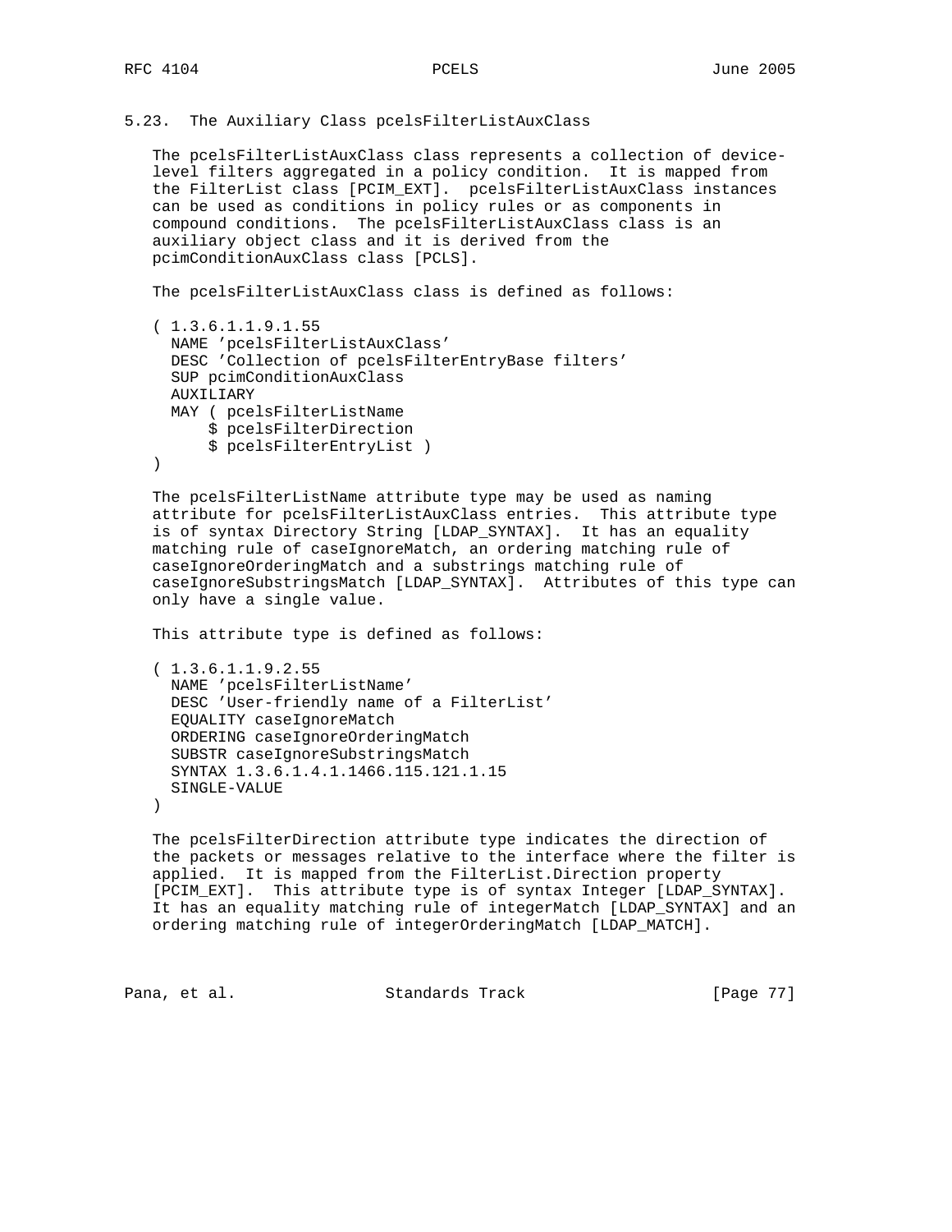### 5.23. The Auxiliary Class pcelsFilterListAuxClass

The pcelsFilterListAuxClass class represents a collection of device-level filters aggregated in a policy condition. It is mapped from the FilterList class [PCIM_EXT]. pcelsFilterListAuxClass instances can be used as conditions in policy rules or as components in compound conditions. The pcelsFilterListAuxClass class is an auxiliary object class and it is derived from the pcimConditionAuxClass class [PCLS].

The pcelsFilterListAuxClass class is defined as follows:

```
( 1.3.6.1.1.9.1.55
  NAME 'pcelsFilterListAuxClass'
  DESC 'Collection of pcelsFilterEntryBase filters'
  SUP pcimConditionAuxClass
  AUXILIARY
  MAY ( pcelsFilterListName
      $ pcelsFilterDirection
      $ pcelsFilterEntryList )
)
```

The pcelsFilterListName attribute type may be used as naming attribute for pcelsFilterListAuxClass entries. This attribute type is of syntax Directory String [LDAP_SYNTAX]. It has an equality matching rule of caseIgnoreMatch, an ordering matching rule of caseIgnoreOrderingMatch and a substrings matching rule of caseIgnoreSubstringsMatch [LDAP_SYNTAX]. Attributes of this type can only have a single value.

This attribute type is defined as follows:

```
( 1.3.6.1.1.9.2.55
  NAME 'pcelsFilterListName'
  DESC 'User-friendly name of a FilterList'
  EQUALITY caseIgnoreMatch
  ORDERING caseIgnoreOrderingMatch
  SUBSTR caseIgnoreSubstringsMatch
  SYNTAX 1.3.6.1.4.1.1466.115.121.1.15
  SINGLE-VALUE
)
```

The pcelsFilterDirection attribute type indicates the direction of the packets or messages relative to the interface where the filter is applied. It is mapped from the FilterList.Direction property [PCIM_EXT]. This attribute type is of syntax Integer [LDAP_SYNTAX]. It has an equality matching rule of integerMatch [LDAP_SYNTAX] and an ordering matching rule of integerOrderingMatch [LDAP_MATCH].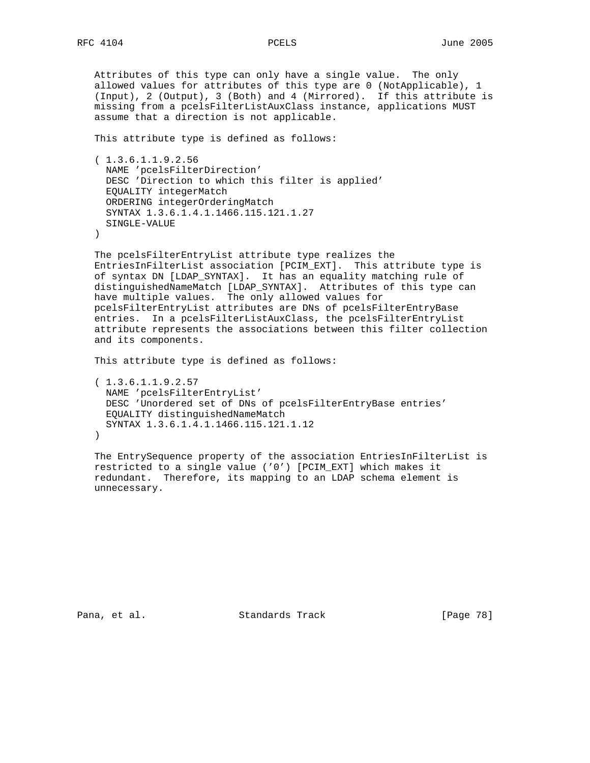Attributes of this type can only have a single value. The only allowed values for attributes of this type are 0 (NotApplicable), 1 (Input), 2 (Output), 3 (Both) and 4 (Mirrored). If this attribute is missing from a pcelsFilterListAuxClass instance, applications MUST assume that a direction is not applicable.

This attribute type is defined as follows:

```
( 1.3.6.1.1.9.2.56
  NAME 'pcelsFilterDirection'
  DESC 'Direction to which this filter is applied'
  EQUALITY integerMatch
  ORDERING integerOrderingMatch
  SYNTAX 1.3.6.1.4.1.1466.115.121.1.27
  SINGLE-VALUE
)
```

The pcelsFilterEntryList attribute type realizes the EntriesInFilterList association [PCIM_EXT]. This attribute type is of syntax DN [LDAP_SYNTAX]. It has an equality matching rule of distinguishedNameMatch [LDAP_SYNTAX]. Attributes of this type can have multiple values. The only allowed values for pcelsFilterEntryList attributes are DNs of pcelsFilterEntryBase entries. In a pcelsFilterListAuxClass, the pcelsFilterEntryList attribute represents the associations between this filter collection and its components.

This attribute type is defined as follows:

```
( 1.3.6.1.1.9.2.57
  NAME 'pcelsFilterEntryList'
  DESC 'Unordered set of DNs of pcelsFilterEntryBase entries'
  EQUALITY distinguishedNameMatch
  SYNTAX 1.3.6.1.4.1.1466.115.121.1.12
)
```

The EntrySequence property of the association EntriesInFilterList is restricted to a single value ('0') [PCIM_EXT] which makes it redundant. Therefore, its mapping to an LDAP schema element is unnecessary.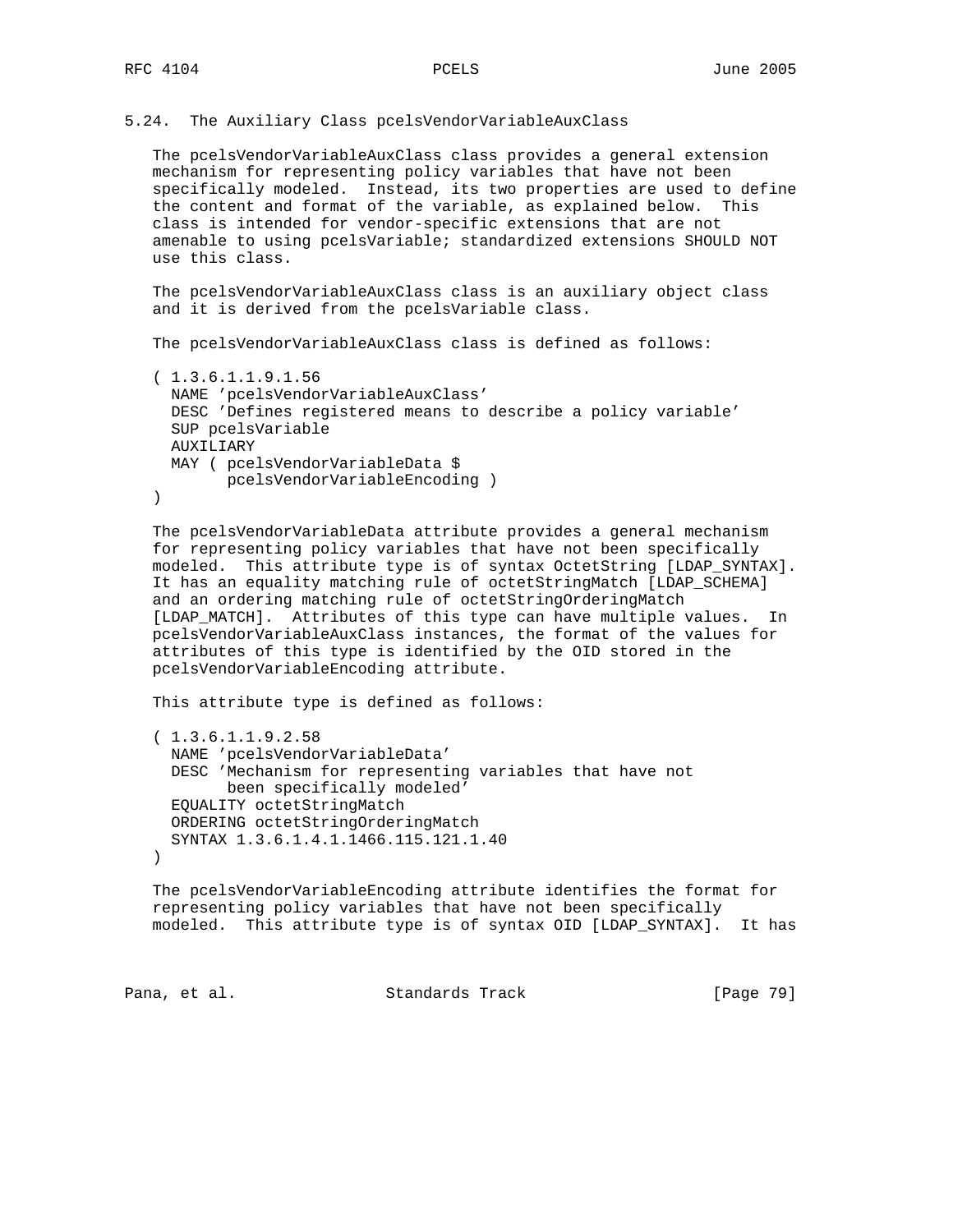### 5.24. The Auxiliary Class pcelsVendorVariableAuxClass

The pcelsVendorVariableAuxClass class provides a general extension mechanism for representing policy variables that have not been specifically modeled. Instead, its two properties are used to define the content and format of the variable, as explained below. This class is intended for vendor-specific extensions that are not amenable to using pcelsVariable; standardized extensions SHOULD NOT use this class.

The pcelsVendorVariableAuxClass class is an auxiliary object class and it is derived from the pcelsVariable class.

The pcelsVendorVariableAuxClass class is defined as follows:

```
( 1.3.6.1.1.9.1.56
  NAME 'pcelsVendorVariableAuxClass'
  DESC 'Defines registered means to describe a policy variable'
  SUP pcelsVariable
  AUXILIARY
  MAY ( pcelsVendorVariableData $
        pcelsVendorVariableEncoding )
)
```

The pcelsVendorVariableData attribute provides a general mechanism for representing policy variables that have not been specifically modeled. This attribute type is of syntax OctetString [LDAP_SYNTAX]. It has an equality matching rule of octetStringMatch [LDAP_SCHEMA] and an ordering matching rule of octetStringOrderingMatch [LDAP_MATCH]. Attributes of this type can have multiple values. In pcelsVendorVariableAuxClass instances, the format of the values for attributes of this type is identified by the OID stored in the pcelsVendorVariableEncoding attribute.

This attribute type is defined as follows:

```
( 1.3.6.1.1.9.2.58
  NAME 'pcelsVendorVariableData'
  DESC 'Mechanism for representing variables that have not
        been specifically modeled'
  EQUALITY octetStringMatch
  ORDERING octetStringOrderingMatch
  SYNTAX 1.3.6.1.4.1.1466.115.121.1.40
)
```

The pcelsVendorVariableEncoding attribute identifies the format for representing policy variables that have not been specifically modeled. This attribute type is of syntax OID [LDAP_SYNTAX]. It has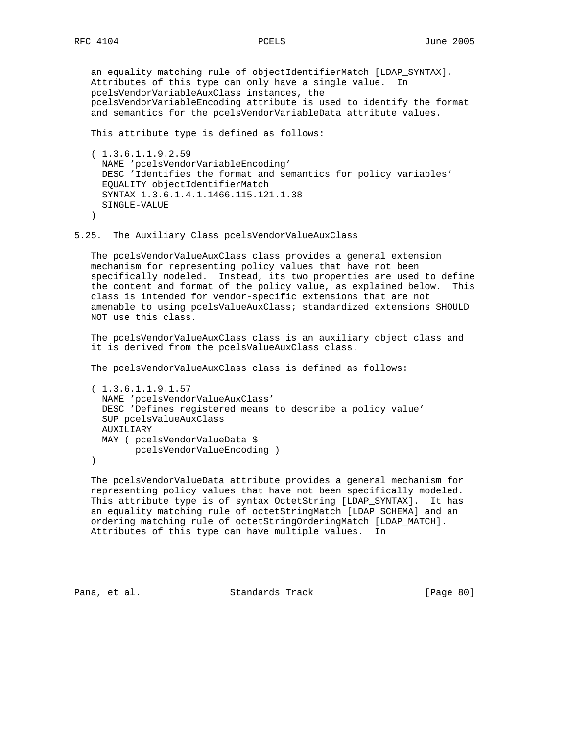an equality matching rule of objectIdentifierMatch [LDAP_SYNTAX]. Attributes of this type can only have a single value. In pcelsVendorVariableAuxClass instances, the pcelsVendorVariableEncoding attribute is used to identify the format and semantics for the pcelsVendorVariableData attribute values.

This attribute type is defined as follows:

```
( 1.3.6.1.1.9.2.59
  NAME 'pcelsVendorVariableEncoding'
  DESC 'Identifies the format and semantics for policy variables'
  EQUALITY objectIdentifierMatch
  SYNTAX 1.3.6.1.4.1.1466.115.121.1.38
  SINGLE-VALUE
)
```

### 5.25. The Auxiliary Class pcelsVendorValueAuxClass

The pcelsVendorValueAuxClass class provides a general extension mechanism for representing policy values that have not been specifically modeled. Instead, its two properties are used to define the content and format of the policy value, as explained below. This class is intended for vendor-specific extensions that are not amenable to using pcelsValueAuxClass; standardized extensions SHOULD NOT use this class.

The pcelsVendorValueAuxClass class is an auxiliary object class and it is derived from the pcelsValueAuxClass class.

The pcelsVendorValueAuxClass class is defined as follows:

```
( 1.3.6.1.1.9.1.57
  NAME 'pcelsVendorValueAuxClass'
  DESC 'Defines registered means to describe a policy value'
  SUP pcelsValueAuxClass
  AUXILIARY
  MAY ( pcelsVendorValueData $
        pcelsVendorValueEncoding )
)
```

The pcelsVendorValueData attribute provides a general mechanism for representing policy values that have not been specifically modeled. This attribute type is of syntax OctetString [LDAP_SYNTAX]. It has an equality matching rule of octetStringMatch [LDAP_SCHEMA] and an ordering matching rule of octetStringOrderingMatch [LDAP_MATCH]. Attributes of this type can have multiple values. In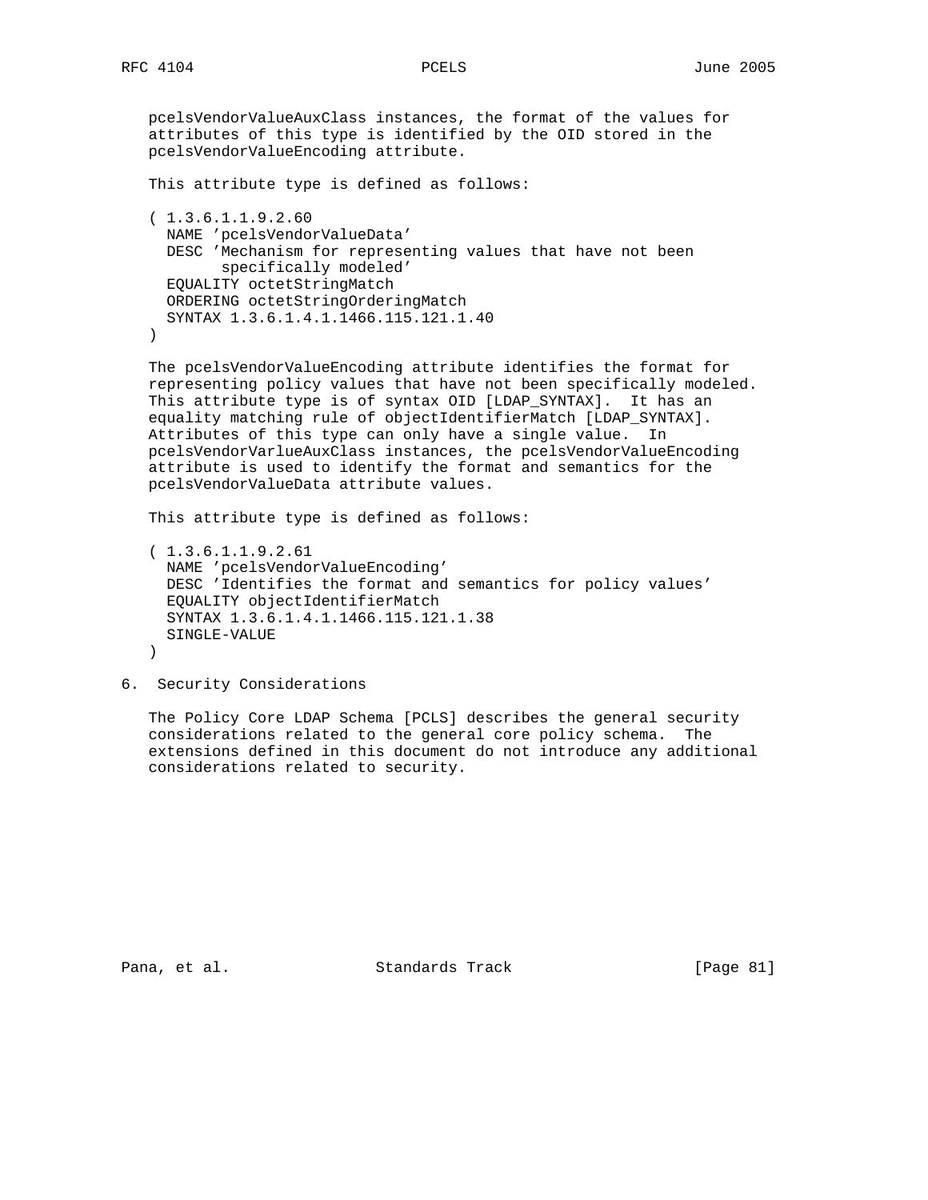pcelsVendorValueAuxClass instances, the format of the values for attributes of this type is identified by the OID stored in the pcelsVendorValueEncoding attribute.

This attribute type is defined as follows:

```
( 1.3.6.1.1.9.2.60
  NAME 'pcelsVendorValueData'
  DESC 'Mechanism for representing values that have not been
        specifically modeled'
  EQUALITY octetStringMatch
  ORDERING octetStringOrderingMatch
  SYNTAX 1.3.6.1.4.1.1466.115.121.1.40
)
```

The pcelsVendorValueEncoding attribute identifies the format for representing policy values that have not been specifically modeled. This attribute type is of syntax OID [LDAP_SYNTAX]. It has an equality matching rule of objectIdentifierMatch [LDAP_SYNTAX]. Attributes of this type can only have a single value. In pcelsVendorVarlueAuxClass instances, the pcelsVendorValueEncoding attribute is used to identify the format and semantics for the pcelsVendorValueData attribute values.

This attribute type is defined as follows:

```
( 1.3.6.1.1.9.2.61
  NAME 'pcelsVendorValueEncoding'
  DESC 'Identifies the format and semantics for policy values'
  EQUALITY objectIdentifierMatch
  SYNTAX 1.3.6.1.4.1.1466.115.121.1.38
  SINGLE-VALUE
)
```

## 6. Security Considerations

The Policy Core LDAP Schema [PCLS] describes the general security considerations related to the general core policy schema. The extensions defined in this document do not introduce any additional considerations related to security.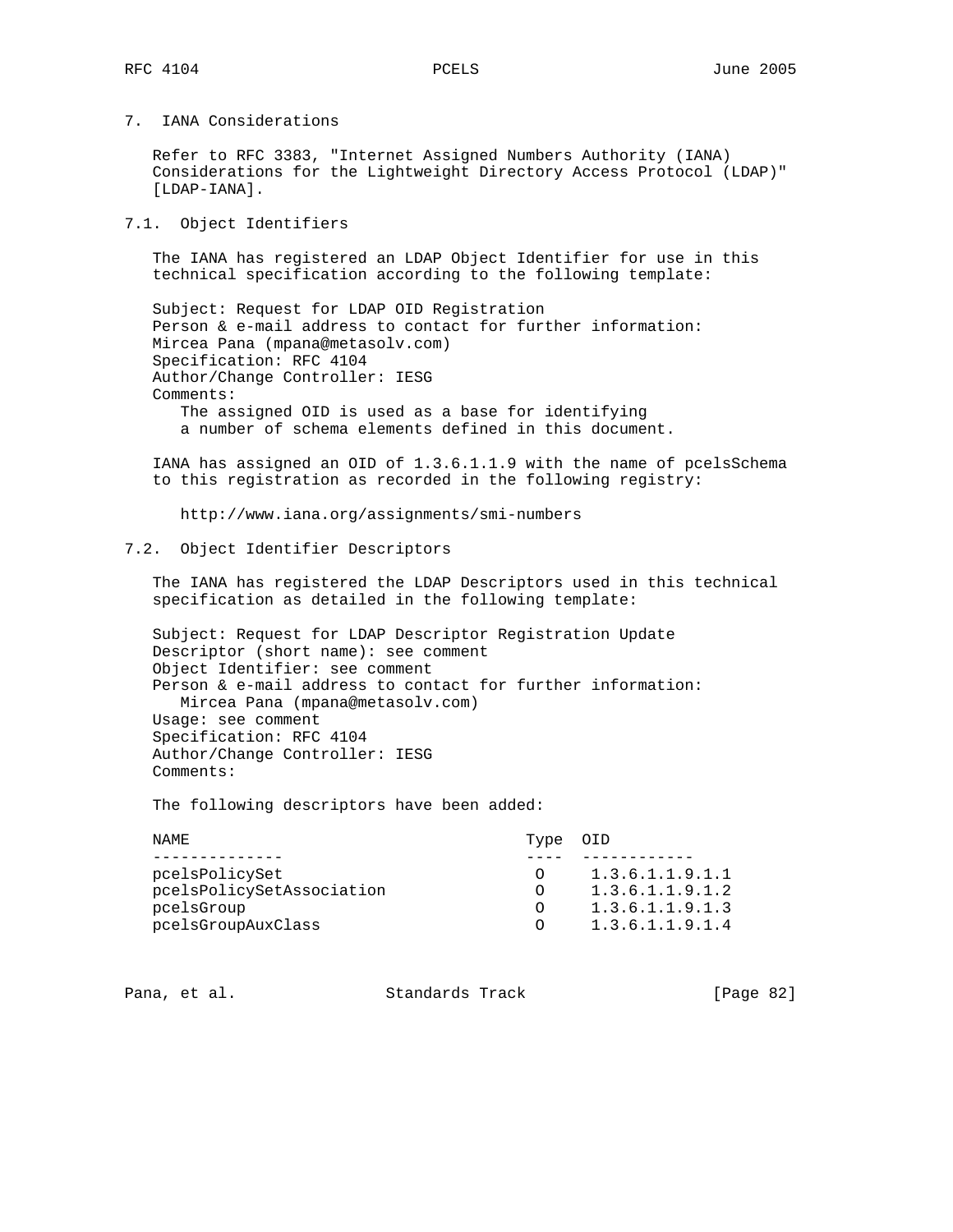## 7. IANA Considerations

Refer to RFC 3383, "Internet Assigned Numbers Authority (IANA) Considerations for the Lightweight Directory Access Protocol (LDAP)" [LDAP-IANA].

### 7.1. Object Identifiers

The IANA has registered an LDAP Object Identifier for use in this technical specification according to the following template:

```
Subject: Request for LDAP OID Registration
Person & e-mail address to contact for further information:
Mircea Pana (mpana@metasolv.com)
Specification: RFC 4104
Author/Change Controller: IESG
Comments:
   The assigned OID is used as a base for identifying
   a number of schema elements defined in this document.
```

IANA has assigned an OID of 1.3.6.1.1.9 with the name of pcelsSchema to this registration as recorded in the following registry:

http://www.iana.org/assignments/smi-numbers

### 7.2. Object Identifier Descriptors

The IANA has registered the LDAP Descriptors used in this technical specification as detailed in the following template:

```
Subject: Request for LDAP Descriptor Registration Update
Descriptor (short name): see comment
Object Identifier: see comment
Person & e-mail address to contact for further information:
   Mircea Pana (mpana@metasolv.com)
Usage: see comment
Specification: RFC 4104
Author/Change Controller: IESG
Comments:
```

The following descriptors have been added:

| NAME | Type | OID |
|---|---|---|
| pcelsPolicySet | O | 1.3.6.1.1.9.1.1 |
| pcelsPolicySetAssociation | O | 1.3.6.1.1.9.1.2 |
| pcelsGroup | O | 1.3.6.1.1.9.1.3 |
| pcelsGroupAuxClass | O | 1.3.6.1.1.9.1.4 |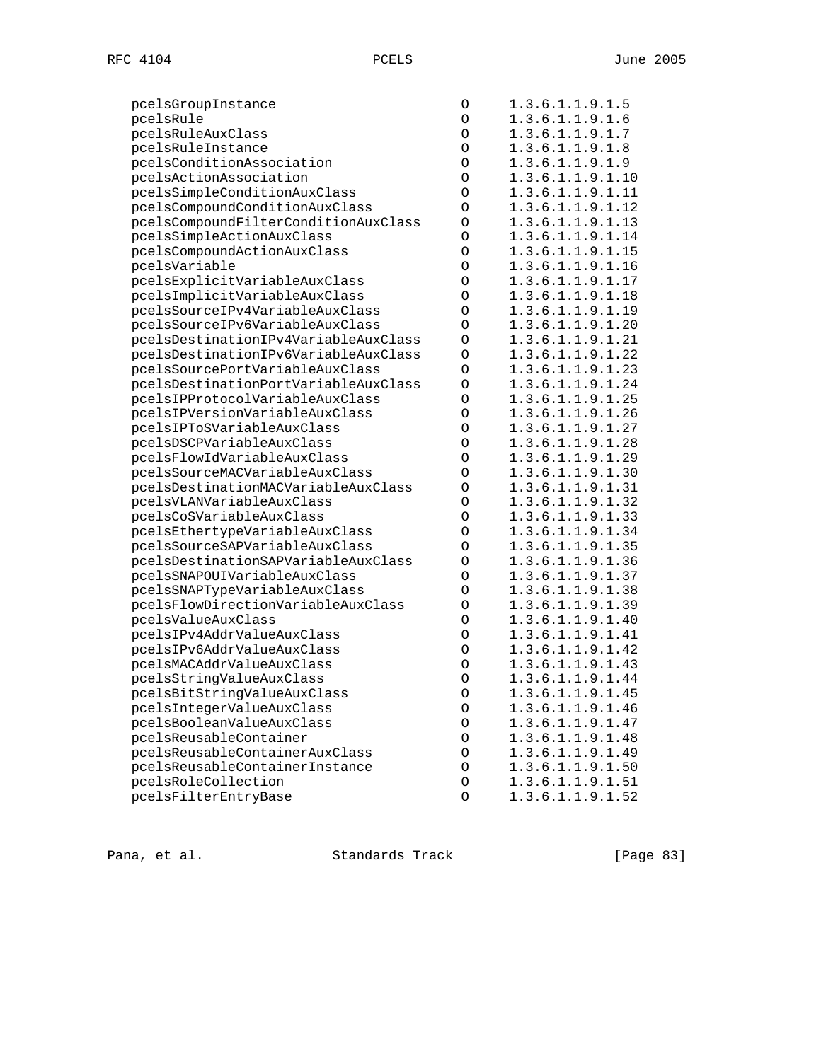```
   pcelsGroupInstance                  O      1.3.6.1.1.9.1.5
   pcelsRule                           O      1.3.6.1.1.9.1.6
   pcelsRuleAuxClass                   O      1.3.6.1.1.9.1.7
   pcelsRuleInstance                   O      1.3.6.1.1.9.1.8
   pcelsConditionAssociation           O      1.3.6.1.1.9.1.9
   pcelsActionAssociation              O      1.3.6.1.1.9.1.10
   pcelsSimpleConditionAuxClass        O      1.3.6.1.1.9.1.11
   pcelsCompoundConditionAuxClass      O      1.3.6.1.1.9.1.12
   pcelsCompoundFilterConditionAuxClass O     1.3.6.1.1.9.1.13
   pcelsSimpleActionAuxClass           O      1.3.6.1.1.9.1.14
   pcelsCompoundActionAuxClass         O      1.3.6.1.1.9.1.15
   pcelsVariable                       O      1.3.6.1.1.9.1.16
   pcelsExplicitVariableAuxClass       O      1.3.6.1.1.9.1.17
   pcelsImplicitVariableAuxClass       O      1.3.6.1.1.9.1.18
   pcelsSourceIPv4VariableAuxClass     O      1.3.6.1.1.9.1.19
   pcelsSourceIPv6VariableAuxClass     O      1.3.6.1.1.9.1.20
   pcelsDestinationIPv4VariableAuxClass O     1.3.6.1.1.9.1.21
   pcelsDestinationIPv6VariableAuxClass O     1.3.6.1.1.9.1.22
   pcelsSourcePortVariableAuxClass     O      1.3.6.1.1.9.1.23
   pcelsDestinationPortVariableAuxClass O     1.3.6.1.1.9.1.24
   pcelsIPProtocolVariableAuxClass     O      1.3.6.1.1.9.1.25
   pcelsIPVersionVariableAuxClass      O      1.3.6.1.1.9.1.26
   pcelsIPToSVariableAuxClass          O      1.3.6.1.1.9.1.27
   pcelsDSCPVariableAuxClass           O      1.3.6.1.1.9.1.28
   pcelsFlowIdVariableAuxClass         O      1.3.6.1.1.9.1.29
   pcelsSourceMACVariableAuxClass      O      1.3.6.1.1.9.1.30
   pcelsDestinationMACVariableAuxClass O      1.3.6.1.1.9.1.31
   pcelsVLANVariableAuxClass           O      1.3.6.1.1.9.1.32
   pcelsCoSVariableAuxClass            O      1.3.6.1.1.9.1.33
   pcelsEthertypeVariableAuxClass      O      1.3.6.1.1.9.1.34
   pcelsSourceSAPVariableAuxClass      O      1.3.6.1.1.9.1.35
   pcelsDestinationSAPVariableAuxClass O      1.3.6.1.1.9.1.36
   pcelsSNAPOUIVariableAuxClass        O      1.3.6.1.1.9.1.37
   pcelsSNAPTypeVariableAuxClass       O      1.3.6.1.1.9.1.38
   pcelsFlowDirectionVariableAuxClass  O      1.3.6.1.1.9.1.39
   pcelsValueAuxClass                  O      1.3.6.1.1.9.1.40
   pcelsIPv4AddrValueAuxClass          O      1.3.6.1.1.9.1.41
   pcelsIPv6AddrValueAuxClass          O      1.3.6.1.1.9.1.42
   pcelsMACAddrValueAuxClass           O      1.3.6.1.1.9.1.43
   pcelsStringValueAuxClass            O      1.3.6.1.1.9.1.44
   pcelsBitStringValueAuxClass         O      1.3.6.1.1.9.1.45
   pcelsIntegerValueAuxClass           O      1.3.6.1.1.9.1.46
   pcelsBooleanValueAuxClass           O      1.3.6.1.1.9.1.47
   pcelsReusableContainer              O      1.3.6.1.1.9.1.48
   pcelsReusableContainerAuxClass      O      1.3.6.1.1.9.1.49
   pcelsReusableContainerInstance      O      1.3.6.1.1.9.1.50
   pcelsRoleCollection                 O      1.3.6.1.1.9.1.51
   pcelsFilterEntryBase                O      1.3.6.1.1.9.1.52
```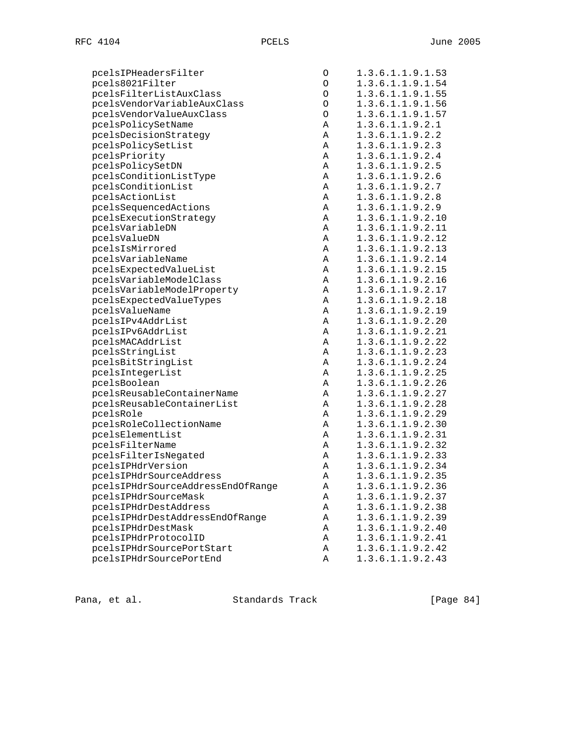```
pcelsIPHeadersFilter                   O     1.3.6.1.1.9.1.53
pcels8021Filter                        O     1.3.6.1.1.9.1.54
pcelsFilterListAuxClass                O     1.3.6.1.1.9.1.55
pcelsVendorVariableAuxClass            O     1.3.6.1.1.9.1.56
pcelsVendorValueAuxClass               O     1.3.6.1.1.9.1.57
pcelsPolicySetName                     A     1.3.6.1.1.9.2.1
pcelsDecisionStrategy                  A     1.3.6.1.1.9.2.2
pcelsPolicySetList                     A     1.3.6.1.1.9.2.3
pcelsPriority                          A     1.3.6.1.1.9.2.4
pcelsPolicySetDN                       A     1.3.6.1.1.9.2.5
pcelsConditionListType                 A     1.3.6.1.1.9.2.6
pcelsConditionList                     A     1.3.6.1.1.9.2.7
pcelsActionList                        A     1.3.6.1.1.9.2.8
pcelsSequencedActions                  A     1.3.6.1.1.9.2.9
pcelsExecutionStrategy                 A     1.3.6.1.1.9.2.10
pcelsVariableDN                        A     1.3.6.1.1.9.2.11
pcelsValueDN                           A     1.3.6.1.1.9.2.12
pcelsIsMirrored                        A     1.3.6.1.1.9.2.13
pcelsVariableName                      A     1.3.6.1.1.9.2.14
pcelsExpectedValueList                 A     1.3.6.1.1.9.2.15
pcelsVariableModelClass                A     1.3.6.1.1.9.2.16
pcelsVariableModelProperty             A     1.3.6.1.1.9.2.17
pcelsExpectedValueTypes                A     1.3.6.1.1.9.2.18
pcelsValueName                         A     1.3.6.1.1.9.2.19
pcelsIPv4AddrList                      A     1.3.6.1.1.9.2.20
pcelsIPv6AddrList                      A     1.3.6.1.1.9.2.21
pcelsMACAddrList                       A     1.3.6.1.1.9.2.22
pcelsStringList                        A     1.3.6.1.1.9.2.23
pcelsBitStringList                     A     1.3.6.1.1.9.2.24
pcelsIntegerList                       A     1.3.6.1.1.9.2.25
pcelsBoolean                           A     1.3.6.1.1.9.2.26
pcelsReusableContainerName             A     1.3.6.1.1.9.2.27
pcelsReusableContainerList             A     1.3.6.1.1.9.2.28
pcelsRole                              A     1.3.6.1.1.9.2.29
pcelsRoleCollectionName                A     1.3.6.1.1.9.2.30
pcelsElementList                       A     1.3.6.1.1.9.2.31
pcelsFilterName                        A     1.3.6.1.1.9.2.32
pcelsFilterIsNegated                   A     1.3.6.1.1.9.2.33
pcelsIPHdrVersion                      A     1.3.6.1.1.9.2.34
pcelsIPHdrSourceAddress                A     1.3.6.1.1.9.2.35
pcelsIPHdrSourceAddressEndOfRange      A     1.3.6.1.1.9.2.36
pcelsIPHdrSourceMask                   A     1.3.6.1.1.9.2.37
pcelsIPHdrDestAddress                  A     1.3.6.1.1.9.2.38
pcelsIPHdrDestAddressEndOfRange        A     1.3.6.1.1.9.2.39
pcelsIPHdrDestMask                     A     1.3.6.1.1.9.2.40
pcelsIPHdrProtocolID                   A     1.3.6.1.1.9.2.41
pcelsIPHdrSourcePortStart              A     1.3.6.1.1.9.2.42
pcelsIPHdrSourcePortEnd                A     1.3.6.1.1.9.2.43
```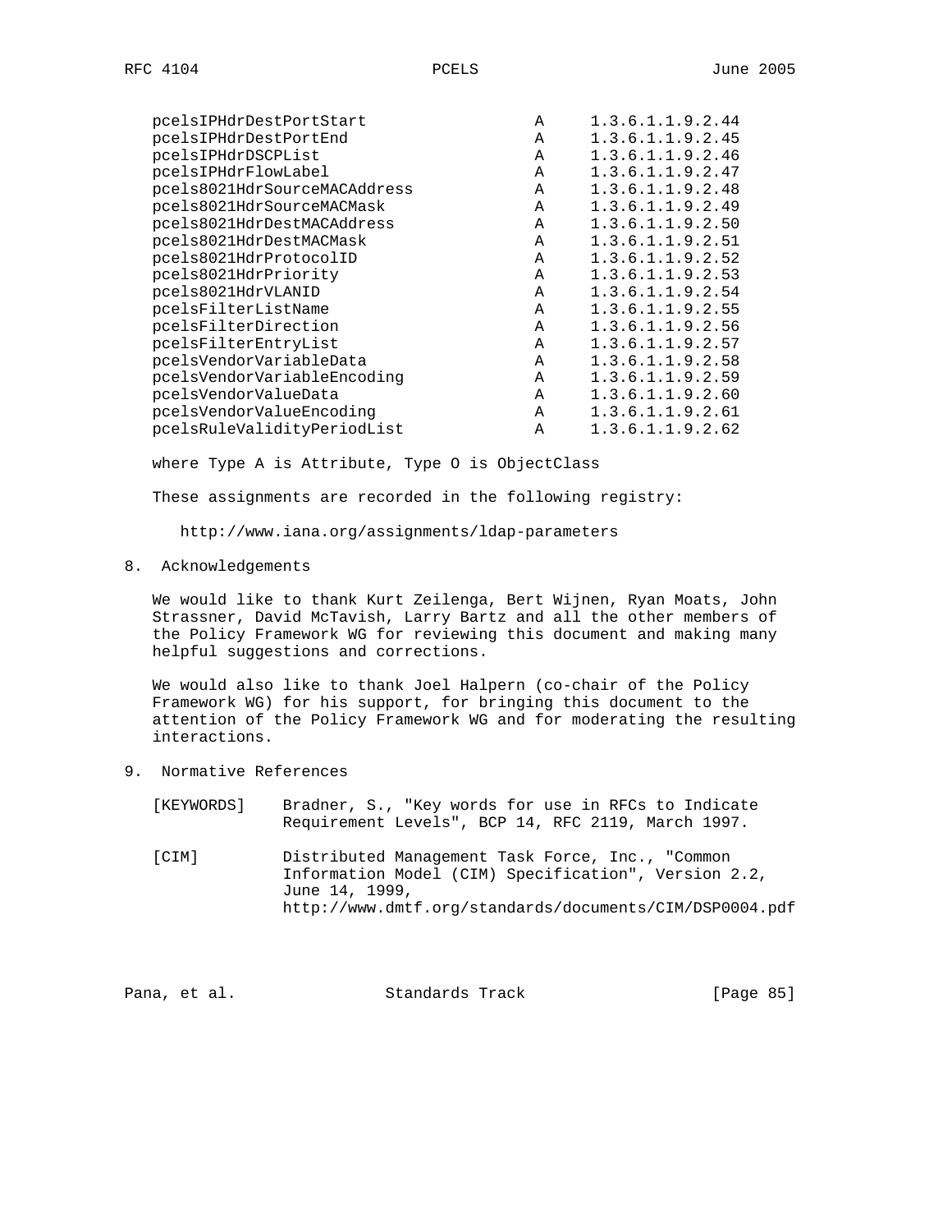| | | |
|---|---|---|
| pcelsIPHdrDestPortStart | A | 1.3.6.1.1.9.2.44 |
| pcelsIPHdrDestPortEnd | A | 1.3.6.1.1.9.2.45 |
| pcelsIPHdrDSCPList | A | 1.3.6.1.1.9.2.46 |
| pcelsIPHdrFlowLabel | A | 1.3.6.1.1.9.2.47 |
| pcels8021HdrSourceMACAddress | A | 1.3.6.1.1.9.2.48 |
| pcels8021HdrSourceMACMask | A | 1.3.6.1.1.9.2.49 |
| pcels8021HdrDestMACAddress | A | 1.3.6.1.1.9.2.50 |
| pcels8021HdrDestMACMask | A | 1.3.6.1.1.9.2.51 |
| pcels8021HdrProtocolID | A | 1.3.6.1.1.9.2.52 |
| pcels8021HdrPriority | A | 1.3.6.1.1.9.2.53 |
| pcels8021HdrVLANID | A | 1.3.6.1.1.9.2.54 |
| pcelsFilterListName | A | 1.3.6.1.1.9.2.55 |
| pcelsFilterDirection | A | 1.3.6.1.1.9.2.56 |
| pcelsFilterEntryList | A | 1.3.6.1.1.9.2.57 |
| pcelsVendorVariableData | A | 1.3.6.1.1.9.2.58 |
| pcelsVendorVariableEncoding | A | 1.3.6.1.1.9.2.59 |
| pcelsVendorValueData | A | 1.3.6.1.1.9.2.60 |
| pcelsVendorValueEncoding | A | 1.3.6.1.1.9.2.61 |
| pcelsRuleValidityPeriodList | A | 1.3.6.1.1.9.2.62 |

where Type A is Attribute, Type O is ObjectClass

These assignments are recorded in the following registry:

http://www.iana.org/assignments/ldap-parameters

## 8. Acknowledgements

We would like to thank Kurt Zeilenga, Bert Wijnen, Ryan Moats, John Strassner, David McTavish, Larry Bartz and all the other members of the Policy Framework WG for reviewing this document and making many helpful suggestions and corrections.

We would also like to thank Joel Halpern (co-chair of the Policy Framework WG) for his support, for bringing this document to the attention of the Policy Framework WG and for moderating the resulting interactions.

## 9. Normative References

[KEYWORDS] Bradner, S., "Key words for use in RFCs to Indicate Requirement Levels", BCP 14, RFC 2119, March 1997.

[CIM] Distributed Management Task Force, Inc., "Common Information Model (CIM) Specification", Version 2.2, June 14, 1999, http://www.dmtf.org/standards/documents/CIM/DSP0004.pdf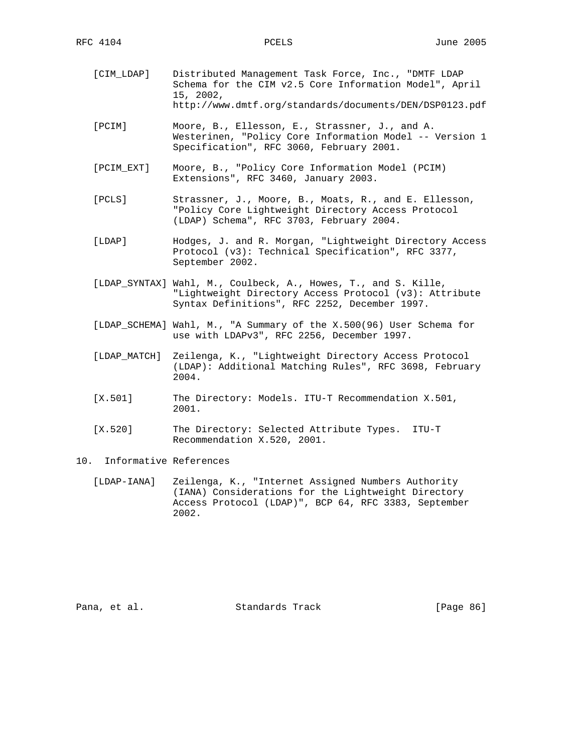[CIM_LDAP] Distributed Management Task Force, Inc., "DMTF LDAP Schema for the CIM v2.5 Core Information Model", April 15, 2002, http://www.dmtf.org/standards/documents/DEN/DSP0123.pdf

[PCIM] Moore, B., Ellesson, E., Strassner, J., and A. Westerinen, "Policy Core Information Model -- Version 1 Specification", RFC 3060, February 2001.

[PCIM_EXT] Moore, B., "Policy Core Information Model (PCIM) Extensions", RFC 3460, January 2003.

[PCLS] Strassner, J., Moore, B., Moats, R., and E. Ellesson, "Policy Core Lightweight Directory Access Protocol (LDAP) Schema", RFC 3703, February 2004.

[LDAP] Hodges, J. and R. Morgan, "Lightweight Directory Access Protocol (v3): Technical Specification", RFC 3377, September 2002.

[LDAP_SYNTAX] Wahl, M., Coulbeck, A., Howes, T., and S. Kille, "Lightweight Directory Access Protocol (v3): Attribute Syntax Definitions", RFC 2252, December 1997.

[LDAP_SCHEMA] Wahl, M., "A Summary of the X.500(96) User Schema for use with LDAPv3", RFC 2256, December 1997.

[LDAP_MATCH] Zeilenga, K., "Lightweight Directory Access Protocol (LDAP): Additional Matching Rules", RFC 3698, February 2004.

[X.501] The Directory: Models. ITU-T Recommendation X.501, 2001.

[X.520] The Directory: Selected Attribute Types. ITU-T Recommendation X.520, 2001.

## 10. Informative References

[LDAP-IANA] Zeilenga, K., "Internet Assigned Numbers Authority (IANA) Considerations for the Lightweight Directory Access Protocol (LDAP)", BCP 64, RFC 3383, September 2002.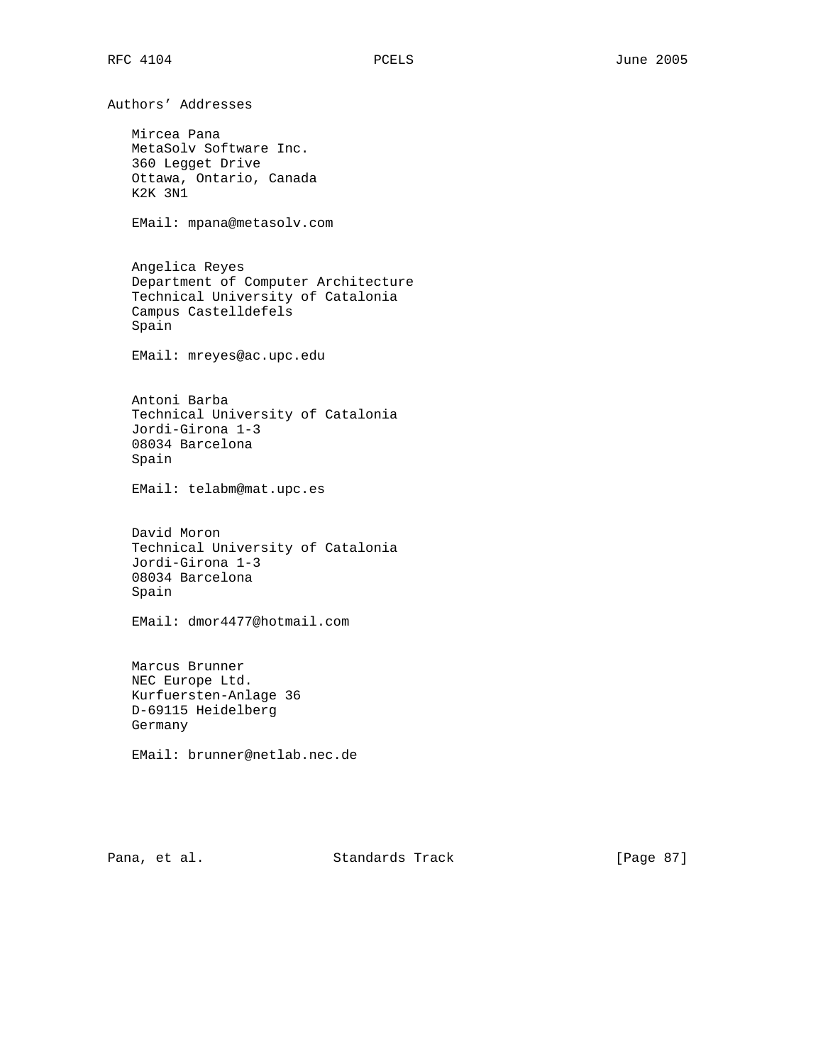## Authors' Addresses

Mircea Pana
MetaSolv Software Inc.
360 Legget Drive
Ottawa, Ontario, Canada
K2K 3N1

EMail: mpana@metasolv.com

Angelica Reyes
Department of Computer Architecture
Technical University of Catalonia
Campus Castelldefels
Spain

EMail: mreyes@ac.upc.edu

Antoni Barba
Technical University of Catalonia
Jordi-Girona 1-3
08034 Barcelona
Spain

EMail: telabm@mat.upc.es

David Moron
Technical University of Catalonia
Jordi-Girona 1-3
08034 Barcelona
Spain

EMail: dmor4477@hotmail.com

Marcus Brunner
NEC Europe Ltd.
Kurfuersten-Anlage 36
D-69115 Heidelberg
Germany

EMail: brunner@netlab.nec.de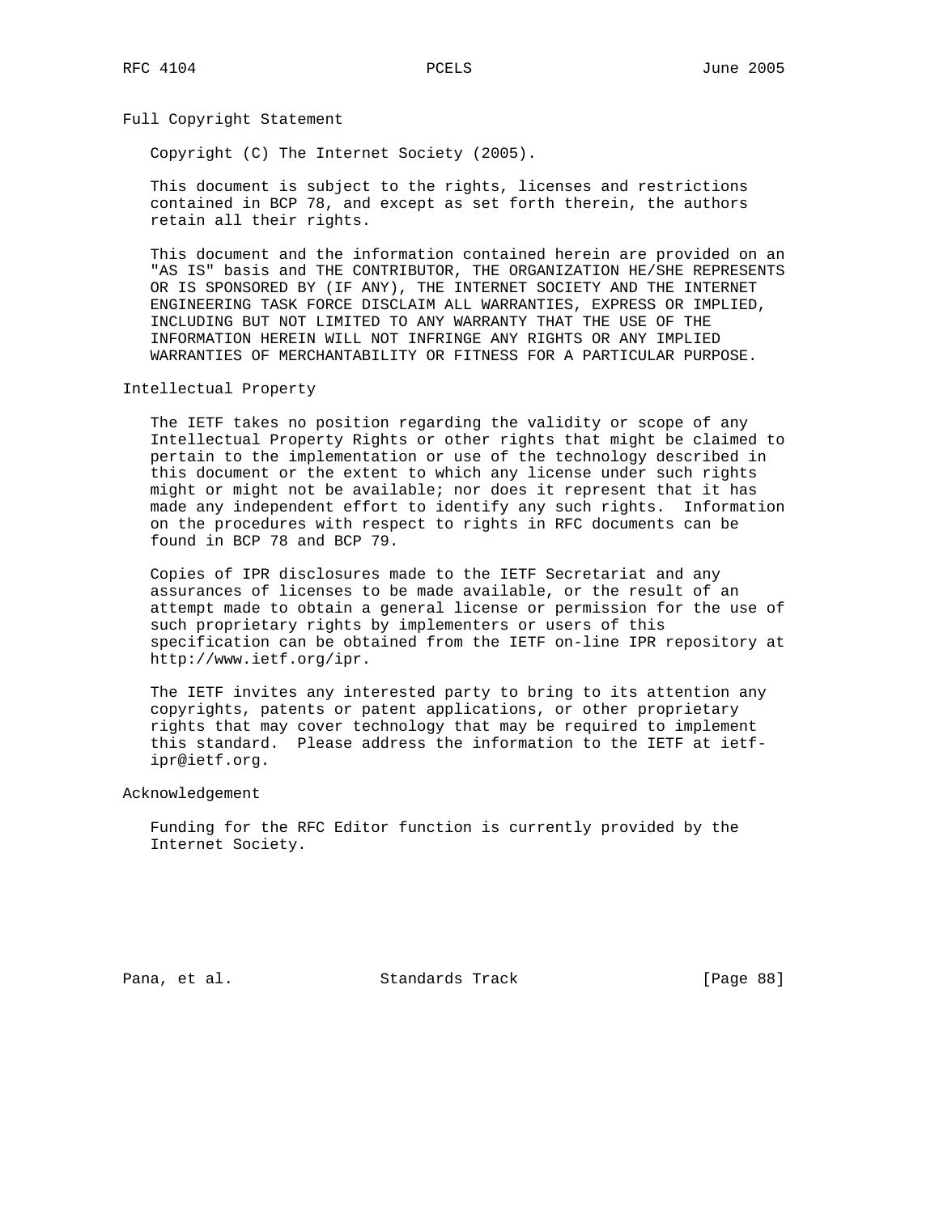## Full Copyright Statement

Copyright (C) The Internet Society (2005).

This document is subject to the rights, licenses and restrictions contained in BCP 78, and except as set forth therein, the authors retain all their rights.

This document and the information contained herein are provided on an "AS IS" basis and THE CONTRIBUTOR, THE ORGANIZATION HE/SHE REPRESENTS OR IS SPONSORED BY (IF ANY), THE INTERNET SOCIETY AND THE INTERNET ENGINEERING TASK FORCE DISCLAIM ALL WARRANTIES, EXPRESS OR IMPLIED, INCLUDING BUT NOT LIMITED TO ANY WARRANTY THAT THE USE OF THE INFORMATION HEREIN WILL NOT INFRINGE ANY RIGHTS OR ANY IMPLIED WARRANTIES OF MERCHANTABILITY OR FITNESS FOR A PARTICULAR PURPOSE.

## Intellectual Property

The IETF takes no position regarding the validity or scope of any Intellectual Property Rights or other rights that might be claimed to pertain to the implementation or use of the technology described in this document or the extent to which any license under such rights might or might not be available; nor does it represent that it has made any independent effort to identify any such rights. Information on the procedures with respect to rights in RFC documents can be found in BCP 78 and BCP 79.

Copies of IPR disclosures made to the IETF Secretariat and any assurances of licenses to be made available, or the result of an attempt made to obtain a general license or permission for the use of such proprietary rights by implementers or users of this specification can be obtained from the IETF on-line IPR repository at http://www.ietf.org/ipr.

The IETF invites any interested party to bring to its attention any copyrights, patents or patent applications, or other proprietary rights that may cover technology that may be required to implement this standard. Please address the information to the IETF at ietf-ipr@ietf.org.

## Acknowledgement

Funding for the RFC Editor function is currently provided by the Internet Society.